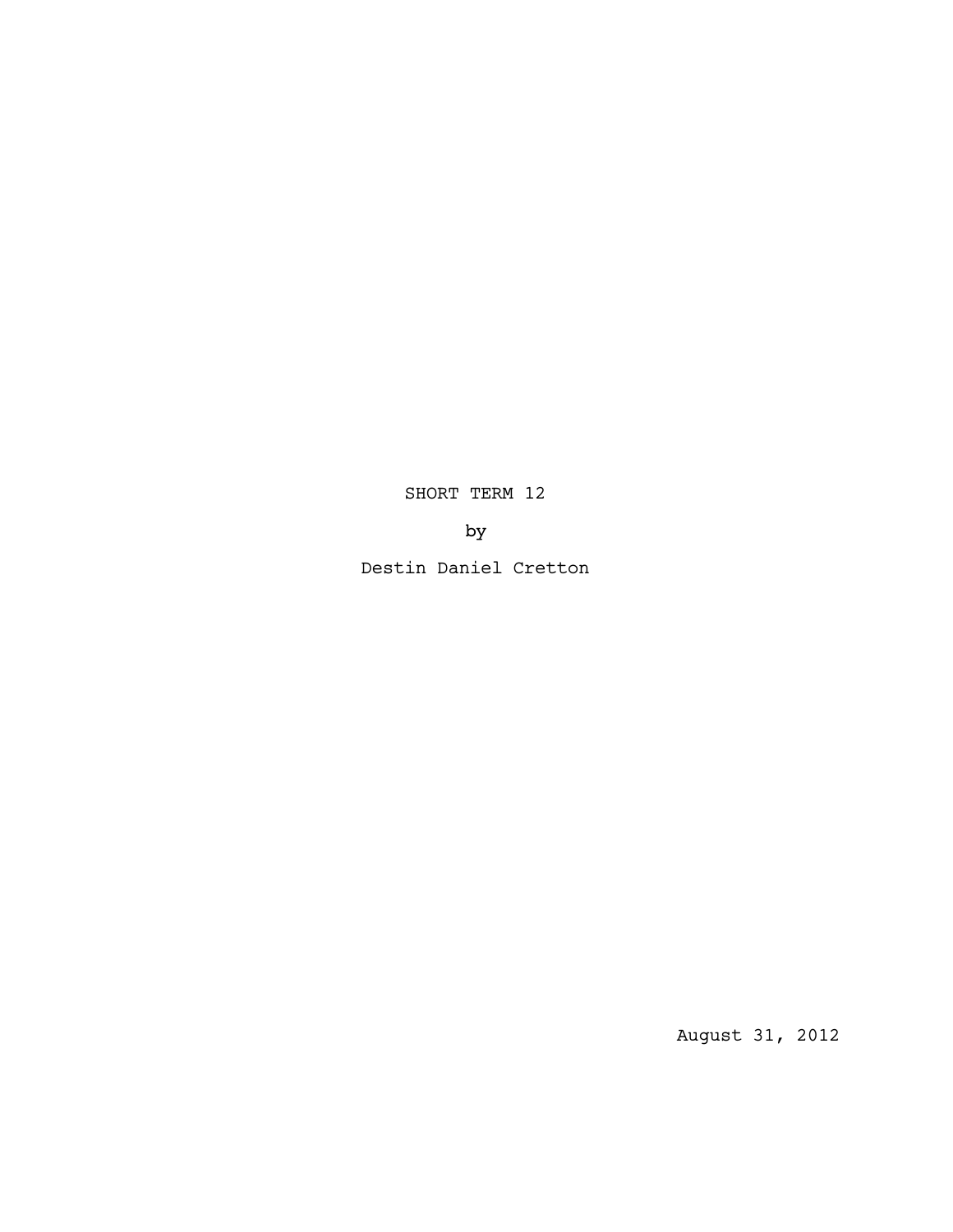# SHORT TERM 12

by

Destin Daniel Cretton

August 31, 2012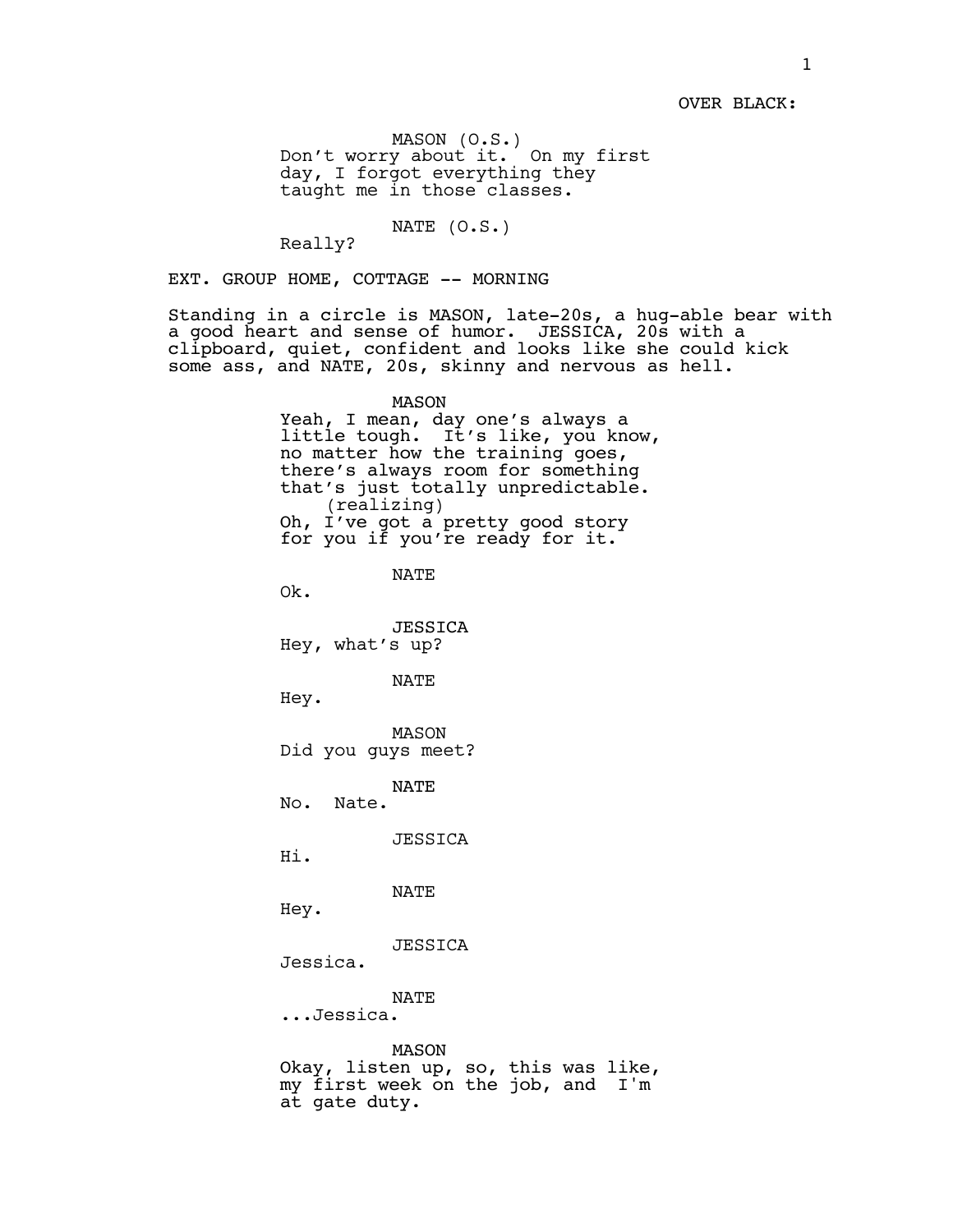OVER BLACK:

MASON (O.S.)
Don't worry about it. On my first day, I forgot everything they taught me in those classes.

NATE (O.S.)
Really?

EXT. GROUP HOME, COTTAGE -- MORNING

Standing in a circle is MASON, late-20s, a hug-able bear with a good heart and sense of humor. JESSICA, 20s with a clipboard, quiet, confident and looks like she could kick some ass, and NATE, 20s, skinny and nervous as hell.

MASON
Yeah, I mean, day one's always a little tough. It's like, you know, no matter how the training goes, there's always room for something that's just totally unpredictable.
(realizing)
Oh, I've got a pretty good story for you if you're ready for it.

NATE
Ok.

JESSICA
Hey, what's up?

NATE
Hey.

MASON
Did you guys meet?

NATE
No. Nate.

JESSICA
Hi.

NATE
Hey.

JESSICA
Jessica.

NATE
...Jessica.

MASON
Okay, listen up, so, this was like, my first week on the job, and I'm at gate duty.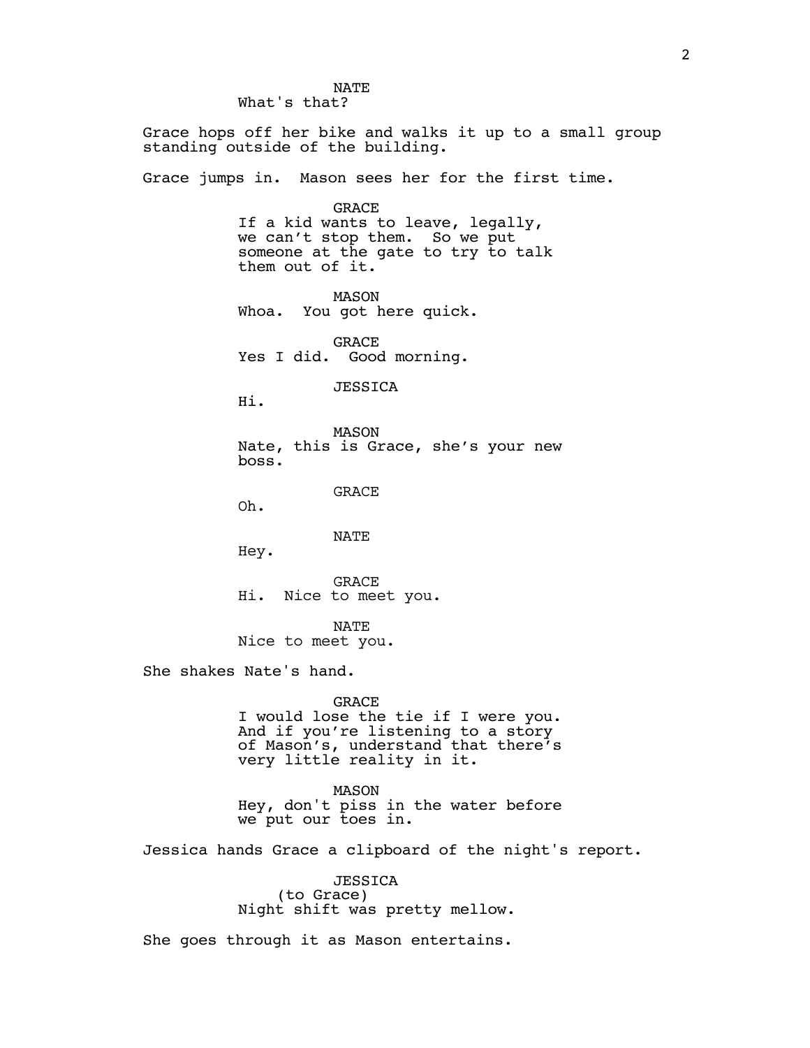NATE
What's that?

Grace hops off her bike and walks it up to a small group standing outside of the building.

Grace jumps in. Mason sees her for the first time.

GRACE
If a kid wants to leave, legally, we can't stop them. So we put someone at the gate to try to talk them out of it.

MASON
Whoa. You got here quick.

GRACE
Yes I did. Good morning.

JESSICA
Hi.

MASON
Nate, this is Grace, she's your new boss.

GRACE
Oh.

NATE
Hey.

GRACE
Hi. Nice to meet you.

NATE
Nice to meet you.

She shakes Nate's hand.

GRACE
I would lose the tie if I were you. And if you're listening to a story of Mason's, understand that there's very little reality in it.

MASON
Hey, don't piss in the water before we put our toes in.

Jessica hands Grace a clipboard of the night's report.

JESSICA
(to Grace)
Night shift was pretty mellow.

She goes through it as Mason entertains.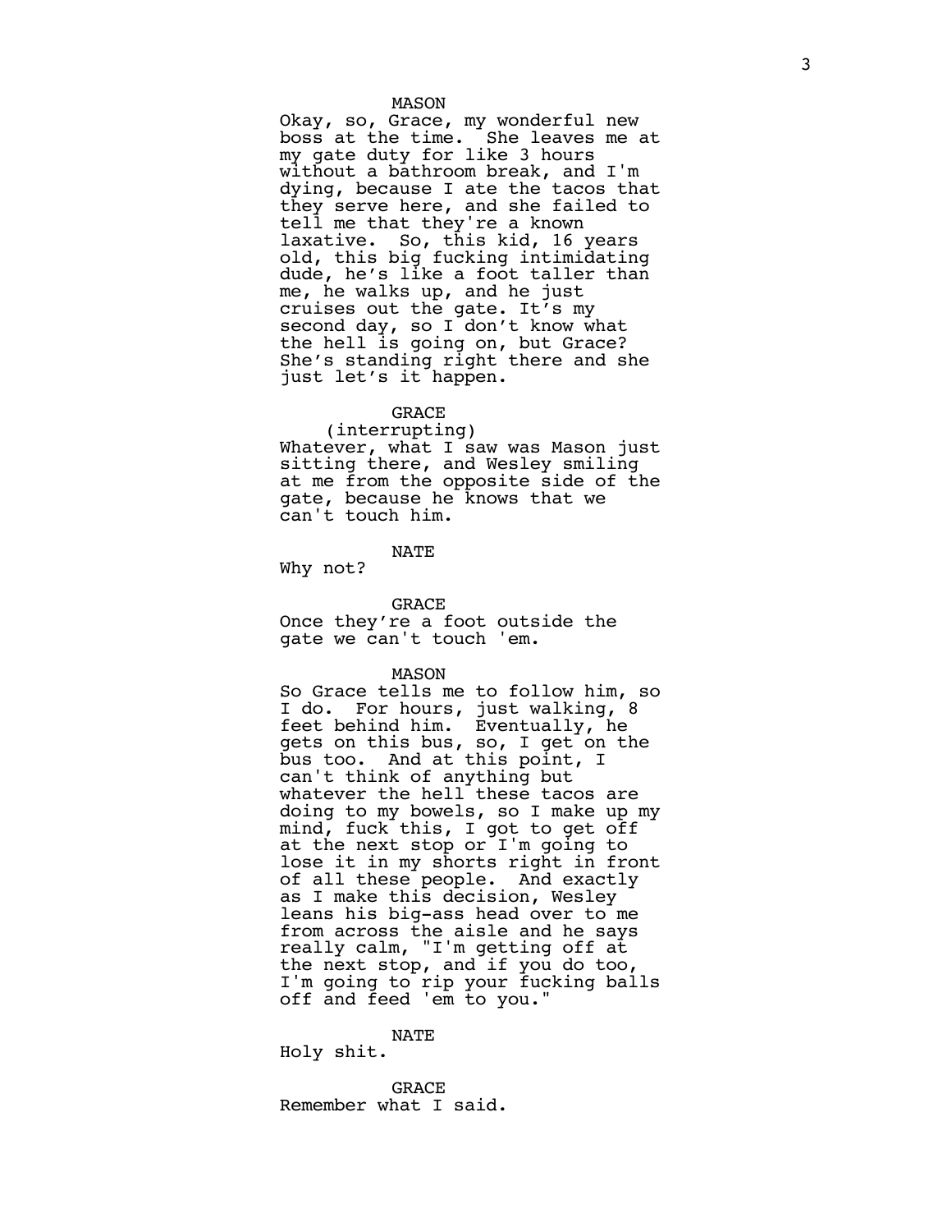MASON

Okay, so, Grace, my wonderful new boss at the time. She leaves me at my gate duty for like 3 hours without a bathroom break, and I'm dying, because I ate the tacos that they serve here, and she failed to tell me that they're a known laxative. So, this kid, 16 years old, this big fucking intimidating dude, he's like a foot taller than me, he walks up, and he just cruises out the gate. It's my second day, so I don't know what the hell is going on, but Grace? She's standing right there and she just let's it happen.

GRACE

(interrupting)

Whatever, what I saw was Mason just sitting there, and Wesley smiling at me from the opposite side of the gate, because he knows that we can't touch him.

NATE

Why not?

GRACE

Once they're a foot outside the gate we can't touch 'em.

MASON

So Grace tells me to follow him, so I do. For hours, just walking, 8 feet behind him. Eventually, he gets on this bus, so, I get on the bus too. And at this point, I can't think of anything but whatever the hell these tacos are doing to my bowels, so I make up my mind, fuck this, I got to get off at the next stop or I'm going to lose it in my shorts right in front of all these people. And exactly as I make this decision, Wesley leans his big-ass head over to me from across the aisle and he says really calm, "I'm getting off at the next stop, and if you do too, I'm going to rip your fucking balls off and feed 'em to you."

NATE

Holy shit.

GRACE

Remember what I said.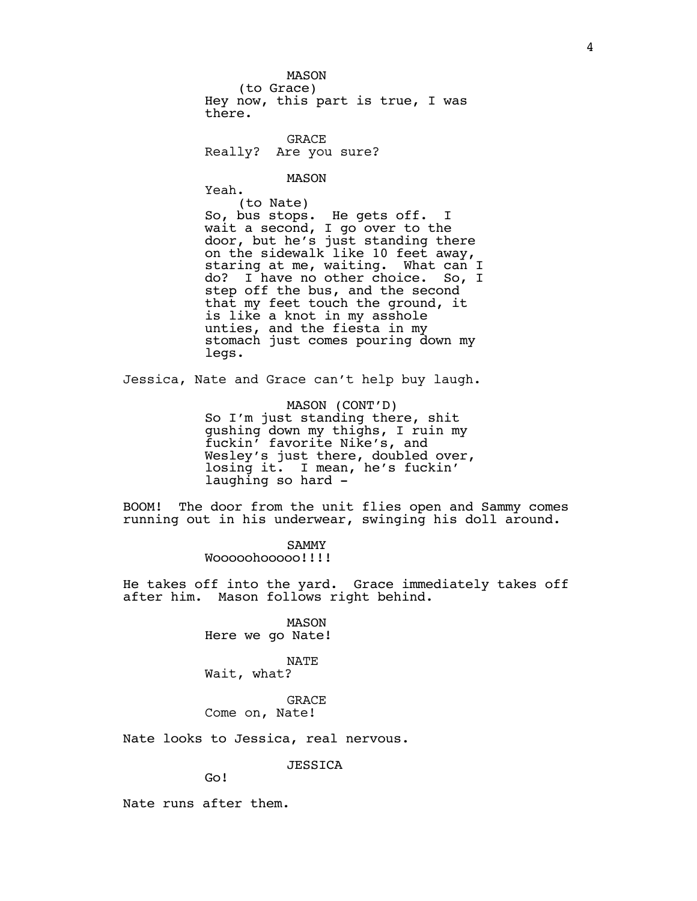MASON
(to Grace)
Hey now, this part is true, I was there.

GRACE
Really? Are you sure?

MASON
Yeah.
(to Nate)
So, bus stops. He gets off. I wait a second, I go over to the door, but he's just standing there on the sidewalk like 10 feet away, staring at me, waiting. What can I do? I have no other choice. So, I step off the bus, and the second that my feet touch the ground, it is like a knot in my asshole unties, and the fiesta in my stomach just comes pouring down my legs.

Jessica, Nate and Grace can't help buy laugh.

MASON (CONT'D)
So I'm just standing there, shit gushing down my thighs, I ruin my fuckin' favorite Nike's, and Wesley's just there, doubled over, losing it. I mean, he's fuckin' laughing so hard -

BOOM! The door from the unit flies open and Sammy comes running out in his underwear, swinging his doll around.

SAMMY
Wooooohooooo!!!!

He takes off into the yard. Grace immediately takes off after him. Mason follows right behind.

MASON
Here we go Nate!

NATE
Wait, what?

GRACE
Come on, Nate!

Nate looks to Jessica, real nervous.

JESSICA
Go!

Nate runs after them.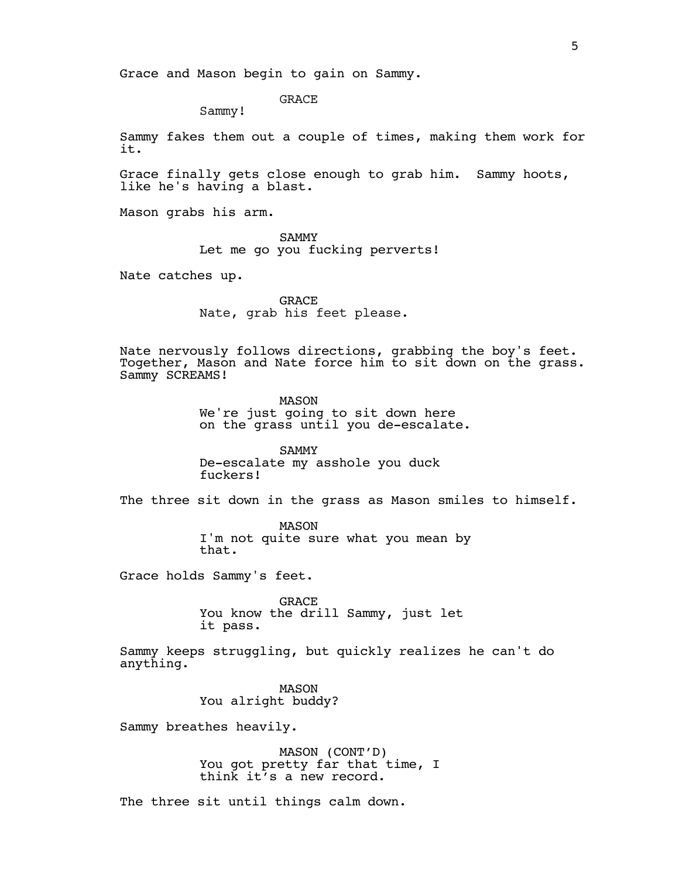Grace and Mason begin to gain on Sammy.

GRACE
Sammy!

Sammy fakes them out a couple of times, making them work for it.

Grace finally gets close enough to grab him. Sammy hoots, like he's having a blast.

Mason grabs his arm.

SAMMY
Let me go you fucking perverts!

Nate catches up.

GRACE
Nate, grab his feet please.

Nate nervously follows directions, grabbing the boy's feet. Together, Mason and Nate force him to sit down on the grass. Sammy SCREAMS!

MASON
We're just going to sit down here on the grass until you de-escalate.

SAMMY
De-escalate my asshole you duck fuckers!

The three sit down in the grass as Mason smiles to himself.

MASON
I'm not quite sure what you mean by that.

Grace holds Sammy's feet.

GRACE
You know the drill Sammy, just let it pass.

Sammy keeps struggling, but quickly realizes he can't do anything.

MASON
You alright buddy?

Sammy breathes heavily.

MASON (CONT'D)
You got pretty far that time, I think it's a new record.

The three sit until things calm down.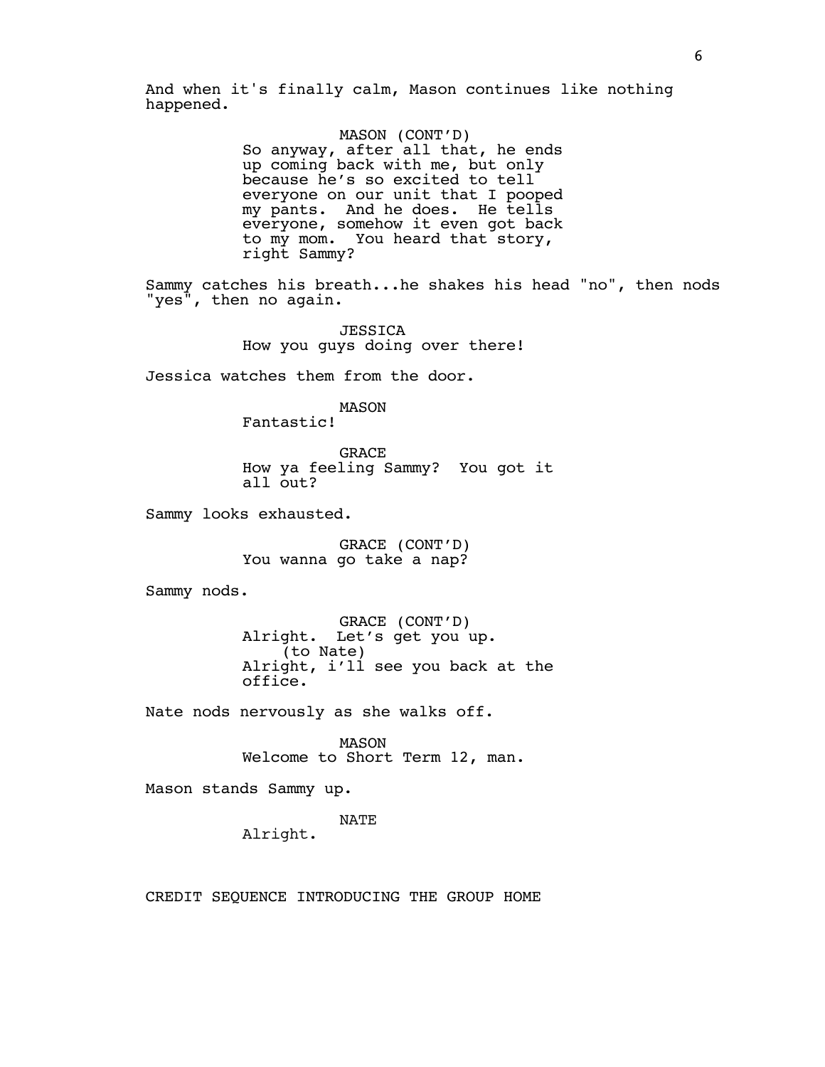And when it's finally calm, Mason continues like nothing happened.

MASON (CONT'D)
So anyway, after all that, he ends up coming back with me, but only because he's so excited to tell everyone on our unit that I pooped my pants. And he does. He tells everyone, somehow it even got back to my mom. You heard that story, right Sammy?

Sammy catches his breath...he shakes his head "no", then nods "yes", then no again.

JESSICA
How you guys doing over there!

Jessica watches them from the door.

MASON
Fantastic!

GRACE
How ya feeling Sammy? You got it all out?

Sammy looks exhausted.

GRACE (CONT'D)
You wanna go take a nap?

Sammy nods.

GRACE (CONT'D)
Alright. Let's get you up.
(to Nate)
Alright, i'll see you back at the office.

Nate nods nervously as she walks off.

MASON
Welcome to Short Term 12, man.

Mason stands Sammy up.

NATE
Alright.

CREDIT SEQUENCE INTRODUCING THE GROUP HOME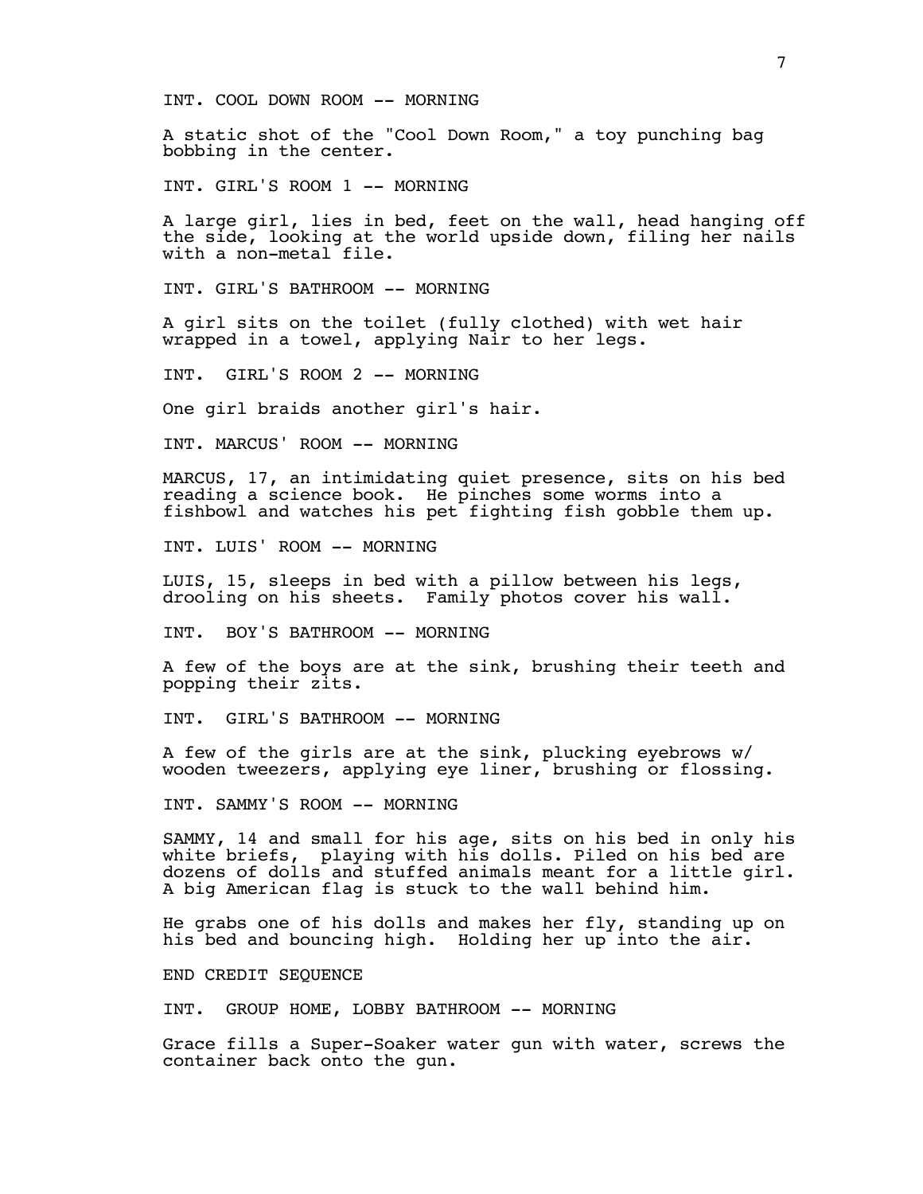INT. COOL DOWN ROOM -- MORNING

A static shot of the "Cool Down Room," a toy punching bag bobbing in the center.

INT. GIRL'S ROOM 1 -- MORNING

A large girl, lies in bed, feet on the wall, head hanging off the side, looking at the world upside down, filing her nails with a non-metal file.

INT. GIRL'S BATHROOM -- MORNING

A girl sits on the toilet (fully clothed) with wet hair wrapped in a towel, applying Nair to her legs.

INT.  GIRL'S ROOM 2 -- MORNING

One girl braids another girl's hair.

INT. MARCUS' ROOM -- MORNING

MARCUS, 17, an intimidating quiet presence, sits on his bed reading a science book.  He pinches some worms into a fishbowl and watches his pet fighting fish gobble them up.

INT. LUIS' ROOM -- MORNING

LUIS, 15, sleeps in bed with a pillow between his legs, drooling on his sheets.  Family photos cover his wall.

INT.  BOY'S BATHROOM -- MORNING

A few of the boys are at the sink, brushing their teeth and popping their zits.

INT.  GIRL'S BATHROOM -- MORNING

A few of the girls are at the sink, plucking eyebrows w/ wooden tweezers, applying eye liner, brushing or flossing.

INT. SAMMY'S ROOM -- MORNING

SAMMY, 14 and small for his age, sits on his bed in only his white briefs,  playing with his dolls. Piled on his bed are dozens of dolls and stuffed animals meant for a little girl. A big American flag is stuck to the wall behind him.

He grabs one of his dolls and makes her fly, standing up on his bed and bouncing high.  Holding her up into the air.

END CREDIT SEQUENCE

INT.  GROUP HOME, LOBBY BATHROOM -- MORNING

Grace fills a Super-Soaker water gun with water, screws the container back onto the gun.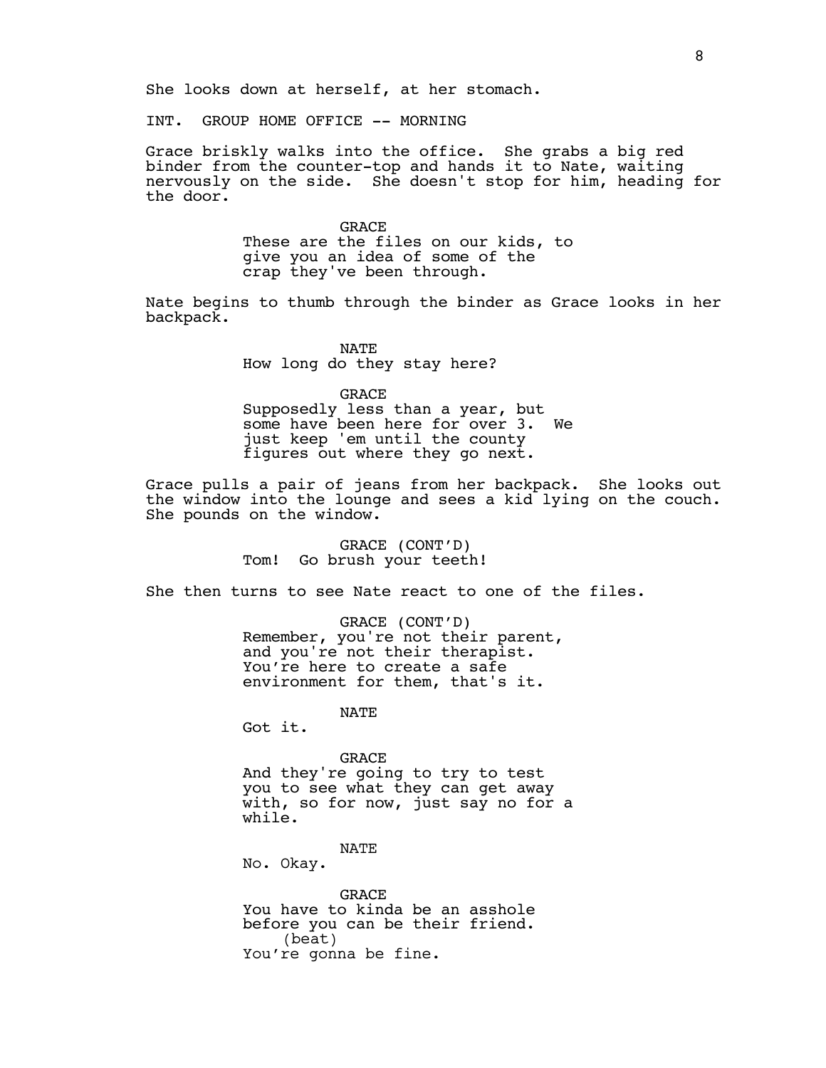She looks down at herself, at her stomach.

INT. GROUP HOME OFFICE -- MORNING

Grace briskly walks into the office. She grabs a big red binder from the counter-top and hands it to Nate, waiting nervously on the side. She doesn't stop for him, heading for the door.

GRACE
These are the files on our kids, to give you an idea of some of the crap they've been through.

Nate begins to thumb through the binder as Grace looks in her backpack.

NATE
How long do they stay here?

GRACE
Supposedly less than a year, but some have been here for over 3. We just keep 'em until the county figures out where they go next.

Grace pulls a pair of jeans from her backpack. She looks out the window into the lounge and sees a kid lying on the couch. She pounds on the window.

GRACE (CONT'D)
Tom! Go brush your teeth!

She then turns to see Nate react to one of the files.

GRACE (CONT'D)
Remember, you're not their parent, and you're not their therapist. You're here to create a safe environment for them, that's it.

NATE
Got it.

GRACE
And they're going to try to test you to see what they can get away with, so for now, just say no for a while.

NATE
No. Okay.

GRACE
You have to kinda be an asshole before you can be their friend.
(beat)
You're gonna be fine.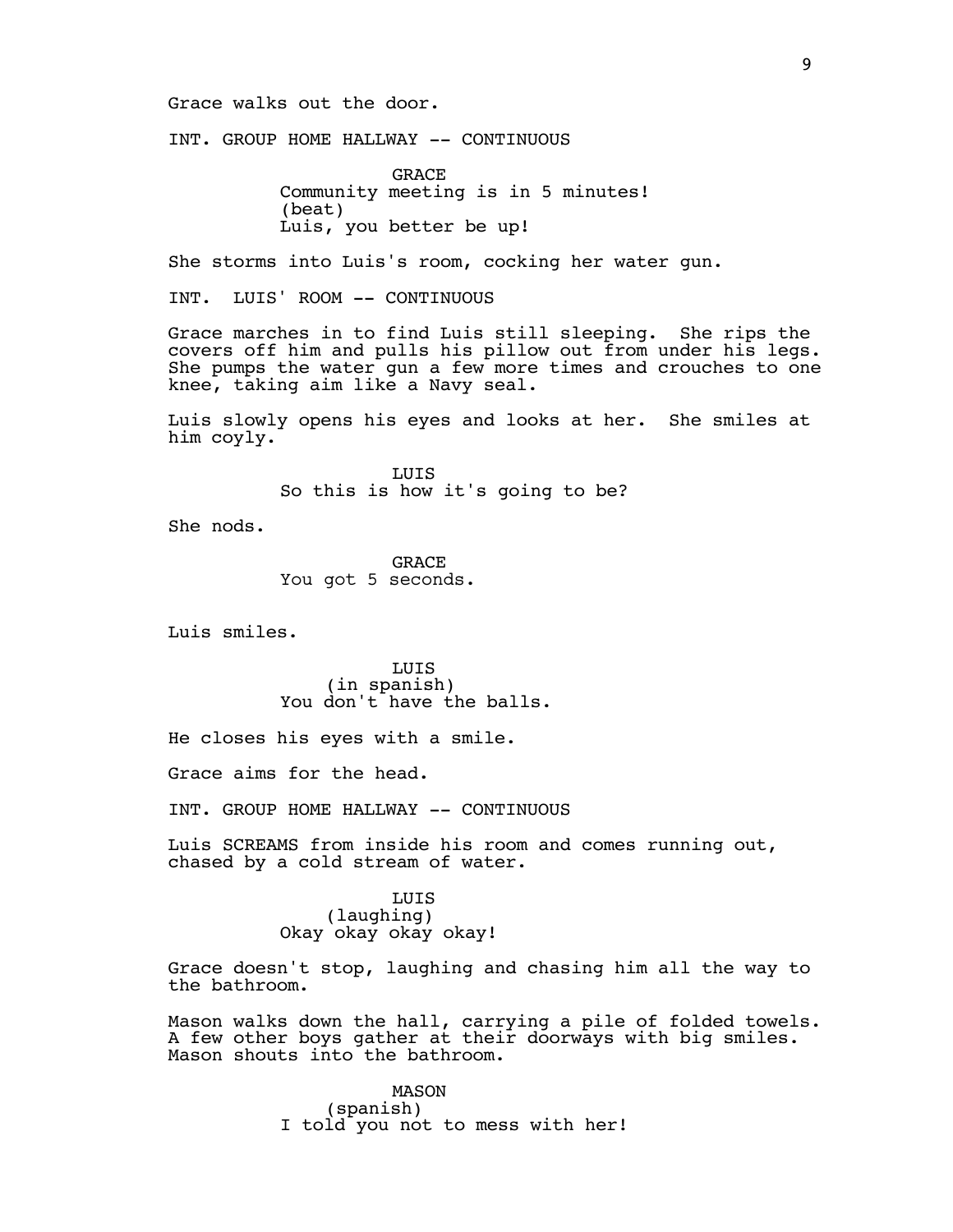Grace walks out the door.

INT. GROUP HOME HALLWAY -- CONTINUOUS

GRACE
Community meeting is in 5 minutes!
(beat)
Luis, you better be up!

She storms into Luis's room, cocking her water gun.

INT. LUIS' ROOM -- CONTINUOUS

Grace marches in to find Luis still sleeping. She rips the covers off him and pulls his pillow out from under his legs. She pumps the water gun a few more times and crouches to one knee, taking aim like a Navy seal.

Luis slowly opens his eyes and looks at her. She smiles at him coyly.

LUIS
So this is how it's going to be?

She nods.

GRACE
You got 5 seconds.

Luis smiles.

LUIS
(in spanish)
You don't have the balls.

He closes his eyes with a smile.

Grace aims for the head.

INT. GROUP HOME HALLWAY -- CONTINUOUS

Luis SCREAMS from inside his room and comes running out, chased by a cold stream of water.

LUIS
(laughing)
Okay okay okay okay!

Grace doesn't stop, laughing and chasing him all the way to the bathroom.

Mason walks down the hall, carrying a pile of folded towels. A few other boys gather at their doorways with big smiles. Mason shouts into the bathroom.

MASON
(spanish)
I told you not to mess with her!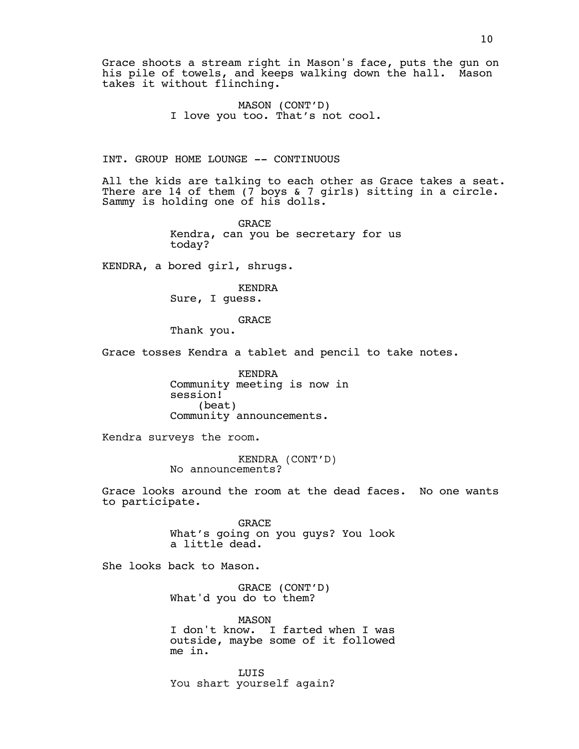Grace shoots a stream right in Mason's face, puts the gun on his pile of towels, and keeps walking down the hall. Mason takes it without flinching.

MASON (CONT'D)
I love you too. That's not cool.

INT. GROUP HOME LOUNGE -- CONTINUOUS

All the kids are talking to each other as Grace takes a seat. There are 14 of them (7 boys & 7 girls) sitting in a circle. Sammy is holding one of his dolls.

GRACE
Kendra, can you be secretary for us today?

KENDRA, a bored girl, shrugs.

KENDRA
Sure, I guess.

GRACE
Thank you.

Grace tosses Kendra a tablet and pencil to take notes.

KENDRA
Community meeting is now in session!
(beat)
Community announcements.

Kendra surveys the room.

KENDRA (CONT'D)
No announcements?

Grace looks around the room at the dead faces. No one wants to participate.

GRACE
What's going on you guys? You look a little dead.

She looks back to Mason.

GRACE (CONT'D)
What'd you do to them?

MASON
I don't know. I farted when I was outside, maybe some of it followed me in.

LUIS
You shart yourself again?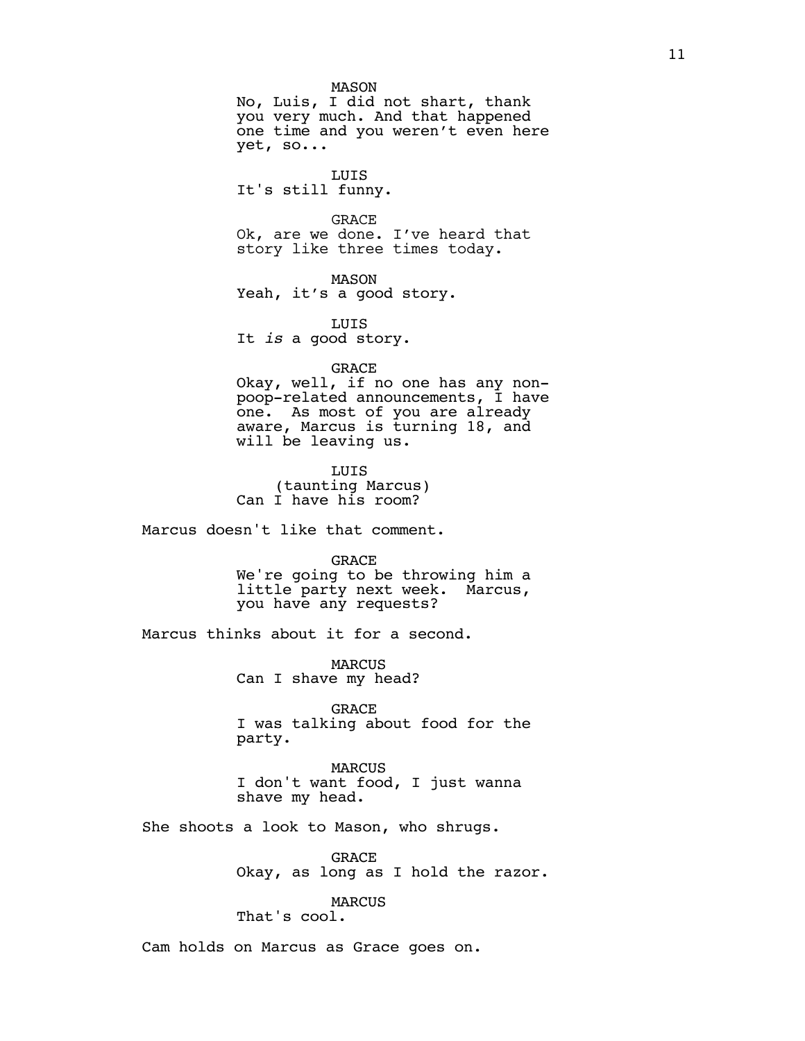MASON
No, Luis, I did not shart, thank you very much. And that happened one time and you weren't even here yet, so...

LUIS
It's still funny.

GRACE
Ok, are we done. I've heard that story like three times today.

MASON
Yeah, it's a good story.

LUIS
It *is* a good story.

GRACE
Okay, well, if no one has any non-poop-related announcements, I have one. As most of you are already aware, Marcus is turning 18, and will be leaving us.

LUIS
(taunting Marcus)
Can I have his room?

Marcus doesn't like that comment.

GRACE
We're going to be throwing him a little party next week. Marcus, you have any requests?

Marcus thinks about it for a second.

MARCUS
Can I shave my head?

GRACE
I was talking about food for the party.

MARCUS
I don't want food, I just wanna shave my head.

She shoots a look to Mason, who shrugs.

GRACE
Okay, as long as I hold the razor.

MARCUS
That's cool.

Cam holds on Marcus as Grace goes on.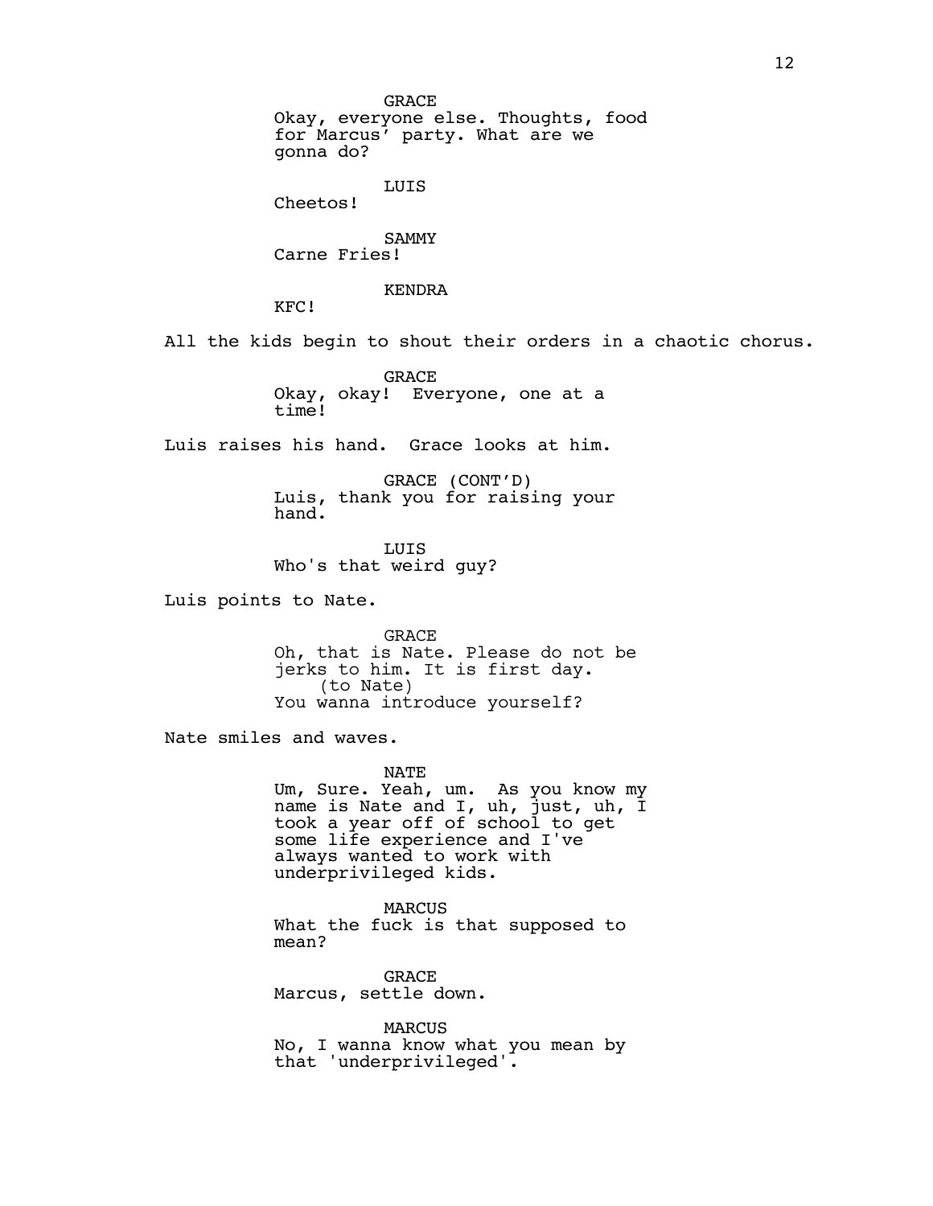GRACE
Okay, everyone else. Thoughts, food for Marcus' party. What are we gonna do?

LUIS
Cheetos!

SAMMY
Carne Fries!

KENDRA
KFC!

All the kids begin to shout their orders in a chaotic chorus.

GRACE
Okay, okay! Everyone, one at a time!

Luis raises his hand. Grace looks at him.

GRACE (CONT'D)
Luis, thank you for raising your hand.

LUIS
Who's that weird guy?

Luis points to Nate.

GRACE
Oh, that is Nate. Please do not be jerks to him. It is first day.
(to Nate)
You wanna introduce yourself?

Nate smiles and waves.

NATE
Um, Sure. Yeah, um. As you know my name is Nate and I, uh, just, uh, I took a year off of school to get some life experience and I've always wanted to work with underprivileged kids.

MARCUS
What the fuck is that supposed to mean?

GRACE
Marcus, settle down.

MARCUS
No, I wanna know what you mean by that 'underprivileged'.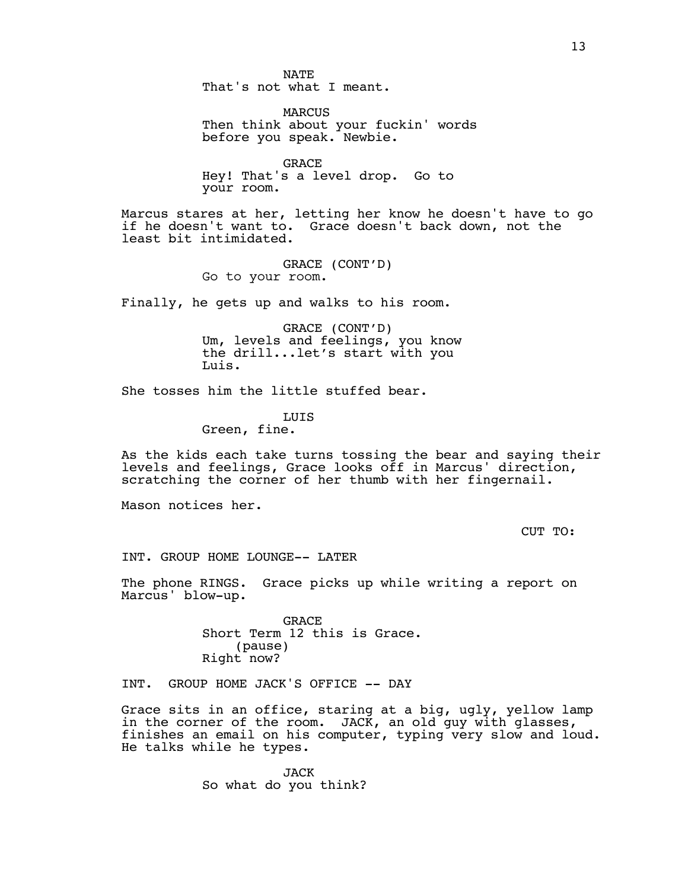NATE
That's not what I meant.

MARCUS
Then think about your fuckin' words
before you speak. Newbie.

GRACE
Hey! That's a level drop. Go to
your room.

Marcus stares at her, letting her know he doesn't have to go if he doesn't want to. Grace doesn't back down, not the least bit intimidated.

GRACE (CONT'D)
Go to your room.

Finally, he gets up and walks to his room.

GRACE (CONT'D)
Um, levels and feelings, you know
the drill...let's start with you
Luis.

She tosses him the little stuffed bear.

LUIS
Green, fine.

As the kids each take turns tossing the bear and saying their levels and feelings, Grace looks off in Marcus' direction, scratching the corner of her thumb with her fingernail.

Mason notices her.

CUT TO:

INT. GROUP HOME LOUNGE-- LATER

The phone RINGS. Grace picks up while writing a report on Marcus' blow-up.

GRACE
Short Term 12 this is Grace.
(pause)
Right now?

INT. GROUP HOME JACK'S OFFICE -- DAY

Grace sits in an office, staring at a big, ugly, yellow lamp in the corner of the room. JACK, an old guy with glasses, finishes an email on his computer, typing very slow and loud. He talks while he types.

JACK
So what do you think?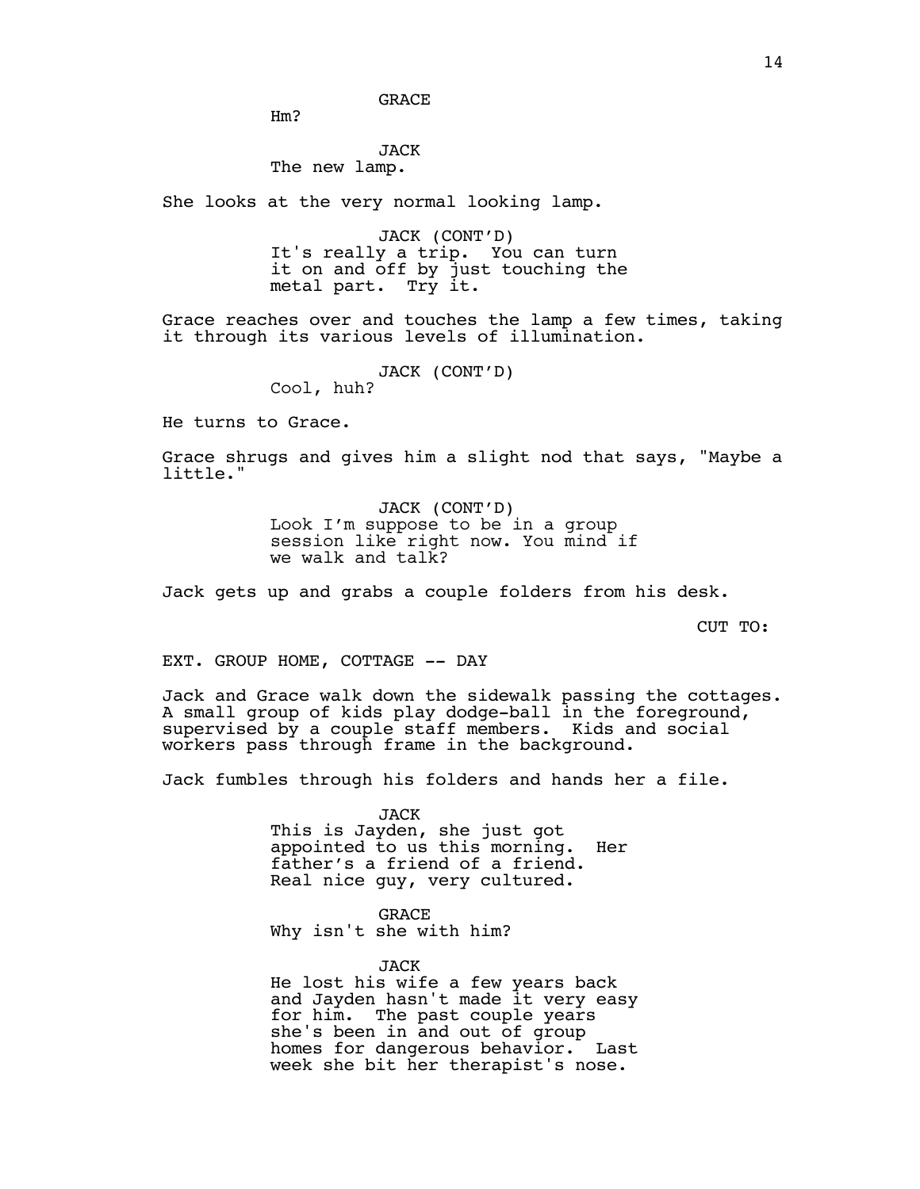GRACE

Hm?

JACK

The new lamp.

She looks at the very normal looking lamp.

JACK (CONT'D)

It's really a trip. You can turn it on and off by just touching the metal part. Try it.

Grace reaches over and touches the lamp a few times, taking it through its various levels of illumination.

JACK (CONT'D)

Cool, huh?

He turns to Grace.

Grace shrugs and gives him a slight nod that says, "Maybe a little."

JACK (CONT'D)

Look I'm suppose to be in a group session like right now. You mind if we walk and talk?

Jack gets up and grabs a couple folders from his desk.

CUT TO:

EXT. GROUP HOME, COTTAGE -- DAY

Jack and Grace walk down the sidewalk passing the cottages. A small group of kids play dodge-ball in the foreground, supervised by a couple staff members. Kids and social workers pass through frame in the background.

Jack fumbles through his folders and hands her a file.

JACK

This is Jayden, she just got appointed to us this morning. Her father's a friend of a friend. Real nice guy, very cultured.

GRACE

Why isn't she with him?

JACK

He lost his wife a few years back and Jayden hasn't made it very easy for him. The past couple years she's been in and out of group homes for dangerous behavior. Last week she bit her therapist's nose.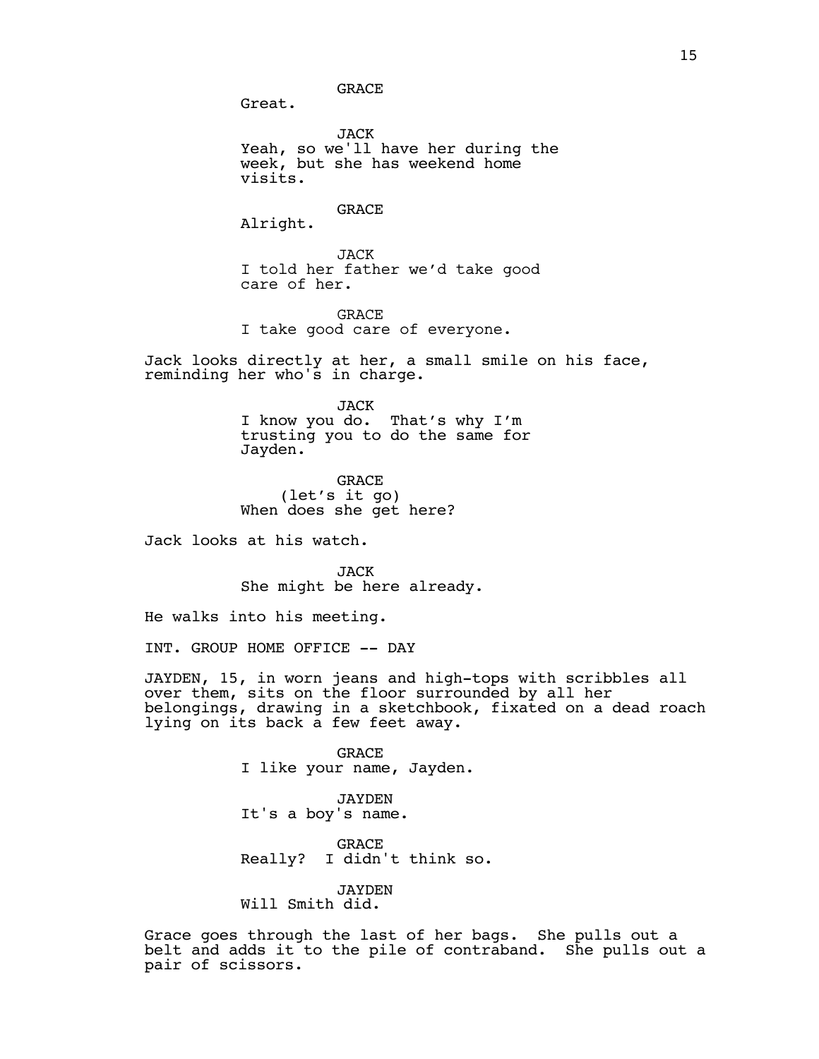GRACE
Great.

JACK
Yeah, so we'll have her during the week, but she has weekend home visits.

GRACE
Alright.

JACK
I told her father we'd take good care of her.

GRACE
I take good care of everyone.

Jack looks directly at her, a small smile on his face, reminding her who's in charge.

JACK
I know you do. That's why I'm trusting you to do the same for Jayden.

GRACE
(let's it go)
When does she get here?

Jack looks at his watch.

JACK
She might be here already.

He walks into his meeting.

INT. GROUP HOME OFFICE -- DAY

JAYDEN, 15, in worn jeans and high-tops with scribbles all over them, sits on the floor surrounded by all her belongings, drawing in a sketchbook, fixated on a dead roach lying on its back a few feet away.

GRACE
I like your name, Jayden.

JAYDEN
It's a boy's name.

GRACE
Really? I didn't think so.

JAYDEN
Will Smith did.

Grace goes through the last of her bags. She pulls out a belt and adds it to the pile of contraband. She pulls out a pair of scissors.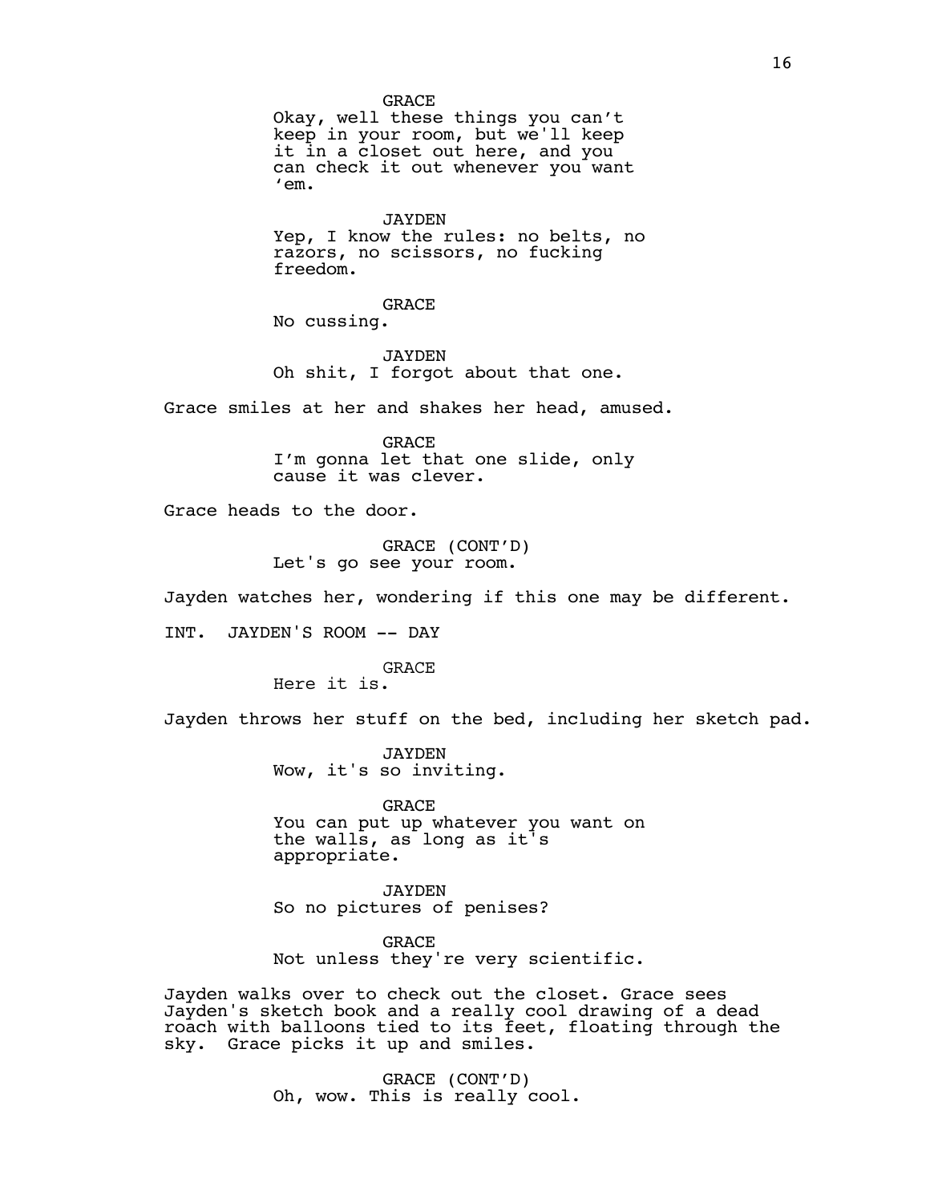GRACE
Okay, well these things you can't keep in your room, but we'll keep it in a closet out here, and you can check it out whenever you want 'em.

JAYDEN
Yep, I know the rules: no belts, no razors, no scissors, no fucking freedom.

GRACE
No cussing.

JAYDEN
Oh shit, I forgot about that one.

Grace smiles at her and shakes her head, amused.

GRACE
I'm gonna let that one slide, only cause it was clever.

Grace heads to the door.

GRACE (CONT'D)
Let's go see your room.

Jayden watches her, wondering if this one may be different.

INT. JAYDEN'S ROOM -- DAY

GRACE
Here it is.

Jayden throws her stuff on the bed, including her sketch pad.

JAYDEN
Wow, it's so inviting.

GRACE
You can put up whatever you want on the walls, as long as it's appropriate.

JAYDEN
So no pictures of penises?

GRACE
Not unless they're very scientific.

Jayden walks over to check out the closet. Grace sees Jayden's sketch book and a really cool drawing of a dead roach with balloons tied to its feet, floating through the sky. Grace picks it up and smiles.

GRACE (CONT'D)
Oh, wow. This is really cool.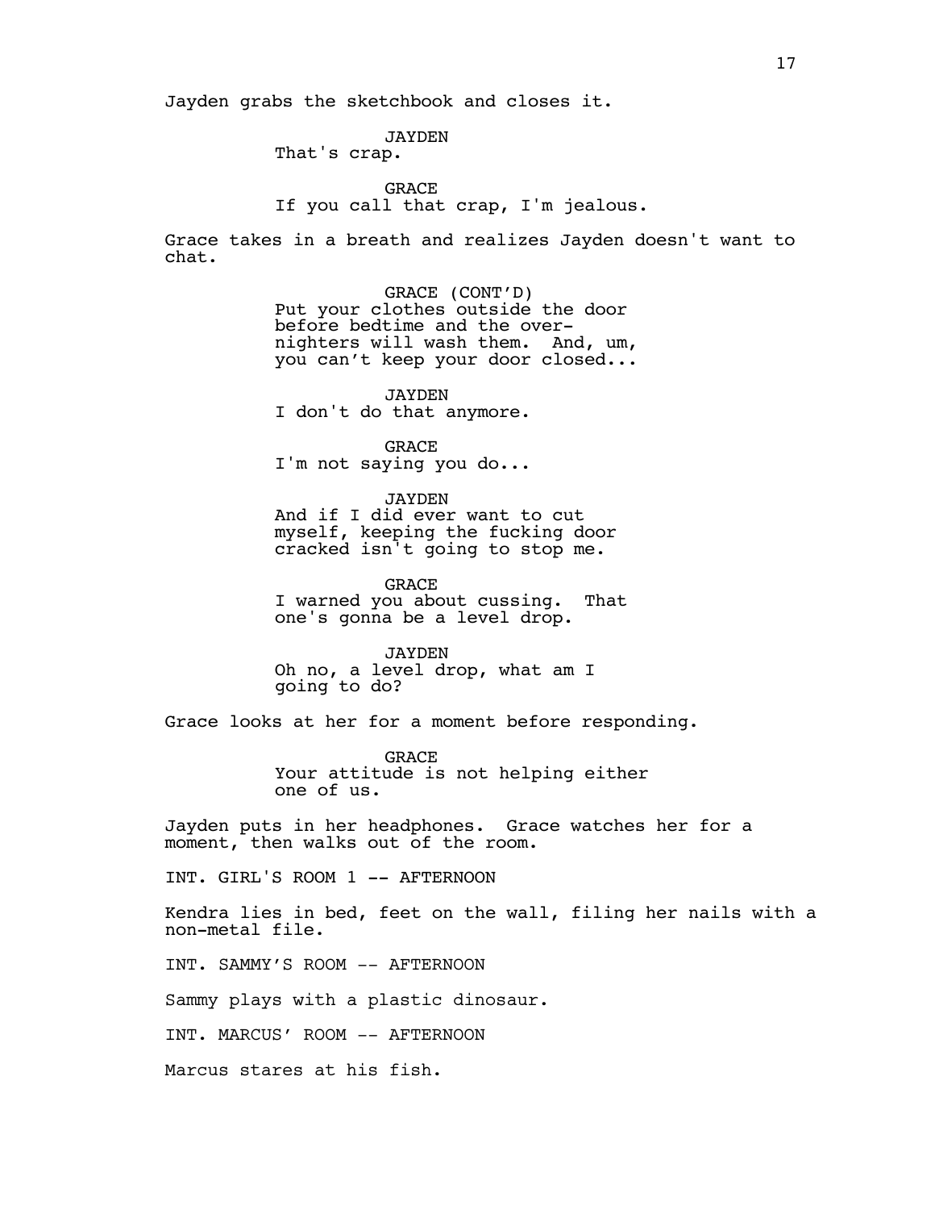Jayden grabs the sketchbook and closes it.

JAYDEN
That's crap.

GRACE
If you call that crap, I'm jealous.

Grace takes in a breath and realizes Jayden doesn't want to chat.

GRACE (CONT'D)
Put your clothes outside the door before bedtime and the over-nighters will wash them. And, um, you can't keep your door closed...

JAYDEN
I don't do that anymore.

GRACE
I'm not saying you do...

JAYDEN
And if I did ever want to cut myself, keeping the fucking door cracked isn't going to stop me.

GRACE
I warned you about cussing. That one's gonna be a level drop.

JAYDEN
Oh no, a level drop, what am I going to do?

Grace looks at her for a moment before responding.

GRACE
Your attitude is not helping either one of us.

Jayden puts in her headphones. Grace watches her for a moment, then walks out of the room.

INT. GIRL'S ROOM 1 -- AFTERNOON

Kendra lies in bed, feet on the wall, filing her nails with a non-metal file.

INT. SAMMY'S ROOM -- AFTERNOON

Sammy plays with a plastic dinosaur.

INT. MARCUS' ROOM -- AFTERNOON

Marcus stares at his fish.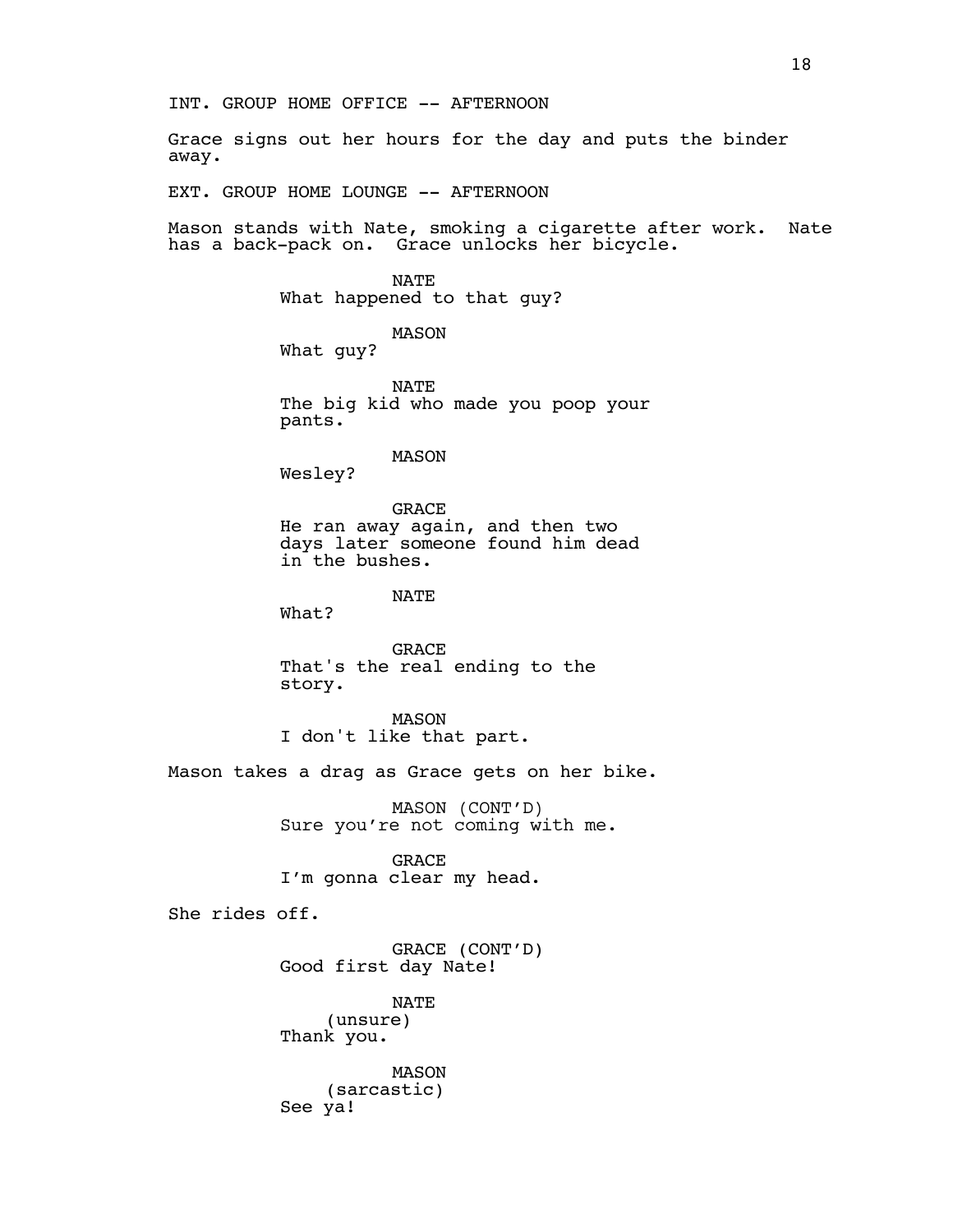INT. GROUP HOME OFFICE -- AFTERNOON

Grace signs out her hours for the day and puts the binder away.

EXT. GROUP HOME LOUNGE -- AFTERNOON

Mason stands with Nate, smoking a cigarette after work. Nate has a back-pack on. Grace unlocks her bicycle.

NATE
What happened to that guy?

MASON
What guy?

NATE
The big kid who made you poop your pants.

MASON
Wesley?

GRACE
He ran away again, and then two days later someone found him dead in the bushes.

NATE
What?

GRACE
That's the real ending to the story.

MASON
I don't like that part.

Mason takes a drag as Grace gets on her bike.

MASON (CONT'D)
Sure you're not coming with me.

GRACE
I'm gonna clear my head.

She rides off.

GRACE (CONT'D)
Good first day Nate!

NATE
(unsure)
Thank you.

MASON
(sarcastic)
See ya!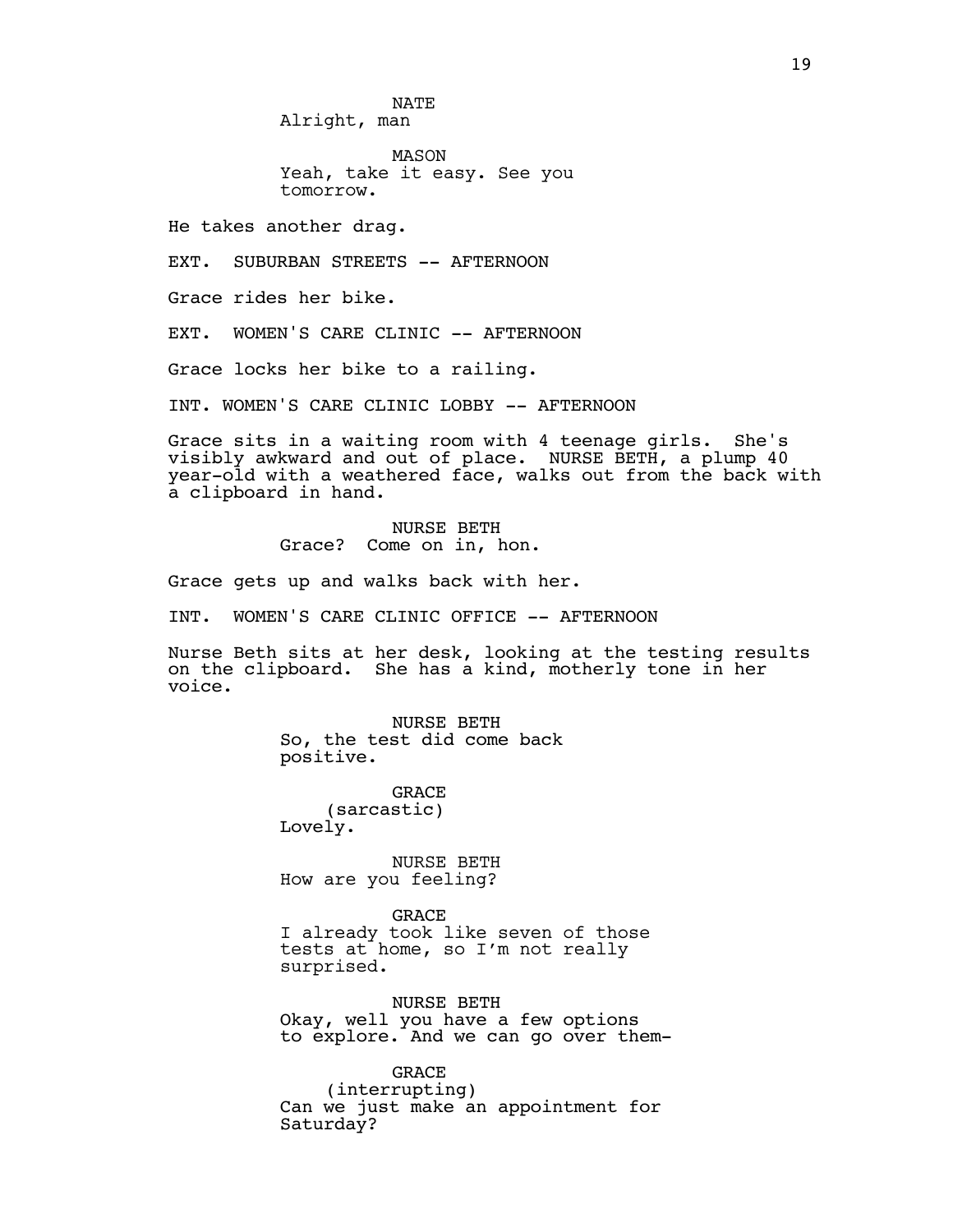NATE
Alright, man

MASON
Yeah, take it easy. See you tomorrow.

He takes another drag.

EXT. SUBURBAN STREETS -- AFTERNOON

Grace rides her bike.

EXT. WOMEN'S CARE CLINIC -- AFTERNOON

Grace locks her bike to a railing.

INT. WOMEN'S CARE CLINIC LOBBY -- AFTERNOON

Grace sits in a waiting room with 4 teenage girls. She's visibly awkward and out of place. NURSE BETH, a plump 40 year-old with a weathered face, walks out from the back with a clipboard in hand.

NURSE BETH
Grace? Come on in, hon.

Grace gets up and walks back with her.

INT. WOMEN'S CARE CLINIC OFFICE -- AFTERNOON

Nurse Beth sits at her desk, looking at the testing results on the clipboard. She has a kind, motherly tone in her voice.

NURSE BETH
So, the test did come back positive.

GRACE
(sarcastic)
Lovely.

NURSE BETH
How are you feeling?

GRACE
I already took like seven of those tests at home, so I'm not really surprised.

NURSE BETH
Okay, well you have a few options to explore. And we can go over them-

GRACE
(interrupting)
Can we just make an appointment for Saturday?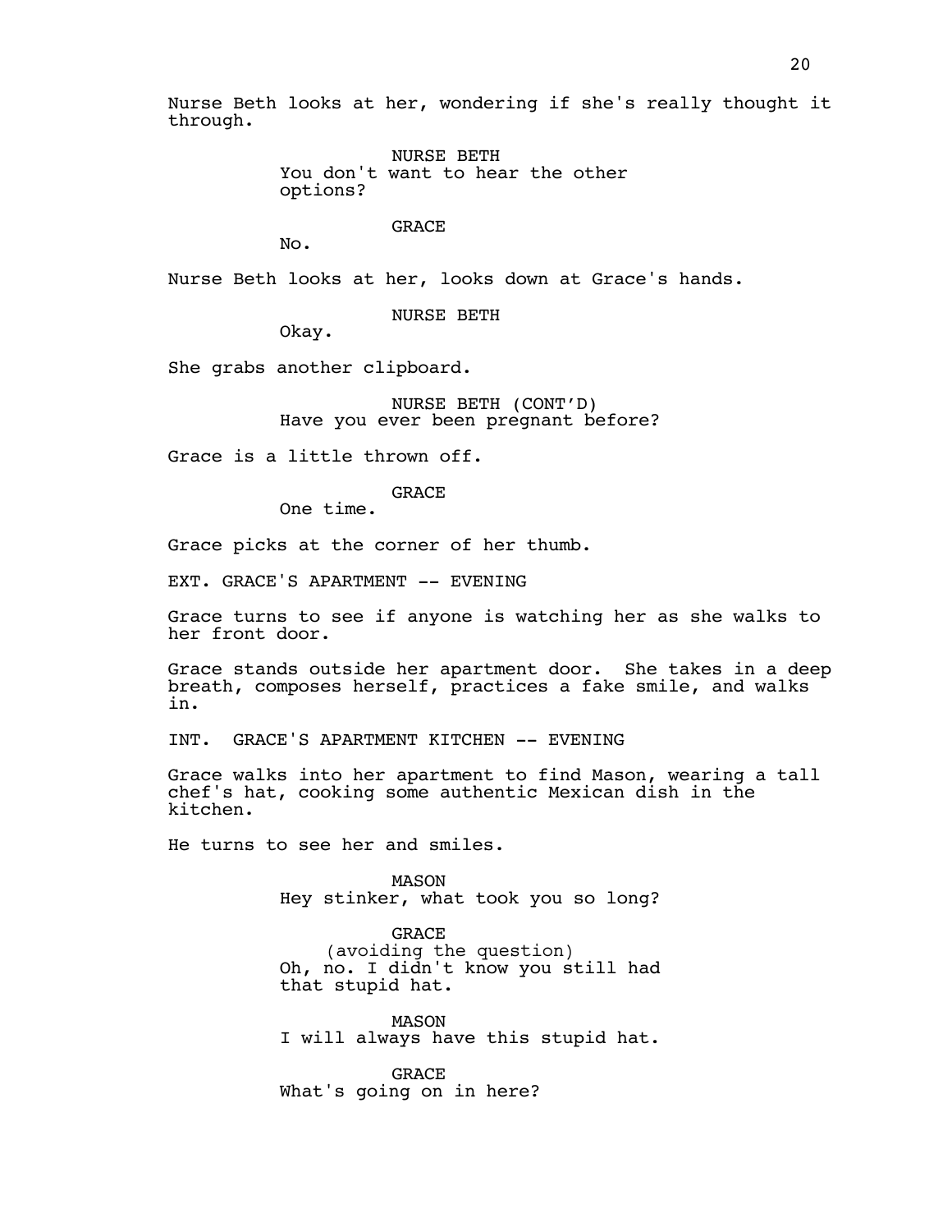Nurse Beth looks at her, wondering if she's really thought it through.

NURSE BETH
You don't want to hear the other options?

GRACE
No.

Nurse Beth looks at her, looks down at Grace's hands.

NURSE BETH
Okay.

She grabs another clipboard.

NURSE BETH (CONT'D)
Have you ever been pregnant before?

Grace is a little thrown off.

GRACE
One time.

Grace picks at the corner of her thumb.

EXT. GRACE'S APARTMENT -- EVENING

Grace turns to see if anyone is watching her as she walks to her front door.

Grace stands outside her apartment door. She takes in a deep breath, composes herself, practices a fake smile, and walks in.

INT. GRACE'S APARTMENT KITCHEN -- EVENING

Grace walks into her apartment to find Mason, wearing a tall chef's hat, cooking some authentic Mexican dish in the kitchen.

He turns to see her and smiles.

MASON
Hey stinker, what took you so long?

GRACE
(avoiding the question)
Oh, no. I didn't know you still had that stupid hat.

MASON
I will always have this stupid hat.

GRACE
What's going on in here?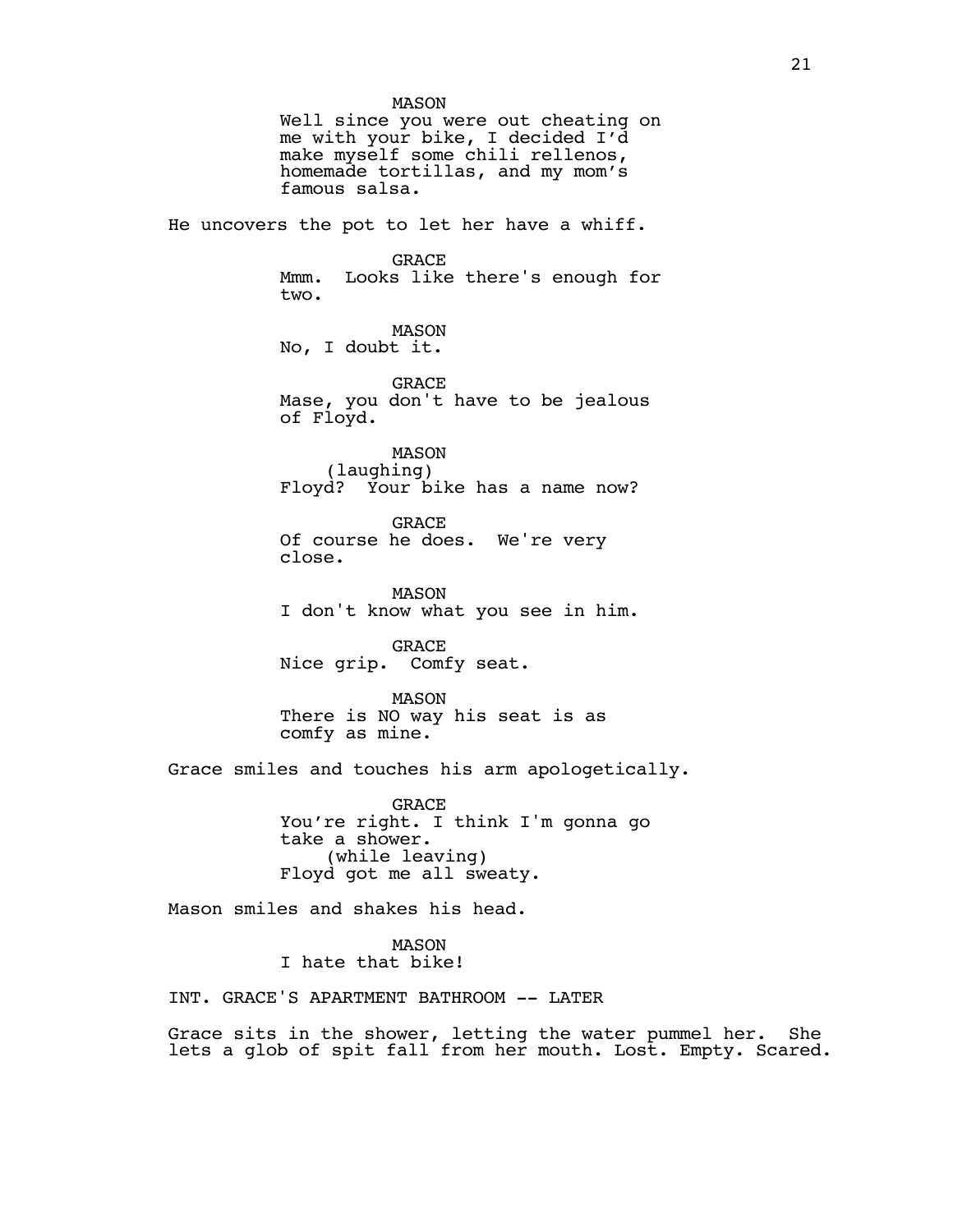MASON
Well since you were out cheating on me with your bike, I decided I'd make myself some chili rellenos, homemade tortillas, and my mom's famous salsa.

He uncovers the pot to let her have a whiff.

GRACE
Mmm. Looks like there's enough for two.

MASON
No, I doubt it.

GRACE
Mase, you don't have to be jealous of Floyd.

MASON
(laughing)
Floyd? Your bike has a name now?

GRACE
Of course he does. We're very close.

MASON
I don't know what you see in him.

GRACE
Nice grip. Comfy seat.

MASON
There is NO way his seat is as comfy as mine.

Grace smiles and touches his arm apologetically.

GRACE
You're right. I think I'm gonna go take a shower.
(while leaving)
Floyd got me all sweaty.

Mason smiles and shakes his head.

MASON
I hate that bike!

INT. GRACE'S APARTMENT BATHROOM -- LATER

Grace sits in the shower, letting the water pummel her. She lets a glob of spit fall from her mouth. Lost. Empty. Scared.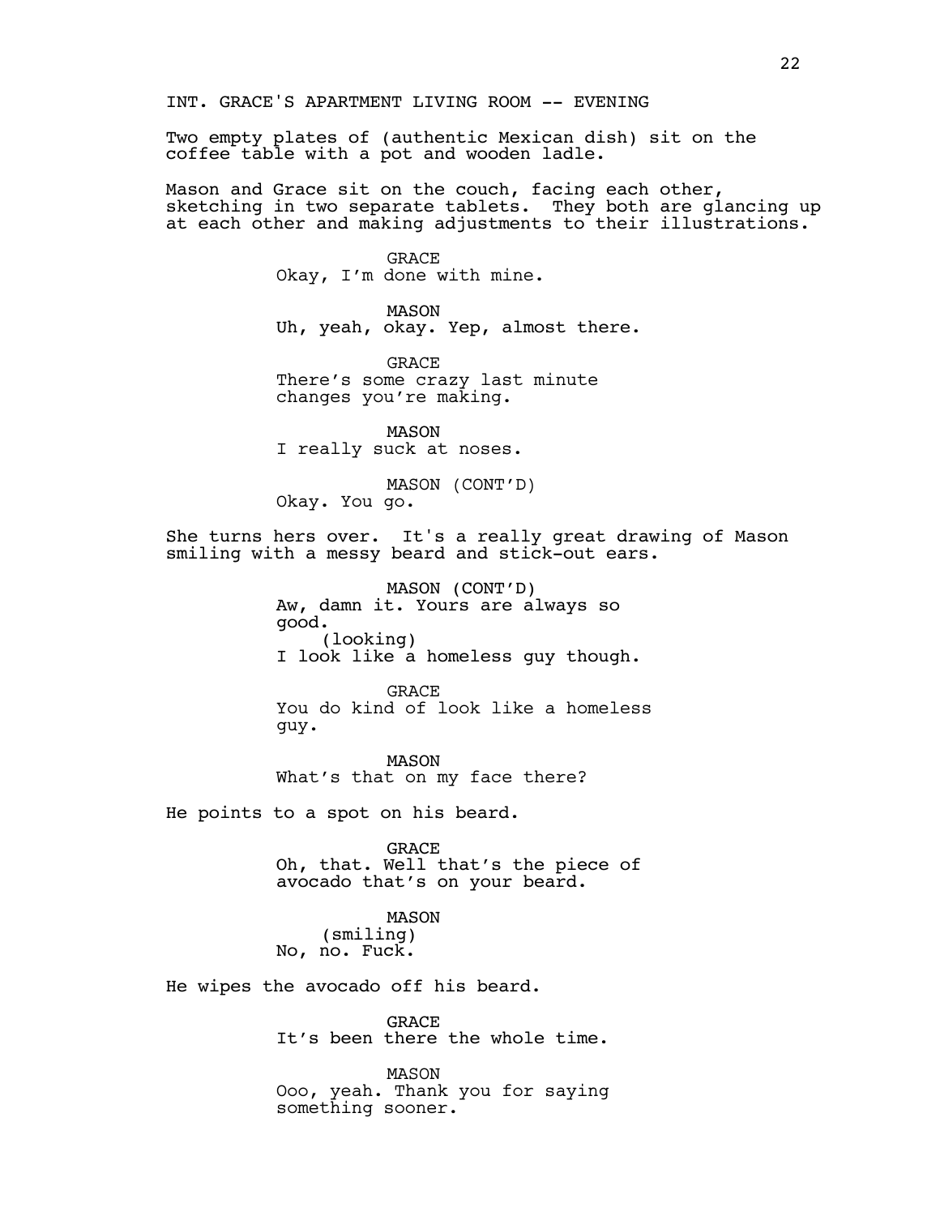INT. GRACE'S APARTMENT LIVING ROOM -- EVENING

Two empty plates of (authentic Mexican dish) sit on the coffee table with a pot and wooden ladle.

Mason and Grace sit on the couch, facing each other, sketching in two separate tablets. They both are glancing up at each other and making adjustments to their illustrations.

GRACE
Okay, I'm done with mine.

MASON
Uh, yeah, okay. Yep, almost there.

GRACE
There's some crazy last minute changes you're making.

MASON
I really suck at noses.

MASON (CONT'D)
Okay. You go.

She turns hers over. It's a really great drawing of Mason smiling with a messy beard and stick-out ears.

MASON (CONT'D)
Aw, damn it. Yours are always so good.
(looking)
I look like a homeless guy though.

GRACE
You do kind of look like a homeless guy.

MASON
What's that on my face there?

He points to a spot on his beard.

GRACE
Oh, that. Well that's the piece of avocado that's on your beard.

MASON
(smiling)
No, no. Fuck.

He wipes the avocado off his beard.

GRACE
It's been there the whole time.

MASON
Ooo, yeah. Thank you for saying something sooner.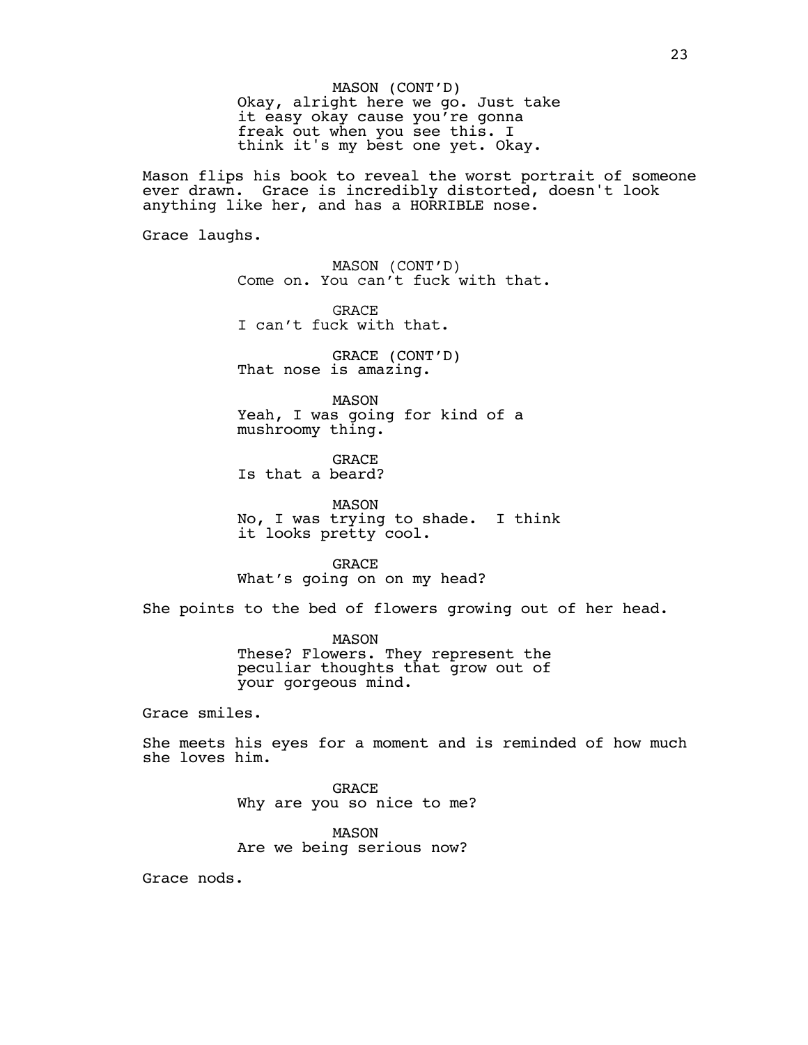MASON (CONT'D)
Okay, alright here we go. Just take it easy okay cause you're gonna freak out when you see this. I think it's my best one yet. Okay.

Mason flips his book to reveal the worst portrait of someone ever drawn. Grace is incredibly distorted, doesn't look anything like her, and has a HORRIBLE nose.

Grace laughs.

MASON (CONT'D)
Come on. You can't fuck with that.

GRACE
I can't fuck with that.

GRACE (CONT'D)
That nose is amazing.

MASON
Yeah, I was going for kind of a mushroomy thing.

GRACE
Is that a beard?

MASON
No, I was trying to shade. I think it looks pretty cool.

GRACE
What's going on on my head?

She points to the bed of flowers growing out of her head.

MASON
These? Flowers. They represent the peculiar thoughts that grow out of your gorgeous mind.

Grace smiles.

She meets his eyes for a moment and is reminded of how much she loves him.

GRACE
Why are you so nice to me?

MASON
Are we being serious now?

Grace nods.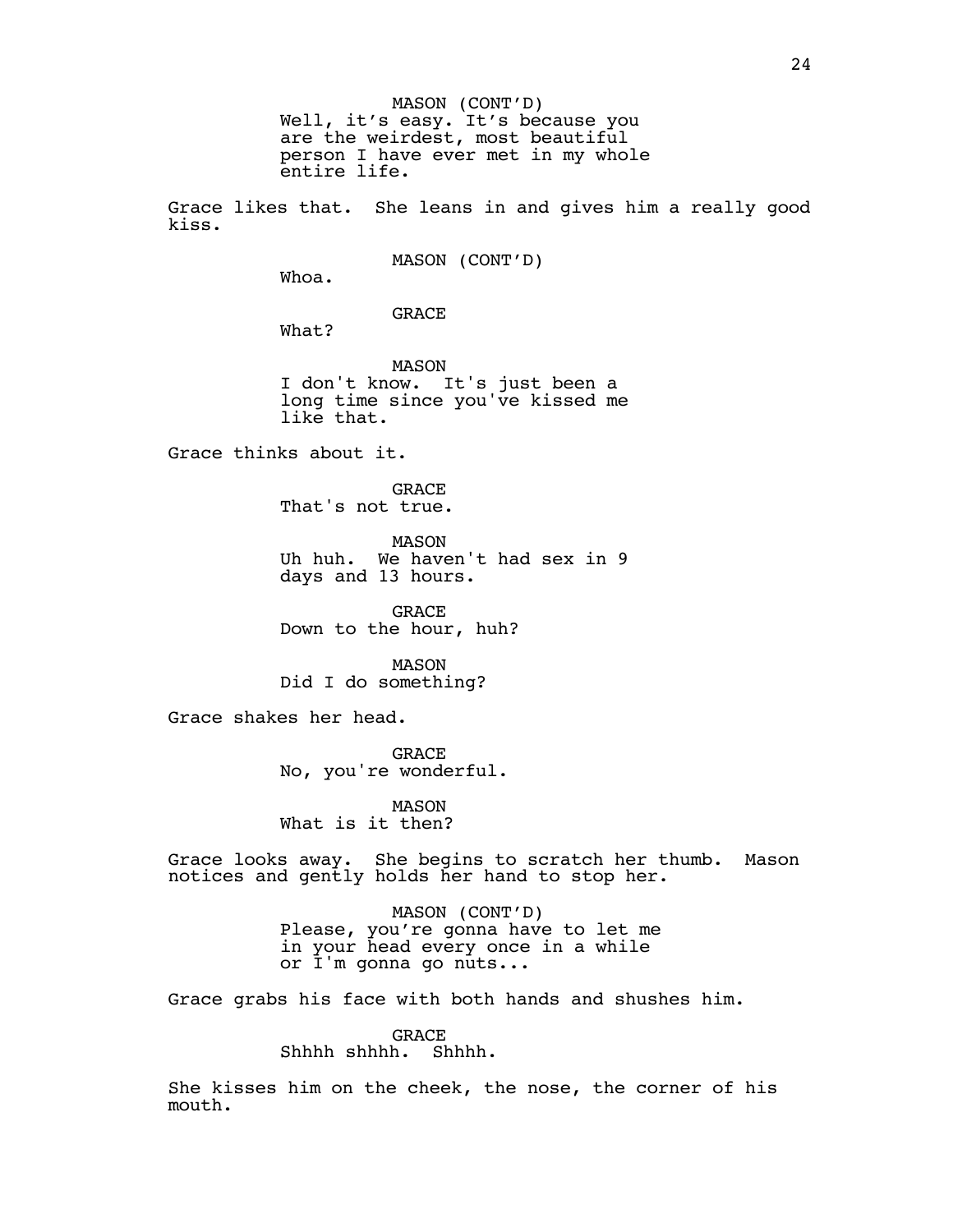MASON (CONT'D)
Well, it's easy. It's because you are the weirdest, most beautiful person I have ever met in my whole entire life.

Grace likes that. She leans in and gives him a really good kiss.

MASON (CONT'D)
Whoa.

GRACE
What?

MASON
I don't know. It's just been a long time since you've kissed me like that.

Grace thinks about it.

GRACE
That's not true.

MASON
Uh huh. We haven't had sex in 9 days and 13 hours.

GRACE
Down to the hour, huh?

MASON
Did I do something?

Grace shakes her head.

GRACE
No, you're wonderful.

MASON
What is it then?

Grace looks away. She begins to scratch her thumb. Mason notices and gently holds her hand to stop her.

MASON (CONT'D)
Please, you're gonna have to let me in your head every once in a while or I'm gonna go nuts...

Grace grabs his face with both hands and shushes him.

GRACE
Shhhh shhhh. Shhhh.

She kisses him on the cheek, the nose, the corner of his mouth.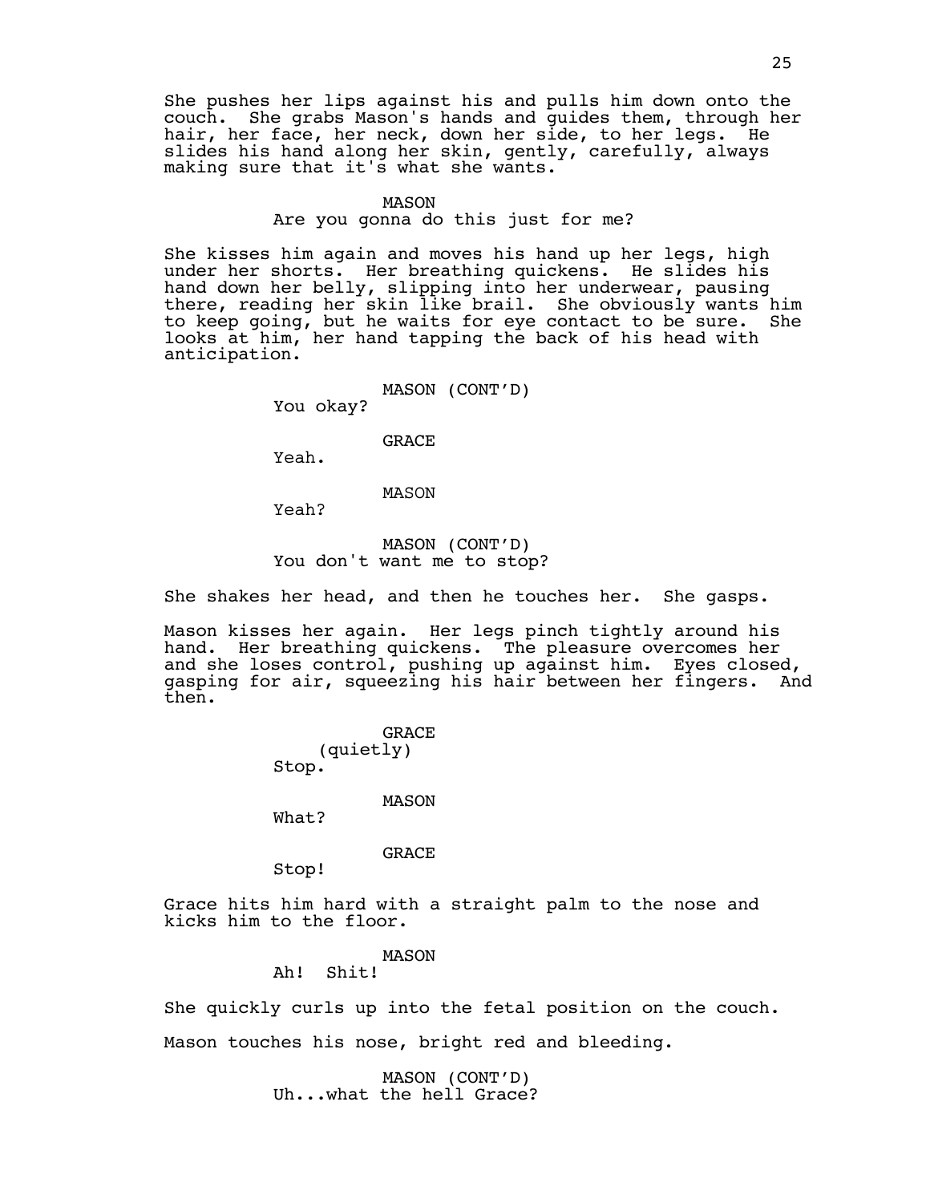She pushes her lips against his and pulls him down onto the couch. She grabs Mason's hands and guides them, through her hair, her face, her neck, down her side, to her legs. He slides his hand along her skin, gently, carefully, always making sure that it's what she wants.

MASON
Are you gonna do this just for me?

She kisses him again and moves his hand up her legs, high under her shorts. Her breathing quickens. He slides his hand down her belly, slipping into her underwear, pausing there, reading her skin like brail. She obviously wants him to keep going, but he waits for eye contact to be sure. She looks at him, her hand tapping the back of his head with anticipation.

MASON (CONT'D)
You okay?

GRACE
Yeah.

MASON
Yeah?

MASON (CONT'D)
You don't want me to stop?

She shakes her head, and then he touches her. She gasps.

Mason kisses her again. Her legs pinch tightly around his hand. Her breathing quickens. The pleasure overcomes her and she loses control, pushing up against him. Eyes closed, gasping for air, squeezing his hair between her fingers. And then.

GRACE
(quietly)
Stop.

MASON
What?

GRACE
Stop!

Grace hits him hard with a straight palm to the nose and kicks him to the floor.

MASON
Ah! Shit!

She quickly curls up into the fetal position on the couch.

Mason touches his nose, bright red and bleeding.

MASON (CONT'D)
Uh...what the hell Grace?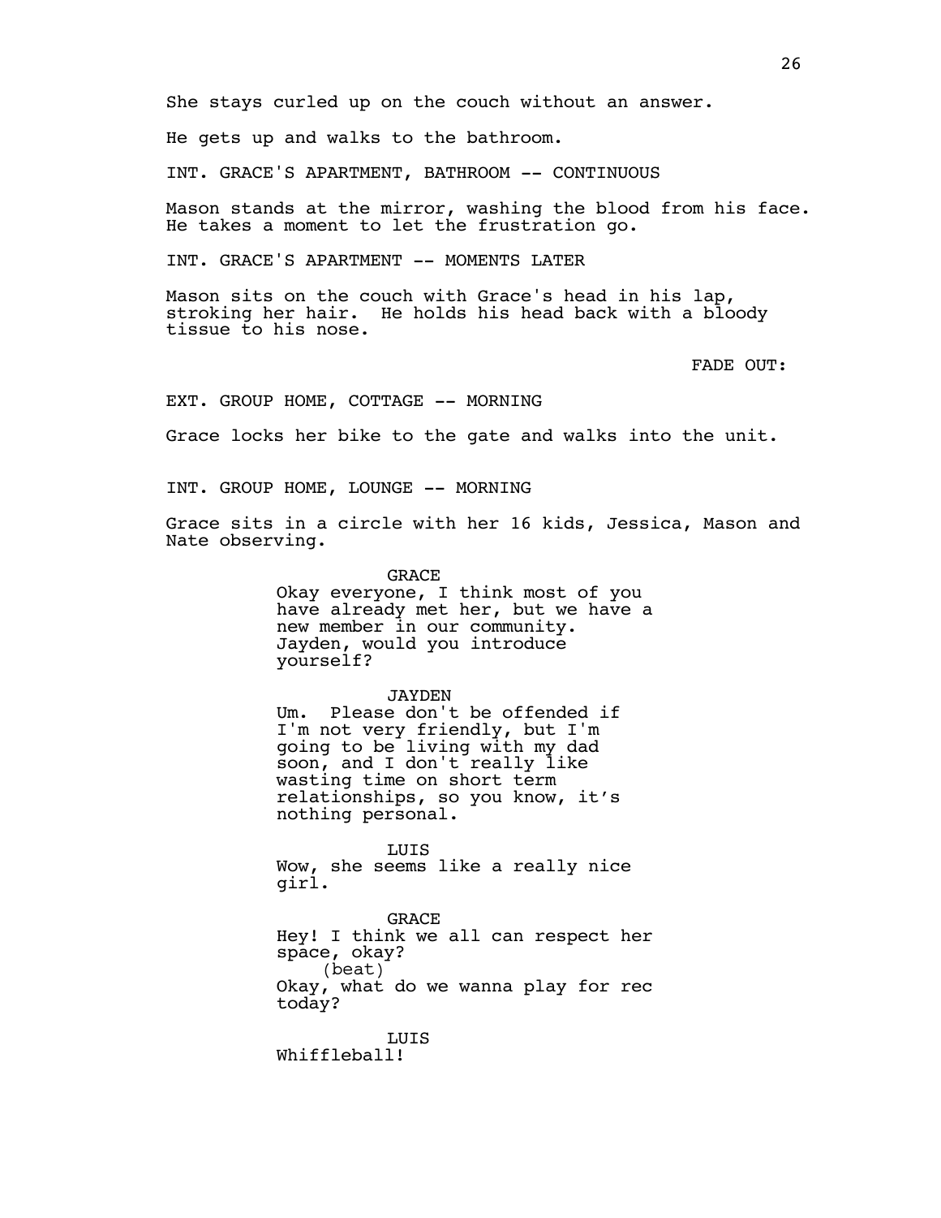She stays curled up on the couch without an answer.

He gets up and walks to the bathroom.

INT. GRACE'S APARTMENT, BATHROOM -- CONTINUOUS

Mason stands at the mirror, washing the blood from his face. He takes a moment to let the frustration go.

INT. GRACE'S APARTMENT -- MOMENTS LATER

Mason sits on the couch with Grace's head in his lap, stroking her hair. He holds his head back with a bloody tissue to his nose.

FADE OUT:

EXT. GROUP HOME, COTTAGE -- MORNING

Grace locks her bike to the gate and walks into the unit.

INT. GROUP HOME, LOUNGE -- MORNING

Grace sits in a circle with her 16 kids, Jessica, Mason and Nate observing.

GRACE
Okay everyone, I think most of you have already met her, but we have a new member in our community. Jayden, would you introduce yourself?

JAYDEN
Um. Please don't be offended if I'm not very friendly, but I'm going to be living with my dad soon, and I don't really like wasting time on short term relationships, so you know, it's nothing personal.

LUIS
Wow, she seems like a really nice girl.

GRACE
Hey! I think we all can respect her space, okay?
(beat)
Okay, what do we wanna play for rec today?

LUIS
Whiffleball!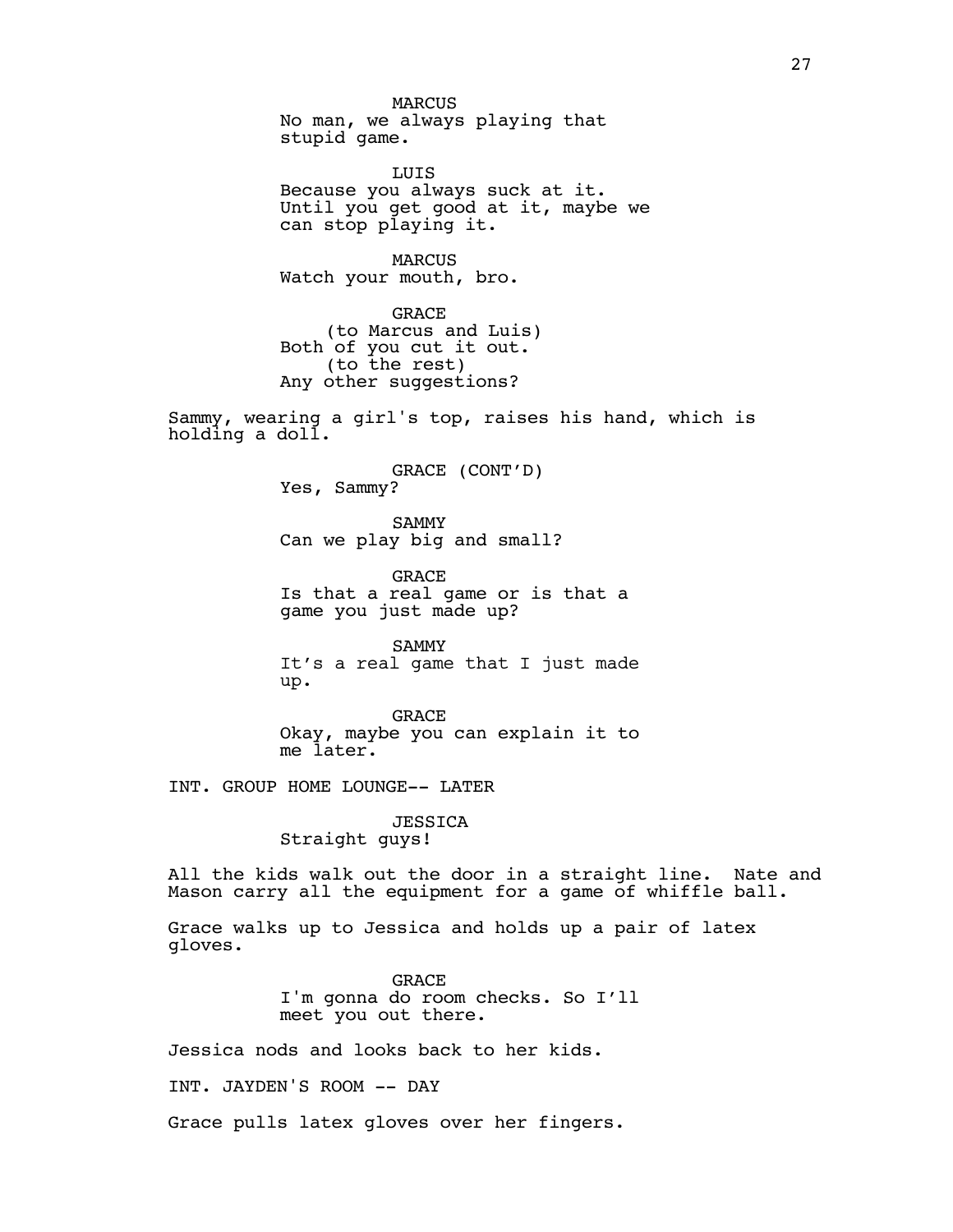MARCUS
No man, we always playing that stupid game.

LUIS
Because you always suck at it. Until you get good at it, maybe we can stop playing it.

MARCUS
Watch your mouth, bro.

GRACE
(to Marcus and Luis)
Both of you cut it out.
(to the rest)
Any other suggestions?

Sammy, wearing a girl's top, raises his hand, which is holding a doll.

GRACE (CONT'D)
Yes, Sammy?

SAMMY
Can we play big and small?

GRACE
Is that a real game or is that a game you just made up?

SAMMY
It's a real game that I just made up.

GRACE
Okay, maybe you can explain it to me later.

INT. GROUP HOME LOUNGE-- LATER

JESSICA
Straight guys!

All the kids walk out the door in a straight line. Nate and Mason carry all the equipment for a game of whiffle ball.

Grace walks up to Jessica and holds up a pair of latex gloves.

GRACE
I'm gonna do room checks. So I'll meet you out there.

Jessica nods and looks back to her kids.

INT. JAYDEN'S ROOM -- DAY

Grace pulls latex gloves over her fingers.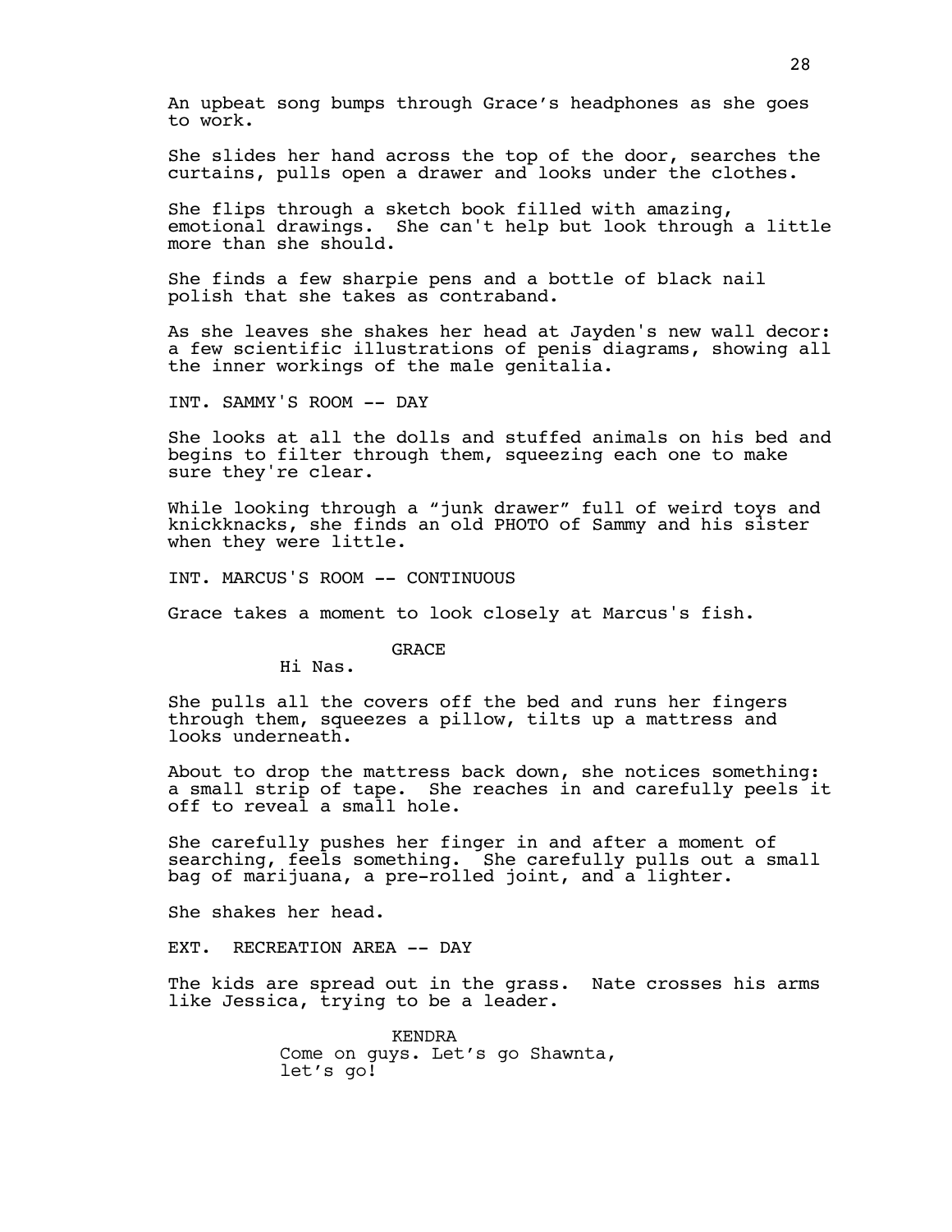An upbeat song bumps through Grace's headphones as she goes to work.

She slides her hand across the top of the door, searches the curtains, pulls open a drawer and looks under the clothes.

She flips through a sketch book filled with amazing, emotional drawings. She can't help but look through a little more than she should.

She finds a few sharpie pens and a bottle of black nail polish that she takes as contraband.

As she leaves she shakes her head at Jayden's new wall decor: a few scientific illustrations of penis diagrams, showing all the inner workings of the male genitalia.

INT. SAMMY'S ROOM -- DAY

She looks at all the dolls and stuffed animals on his bed and begins to filter through them, squeezing each one to make sure they're clear.

While looking through a "junk drawer" full of weird toys and knickknacks, she finds an old PHOTO of Sammy and his sister when they were little.

INT. MARCUS'S ROOM -- CONTINUOUS

Grace takes a moment to look closely at Marcus's fish.

GRACE
Hi Nas.

She pulls all the covers off the bed and runs her fingers through them, squeezes a pillow, tilts up a mattress and looks underneath.

About to drop the mattress back down, she notices something: a small strip of tape. She reaches in and carefully peels it off to reveal a small hole.

She carefully pushes her finger in and after a moment of searching, feels something. She carefully pulls out a small bag of marijuana, a pre-rolled joint, and a lighter.

She shakes her head.

EXT. RECREATION AREA -- DAY

The kids are spread out in the grass. Nate crosses his arms like Jessica, trying to be a leader.

KENDRA
Come on guys. Let's go Shawnta, let's go!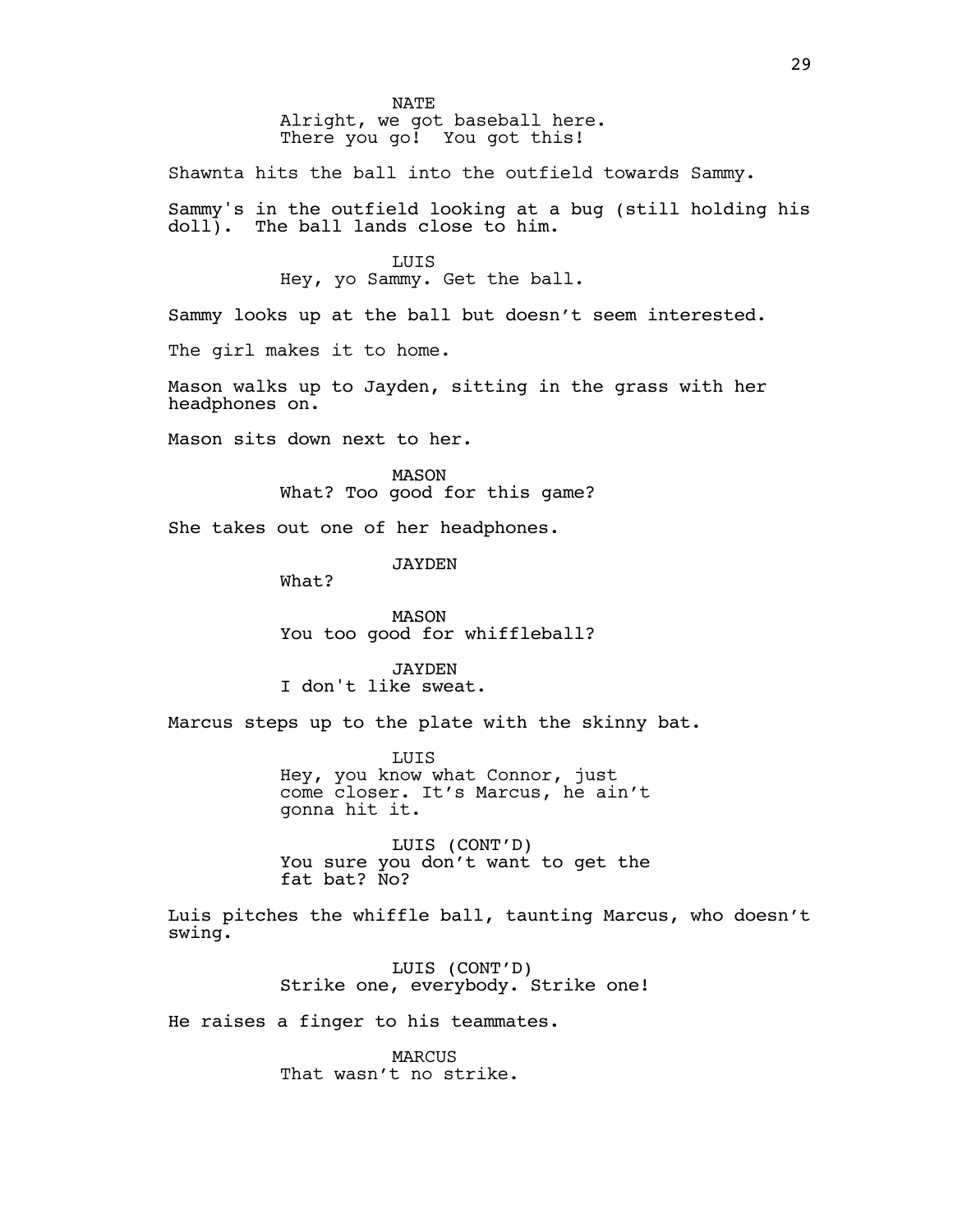NATE
Alright, we got baseball here.
There you go! You got this!

Shawnta hits the ball into the outfield towards Sammy.

Sammy's in the outfield looking at a bug (still holding his doll). The ball lands close to him.

LUIS
Hey, yo Sammy. Get the ball.

Sammy looks up at the ball but doesn't seem interested.

The girl makes it to home.

Mason walks up to Jayden, sitting in the grass with her headphones on.

Mason sits down next to her.

MASON
What? Too good for this game?

She takes out one of her headphones.

JAYDEN
What?

MASON
You too good for whiffleball?

JAYDEN
I don't like sweat.

Marcus steps up to the plate with the skinny bat.

LUIS
Hey, you know what Connor, just come closer. It's Marcus, he ain't gonna hit it.

LUIS (CONT'D)
You sure you don't want to get the fat bat? No?

Luis pitches the whiffle ball, taunting Marcus, who doesn't swing.

LUIS (CONT'D)
Strike one, everybody. Strike one!

He raises a finger to his teammates.

MARCUS
That wasn't no strike.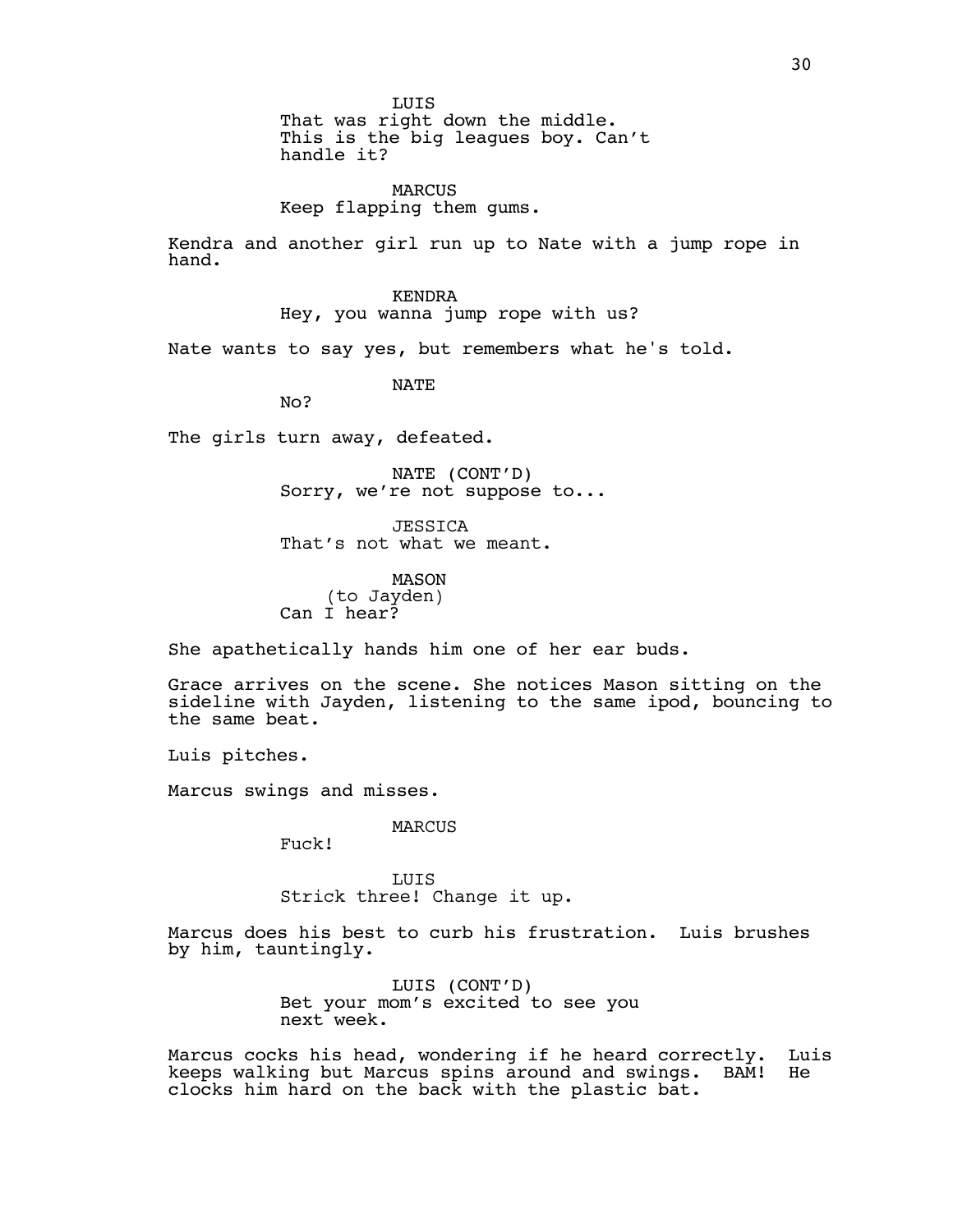LUIS
That was right down the middle.
This is the big leagues boy. Can't
handle it?

MARCUS
Keep flapping them gums.

Kendra and another girl run up to Nate with a jump rope in hand.

KENDRA
Hey, you wanna jump rope with us?

Nate wants to say yes, but remembers what he's told.

NATE
No?

The girls turn away, defeated.

NATE (CONT'D)
Sorry, we're not suppose to...

JESSICA
That's not what we meant.

MASON
(to Jayden)
Can I hear?

She apathetically hands him one of her ear buds.

Grace arrives on the scene. She notices Mason sitting on the sideline with Jayden, listening to the same ipod, bouncing to the same beat.

Luis pitches.

Marcus swings and misses.

MARCUS
Fuck!

LUIS
Strick three! Change it up.

Marcus does his best to curb his frustration. Luis brushes by him, tauntingly.

LUIS (CONT'D)
Bet your mom's excited to see you
next week.

Marcus cocks his head, wondering if he heard correctly. Luis keeps walking but Marcus spins around and swings. BAM! He clocks him hard on the back with the plastic bat.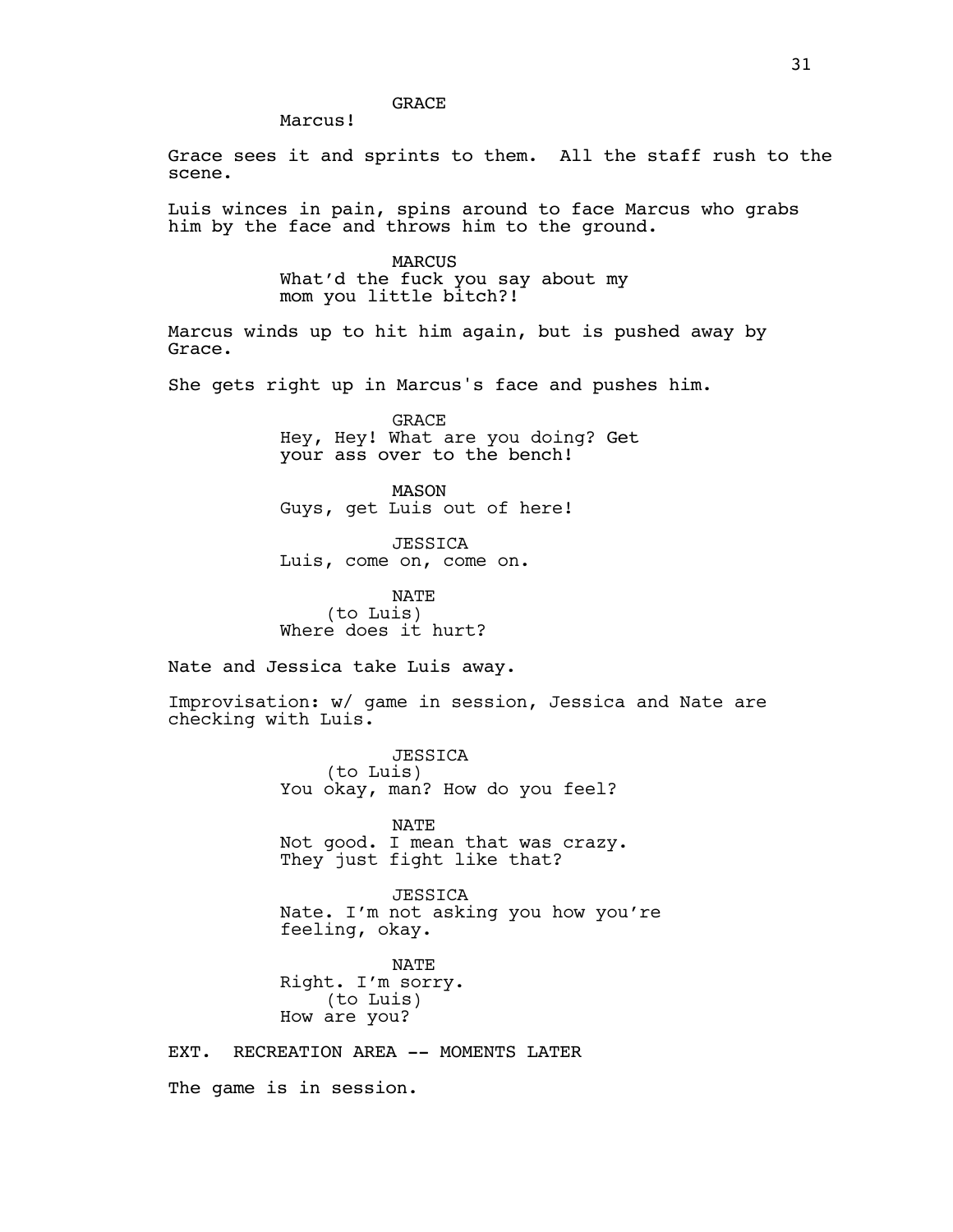GRACE
Marcus!

Grace sees it and sprints to them. All the staff rush to the scene.

Luis winces in pain, spins around to face Marcus who grabs him by the face and throws him to the ground.

MARCUS
What'd the fuck you say about my mom you little bitch?!

Marcus winds up to hit him again, but is pushed away by Grace.

She gets right up in Marcus's face and pushes him.

GRACE
Hey, Hey! What are you doing? Get your ass over to the bench!

MASON
Guys, get Luis out of here!

JESSICA
Luis, come on, come on.

NATE
(to Luis)
Where does it hurt?

Nate and Jessica take Luis away.

Improvisation: w/ game in session, Jessica and Nate are checking with Luis.

JESSICA
(to Luis)
You okay, man? How do you feel?

NATE
Not good. I mean that was crazy. They just fight like that?

JESSICA
Nate. I'm not asking you how you're feeling, okay.

NATE
Right. I'm sorry.
(to Luis)
How are you?

EXT. RECREATION AREA -- MOMENTS LATER

The game is in session.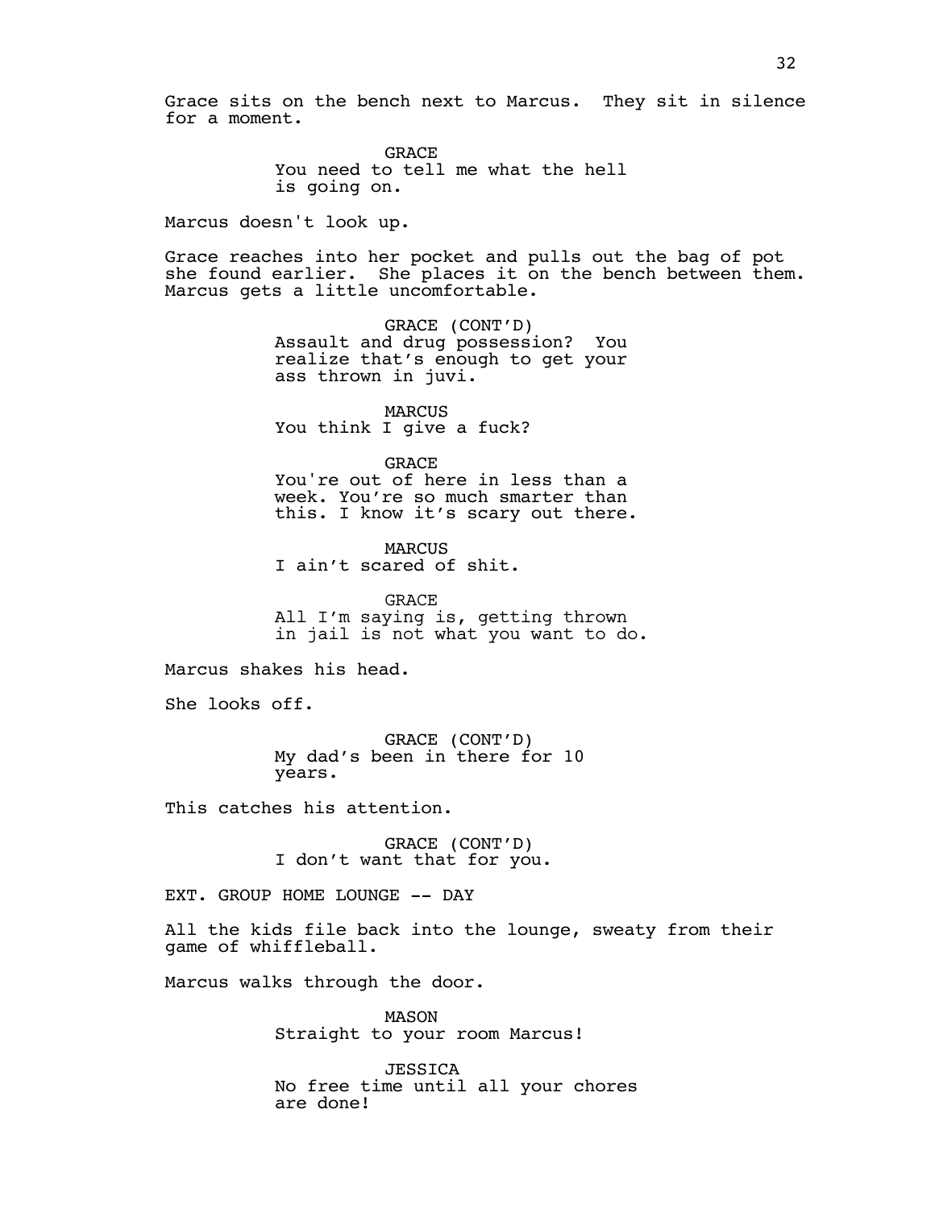Grace sits on the bench next to Marcus. They sit in silence for a moment.

GRACE
You need to tell me what the hell is going on.

Marcus doesn't look up.

Grace reaches into her pocket and pulls out the bag of pot she found earlier. She places it on the bench between them. Marcus gets a little uncomfortable.

GRACE (CONT'D)
Assault and drug possession? You realize that's enough to get your ass thrown in juvi.

MARCUS
You think I give a fuck?

GRACE
You're out of here in less than a week. You're so much smarter than this. I know it's scary out there.

MARCUS
I ain't scared of shit.

GRACE
All I'm saying is, getting thrown in jail is not what you want to do.

Marcus shakes his head.

She looks off.

GRACE (CONT'D)
My dad's been in there for 10 years.

This catches his attention.

GRACE (CONT'D)
I don't want that for you.

EXT. GROUP HOME LOUNGE -- DAY

All the kids file back into the lounge, sweaty from their game of whiffleball.

Marcus walks through the door.

MASON
Straight to your room Marcus!

JESSICA
No free time until all your chores are done!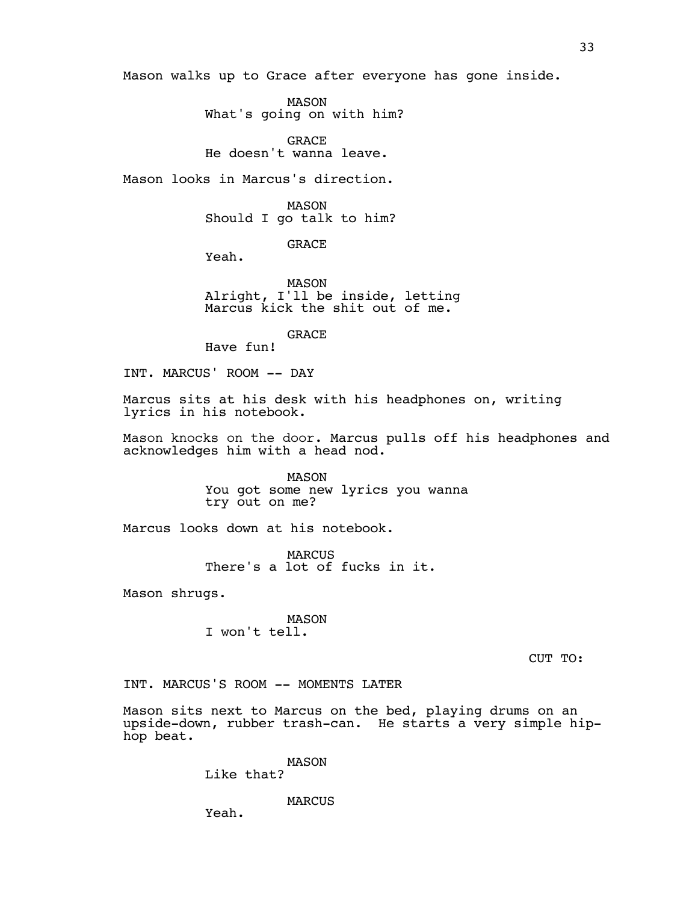Mason walks up to Grace after everyone has gone inside.

MASON
What's going on with him?

GRACE
He doesn't wanna leave.

Mason looks in Marcus's direction.

MASON
Should I go talk to him?

GRACE
Yeah.

MASON
Alright, I'll be inside, letting Marcus kick the shit out of me.

GRACE
Have fun!

INT. MARCUS' ROOM -- DAY

Marcus sits at his desk with his headphones on, writing lyrics in his notebook.

Mason knocks on the door. Marcus pulls off his headphones and acknowledges him with a head nod.

MASON
You got some new lyrics you wanna try out on me?

Marcus looks down at his notebook.

MARCUS
There's a lot of fucks in it.

Mason shrugs.

MASON
I won't tell.

CUT TO:

INT. MARCUS'S ROOM -- MOMENTS LATER

Mason sits next to Marcus on the bed, playing drums on an upside-down, rubber trash-can. He starts a very simple hip-hop beat.

MASON
Like that?

MARCUS
Yeah.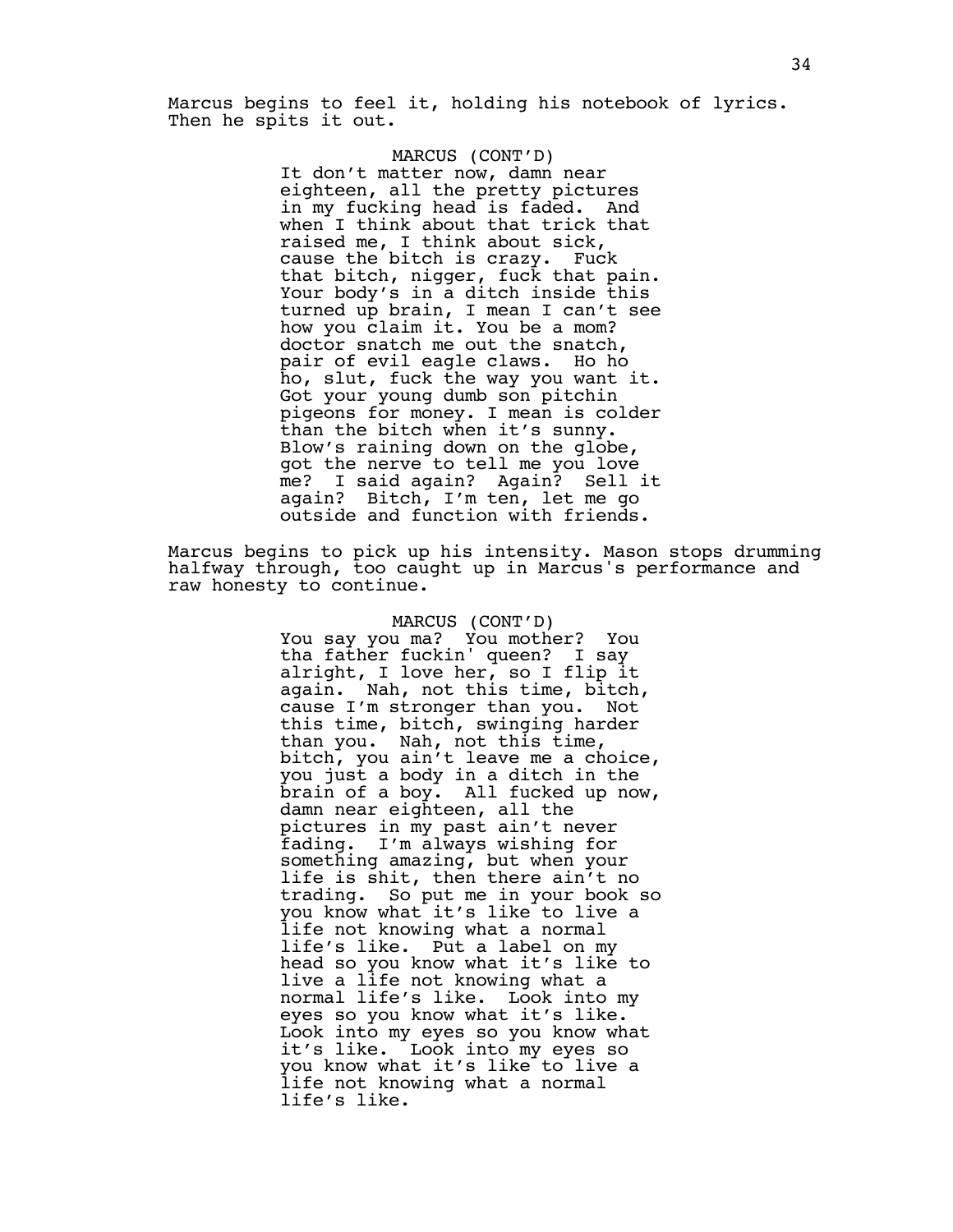Marcus begins to feel it, holding his notebook of lyrics. Then he spits it out.

MARCUS (CONT'D)
It don't matter now, damn near eighteen, all the pretty pictures in my fucking head is faded. And when I think about that trick that raised me, I think about sick, cause the bitch is crazy. Fuck that bitch, nigger, fuck that pain. Your body's in a ditch inside this turned up brain, I mean I can't see how you claim it. You be a mom? doctor snatch me out the snatch, pair of evil eagle claws. Ho ho ho, slut, fuck the way you want it. Got your young dumb son pitchin pigeons for money. I mean is colder than the bitch when it's sunny. Blow's raining down on the globe, got the nerve to tell me you love me? I said again? Again? Sell it again? Bitch, I'm ten, let me go outside and function with friends.

Marcus begins to pick up his intensity. Mason stops drumming halfway through, too caught up in Marcus's performance and raw honesty to continue.

MARCUS (CONT'D)
You say you ma? You mother? You tha father fuckin' queen? I say alright, I love her, so I flip it again. Nah, not this time, bitch, cause I'm stronger than you. Not this time, bitch, swinging harder than you. Nah, not this time, bitch, you ain't leave me a choice, you just a body in a ditch in the brain of a boy. All fucked up now, damn near eighteen, all the pictures in my past ain't never fading. I'm always wishing for something amazing, but when your life is shit, then there ain't no trading. So put me in your book so you know what it's like to live a life not knowing what a normal life's like. Put a label on my head so you know what it's like to live a life not knowing what a normal life's like. Look into my eyes so you know what it's like. Look into my eyes so you know what it's like. Look into my eyes so you know what it's like to live a life not knowing what a normal life's like.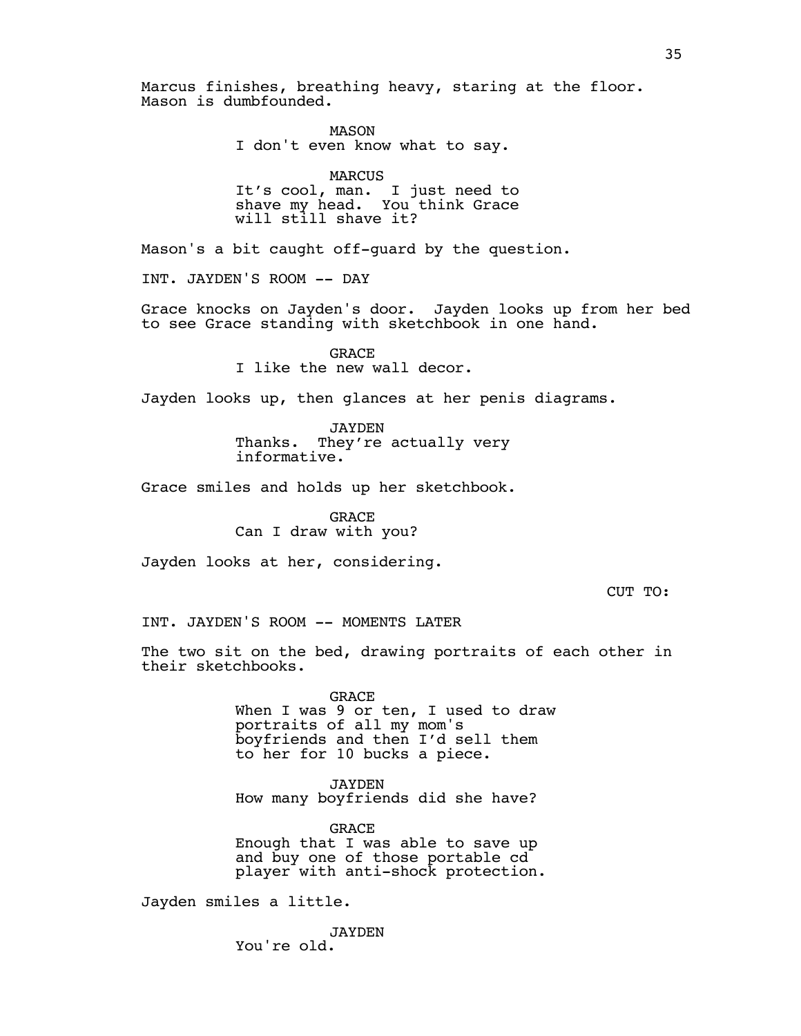Marcus finishes, breathing heavy, staring at the floor. Mason is dumbfounded.

MASON
I don't even know what to say.

MARCUS
It's cool, man. I just need to shave my head. You think Grace will still shave it?

Mason's a bit caught off-guard by the question.

INT. JAYDEN'S ROOM -- DAY

Grace knocks on Jayden's door. Jayden looks up from her bed to see Grace standing with sketchbook in one hand.

GRACE
I like the new wall decor.

Jayden looks up, then glances at her penis diagrams.

JAYDEN
Thanks. They're actually very informative.

Grace smiles and holds up her sketchbook.

GRACE
Can I draw with you?

Jayden looks at her, considering.

CUT TO:

INT. JAYDEN'S ROOM -- MOMENTS LATER

The two sit on the bed, drawing portraits of each other in their sketchbooks.

GRACE
When I was 9 or ten, I used to draw portraits of all my mom's boyfriends and then I'd sell them to her for 10 bucks a piece.

JAYDEN
How many boyfriends did she have?

GRACE
Enough that I was able to save up and buy one of those portable cd player with anti-shock protection.

Jayden smiles a little.

JAYDEN
You're old.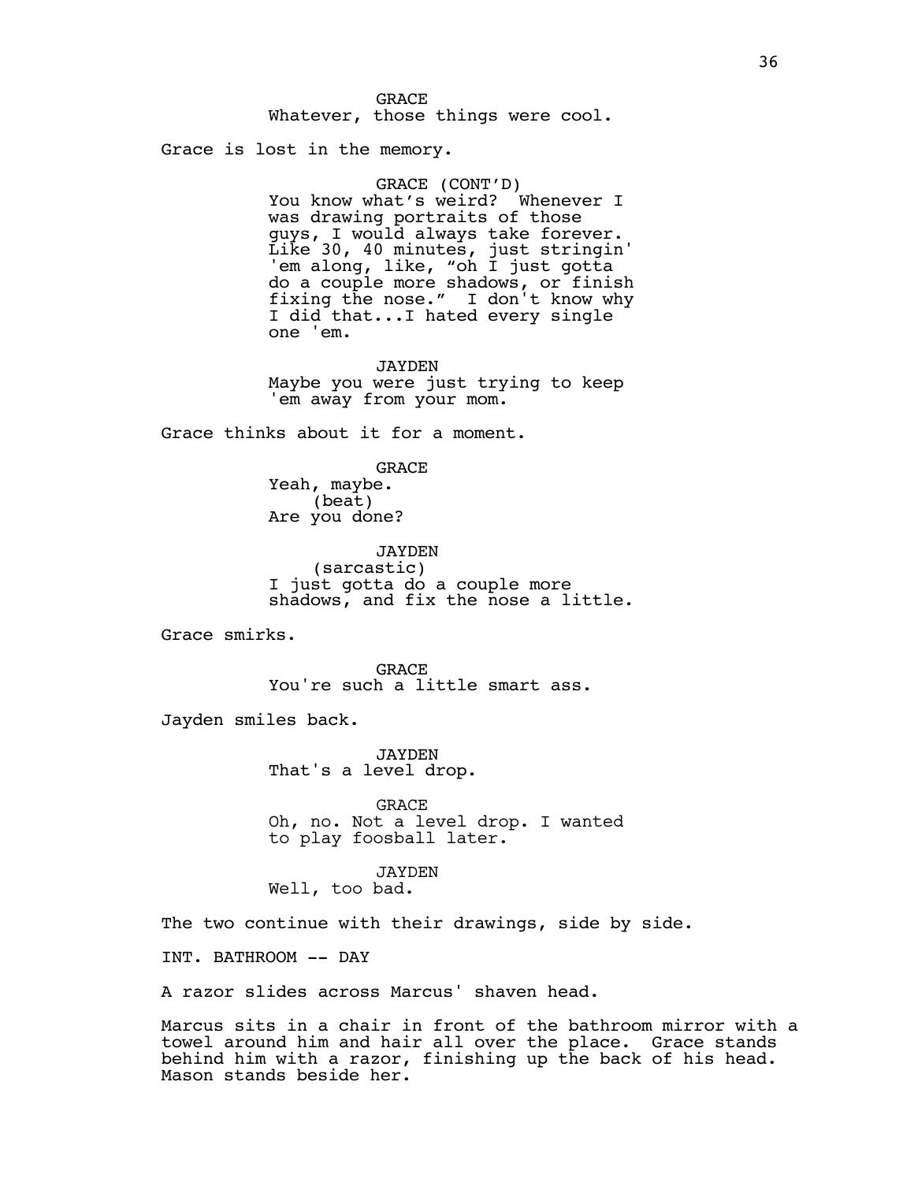GRACE
Whatever, those things were cool.

Grace is lost in the memory.

GRACE (CONT'D)
You know what's weird? Whenever I was drawing portraits of those guys, I would always take forever. Like 30, 40 minutes, just stringin' 'em along, like, "oh I just gotta do a couple more shadows, or finish fixing the nose." I don't know why I did that...I hated every single one 'em.

JAYDEN
Maybe you were just trying to keep 'em away from your mom.

Grace thinks about it for a moment.

GRACE
Yeah, maybe.
(beat)
Are you done?

JAYDEN
(sarcastic)
I just gotta do a couple more shadows, and fix the nose a little.

Grace smirks.

GRACE
You're such a little smart ass.

Jayden smiles back.

JAYDEN
That's a level drop.

GRACE
Oh, no. Not a level drop. I wanted to play foosball later.

JAYDEN
Well, too bad.

The two continue with their drawings, side by side.

INT. BATHROOM -- DAY

A razor slides across Marcus' shaven head.

Marcus sits in a chair in front of the bathroom mirror with a towel around him and hair all over the place. Grace stands behind him with a razor, finishing up the back of his head. Mason stands beside her.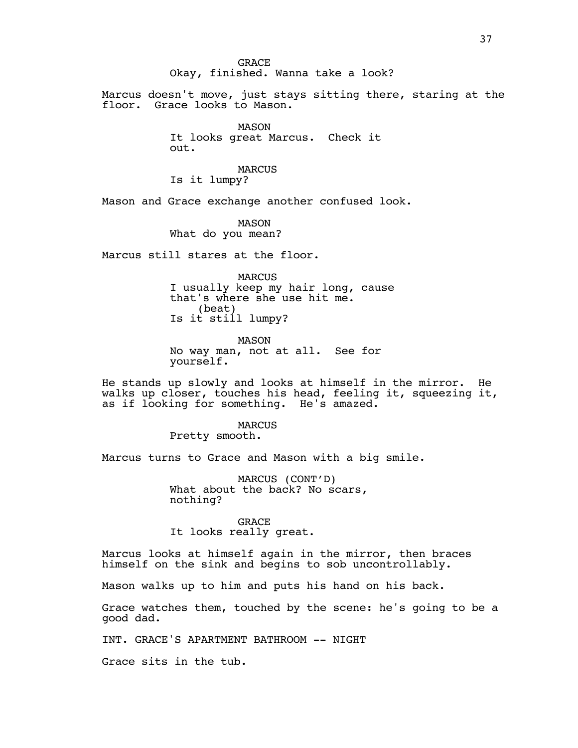GRACE
Okay, finished. Wanna take a look?

Marcus doesn't move, just stays sitting there, staring at the floor.  Grace looks to Mason.

MASON
It looks great Marcus.  Check it out.

MARCUS
Is it lumpy?

Mason and Grace exchange another confused look.

MASON
What do you mean?

Marcus still stares at the floor.

MARCUS
I usually keep my hair long, cause that's where she use hit me.
(beat)
Is it still lumpy?

MASON
No way man, not at all.  See for yourself.

He stands up slowly and looks at himself in the mirror.  He walks up closer, touches his head, feeling it, squeezing it, as if looking for something.  He's amazed.

MARCUS
Pretty smooth.

Marcus turns to Grace and Mason with a big smile.

MARCUS (CONT'D)
What about the back? No scars, nothing?

GRACE
It looks really great.

Marcus looks at himself again in the mirror, then braces himself on the sink and begins to sob uncontrollably.

Mason walks up to him and puts his hand on his back.

Grace watches them, touched by the scene: he's going to be a good dad.

INT. GRACE'S APARTMENT BATHROOM -- NIGHT

Grace sits in the tub.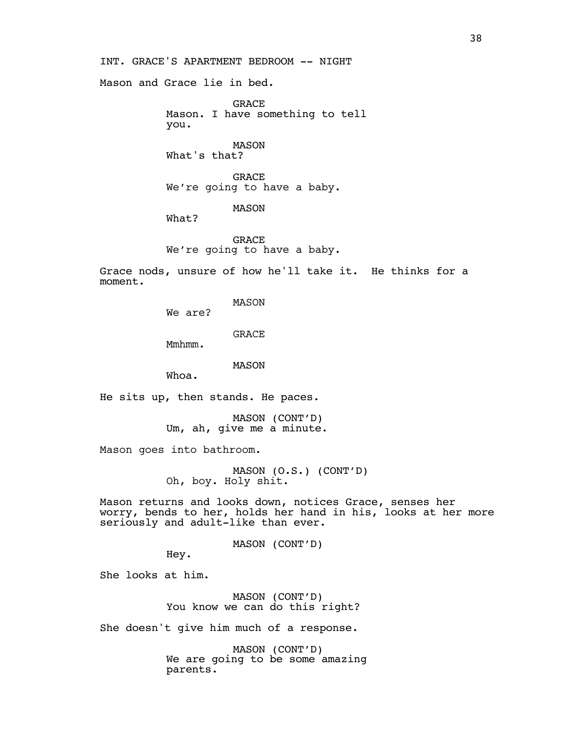INT. GRACE'S APARTMENT BEDROOM -- NIGHT

Mason and Grace lie in bed.

GRACE
Mason. I have something to tell you.

MASON
What's that?

GRACE
We’re going to have a baby.

MASON
What?

GRACE
We’re going to have a baby.

Grace nods, unsure of how he'll take it. He thinks for a moment.

MASON
We are?

GRACE
Mmhmm.

MASON
Whoa.

He sits up, then stands. He paces.

MASON (CONT’D)
Um, ah, give me a minute.

Mason goes into bathroom.

MASON (O.S.) (CONT’D)
Oh, boy. Holy shit.

Mason returns and looks down, notices Grace, senses her worry, bends to her, holds her hand in his, looks at her more seriously and adult-like than ever.

MASON (CONT’D)
Hey.

She looks at him.

MASON (CONT’D)
You know we can do this right?

She doesn't give him much of a response.

MASON (CONT’D)
We are going to be some amazing parents.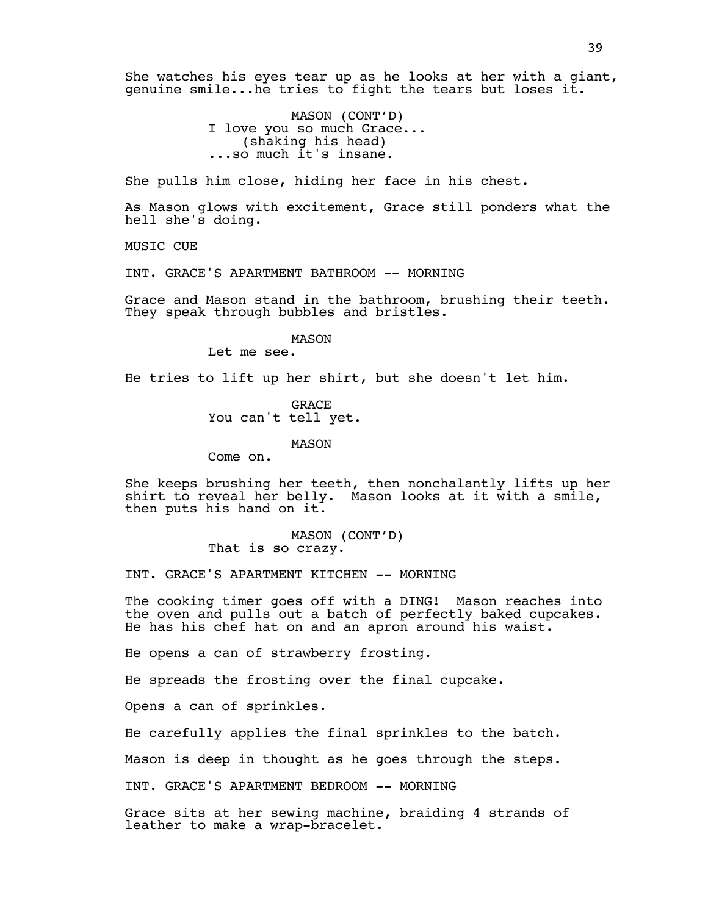She watches his eyes tear up as he looks at her with a giant, genuine smile...he tries to fight the tears but loses it.

MASON (CONT'D)
I love you so much Grace...
(shaking his head)
...so much it's insane.

She pulls him close, hiding her face in his chest.

As Mason glows with excitement, Grace still ponders what the hell she's doing.

MUSIC CUE

INT. GRACE'S APARTMENT BATHROOM -- MORNING

Grace and Mason stand in the bathroom, brushing their teeth. They speak through bubbles and bristles.

MASON
Let me see.

He tries to lift up her shirt, but she doesn't let him.

GRACE
You can't tell yet.

MASON
Come on.

She keeps brushing her teeth, then nonchalantly lifts up her shirt to reveal her belly. Mason looks at it with a smile, then puts his hand on it.

MASON (CONT'D)
That is so crazy.

INT. GRACE'S APARTMENT KITCHEN -- MORNING

The cooking timer goes off with a DING! Mason reaches into the oven and pulls out a batch of perfectly baked cupcakes. He has his chef hat on and an apron around his waist.

He opens a can of strawberry frosting.

He spreads the frosting over the final cupcake.

Opens a can of sprinkles.

He carefully applies the final sprinkles to the batch.

Mason is deep in thought as he goes through the steps.

INT. GRACE'S APARTMENT BEDROOM -- MORNING

Grace sits at her sewing machine, braiding 4 strands of leather to make a wrap-bracelet.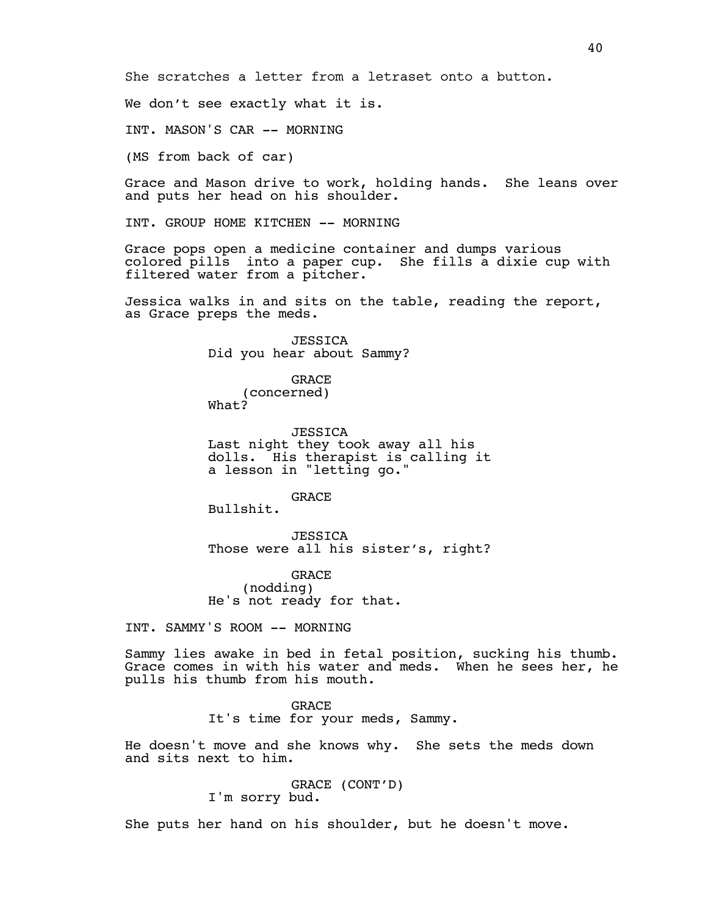She scratches a letter from a letraset onto a button.

We don't see exactly what it is.

INT. MASON'S CAR -- MORNING

(MS from back of car)

Grace and Mason drive to work, holding hands. She leans over and puts her head on his shoulder.

INT. GROUP HOME KITCHEN -- MORNING

Grace pops open a medicine container and dumps various colored pills into a paper cup. She fills a dixie cup with filtered water from a pitcher.

Jessica walks in and sits on the table, reading the report, as Grace preps the meds.

JESSICA
Did you hear about Sammy?

GRACE
(concerned)
What?

JESSICA
Last night they took away all his dolls. His therapist is calling it a lesson in "letting go."

GRACE
Bullshit.

JESSICA
Those were all his sister's, right?

GRACE
(nodding)
He's not ready for that.

INT. SAMMY'S ROOM -- MORNING

Sammy lies awake in bed in fetal position, sucking his thumb. Grace comes in with his water and meds. When he sees her, he pulls his thumb from his mouth.

GRACE
It's time for your meds, Sammy.

He doesn't move and she knows why. She sets the meds down and sits next to him.

GRACE (CONT'D)
I'm sorry bud.

She puts her hand on his shoulder, but he doesn't move.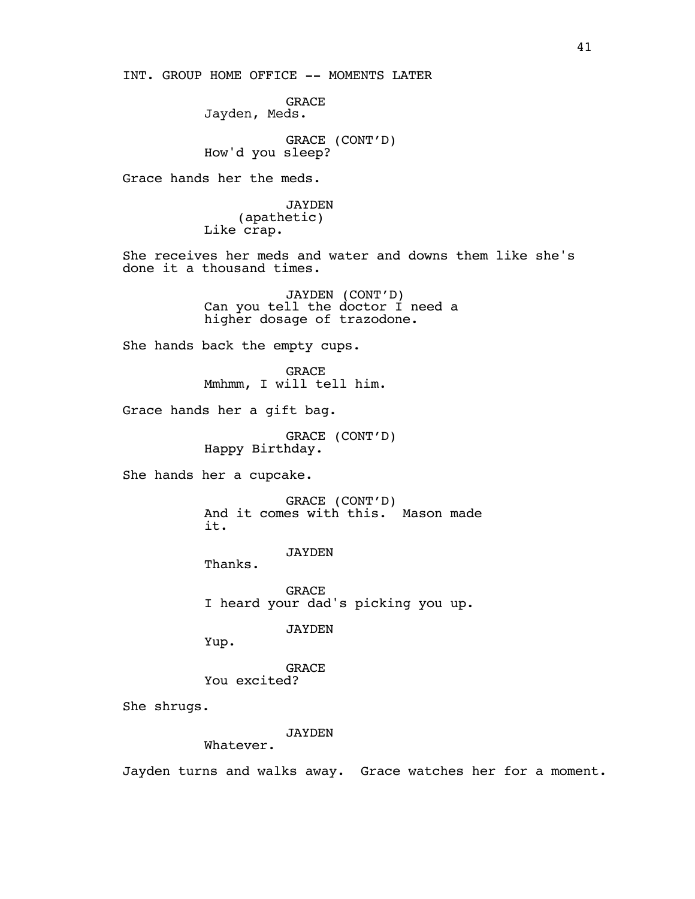INT. GROUP HOME OFFICE -- MOMENTS LATER

GRACE
Jayden, Meds.

GRACE (CONT'D)
How'd you sleep?

Grace hands her the meds.

JAYDEN
(apathetic)
Like crap.

She receives her meds and water and downs them like she's done it a thousand times.

JAYDEN (CONT'D)
Can you tell the doctor I need a higher dosage of trazodone.

She hands back the empty cups.

GRACE
Mmhmm, I will tell him.

Grace hands her a gift bag.

GRACE (CONT'D)
Happy Birthday.

She hands her a cupcake.

GRACE (CONT'D)
And it comes with this. Mason made it.

JAYDEN
Thanks.

GRACE
I heard your dad's picking you up.

JAYDEN
Yup.

GRACE
You excited?

She shrugs.

JAYDEN
Whatever.

Jayden turns and walks away. Grace watches her for a moment.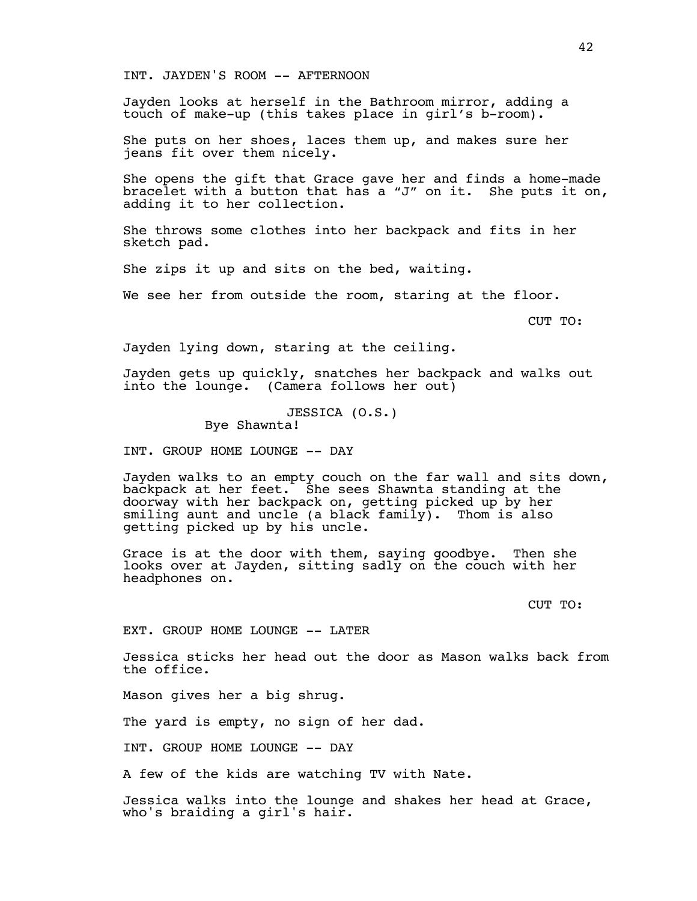INT. JAYDEN'S ROOM -- AFTERNOON

Jayden looks at herself in the Bathroom mirror, adding a touch of make-up (this takes place in girl's b-room).

She puts on her shoes, laces them up, and makes sure her jeans fit over them nicely.

She opens the gift that Grace gave her and finds a home-made bracelet with a button that has a "J" on it. She puts it on, adding it to her collection.

She throws some clothes into her backpack and fits in her sketch pad.

She zips it up and sits on the bed, waiting.

We see her from outside the room, staring at the floor.

CUT TO:

Jayden lying down, staring at the ceiling.

Jayden gets up quickly, snatches her backpack and walks out into the lounge. (Camera follows her out)

JESSICA (O.S.)
Bye Shawnta!

INT. GROUP HOME LOUNGE -- DAY

Jayden walks to an empty couch on the far wall and sits down, backpack at her feet. She sees Shawnta standing at the doorway with her backpack on, getting picked up by her smiling aunt and uncle (a black family). Thom is also getting picked up by his uncle.

Grace is at the door with them, saying goodbye. Then she looks over at Jayden, sitting sadly on the couch with her headphones on.

CUT TO:

EXT. GROUP HOME LOUNGE -- LATER

Jessica sticks her head out the door as Mason walks back from the office.

Mason gives her a big shrug.

The yard is empty, no sign of her dad.

INT. GROUP HOME LOUNGE -- DAY

A few of the kids are watching TV with Nate.

Jessica walks into the lounge and shakes her head at Grace, who's braiding a girl's hair.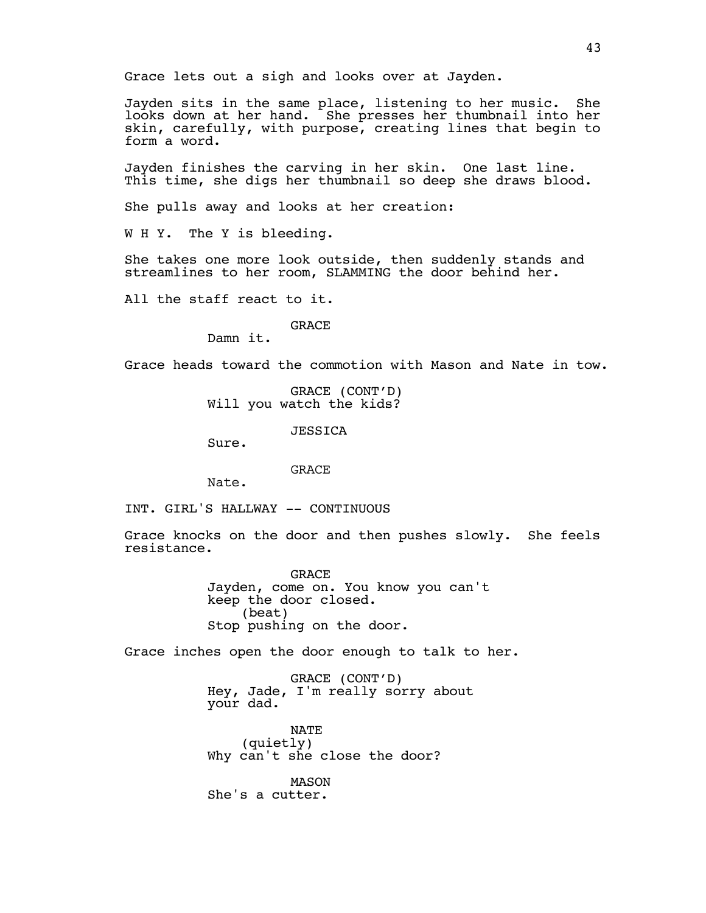Grace lets out a sigh and looks over at Jayden.

Jayden sits in the same place, listening to her music. She looks down at her hand. She presses her thumbnail into her skin, carefully, with purpose, creating lines that begin to form a word.

Jayden finishes the carving in her skin. One last line. This time, she digs her thumbnail so deep she draws blood.

She pulls away and looks at her creation:

W H Y. The Y is bleeding.

She takes one more look outside, then suddenly stands and streamlines to her room, SLAMMING the door behind her.

All the staff react to it.

GRACE
Damn it.

Grace heads toward the commotion with Mason and Nate in tow.

GRACE (CONT'D)
Will you watch the kids?

JESSICA
Sure.

GRACE
Nate.

INT. GIRL'S HALLWAY -- CONTINUOUS

Grace knocks on the door and then pushes slowly. She feels resistance.

GRACE
Jayden, come on. You know you can't keep the door closed.
(beat)
Stop pushing on the door.

Grace inches open the door enough to talk to her.

GRACE (CONT'D)
Hey, Jade, I'm really sorry about your dad.

NATE
(quietly)
Why can't she close the door?

MASON
She's a cutter.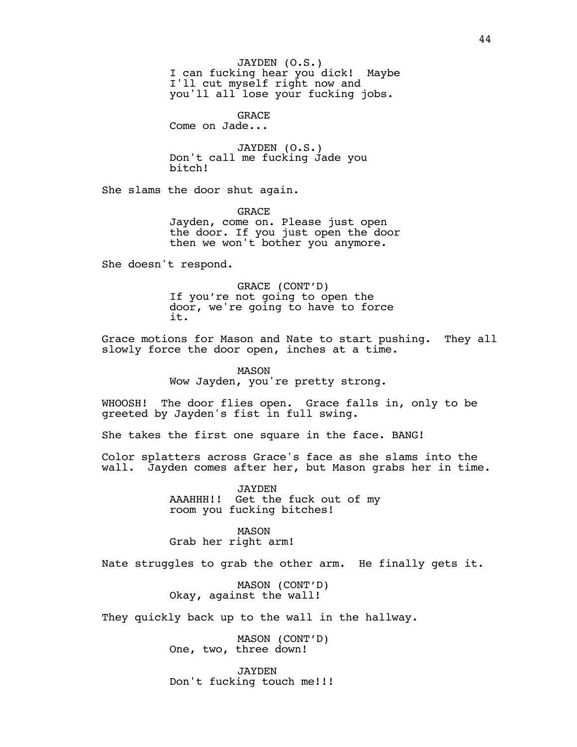JAYDEN (O.S.)
I can fucking hear you dick! Maybe I'll cut myself right now and you'll all lose your fucking jobs.

GRACE
Come on Jade...

JAYDEN (O.S.)
Don't call me fucking Jade you bitch!

She slams the door shut again.

GRACE
Jayden, come on. Please just open the door. If you just open the door then we won't bother you anymore.

She doesn't respond.

GRACE (CONT'D)
If you're not going to open the door, we're going to have to force it.

Grace motions for Mason and Nate to start pushing. They all slowly force the door open, inches at a time.

MASON
Wow Jayden, you're pretty strong.

WHOOSH! The door flies open. Grace falls in, only to be greeted by Jayden's fist in full swing.

She takes the first one square in the face. BANG!

Color splatters across Grace's face as she slams into the wall. Jayden comes after her, but Mason grabs her in time.

JAYDEN
AAAHHH!! Get the fuck out of my room you fucking bitches!

MASON
Grab her right arm!

Nate struggles to grab the other arm. He finally gets it.

MASON (CONT'D)
Okay, against the wall!

They quickly back up to the wall in the hallway.

MASON (CONT'D)
One, two, three down!

JAYDEN
Don't fucking touch me!!!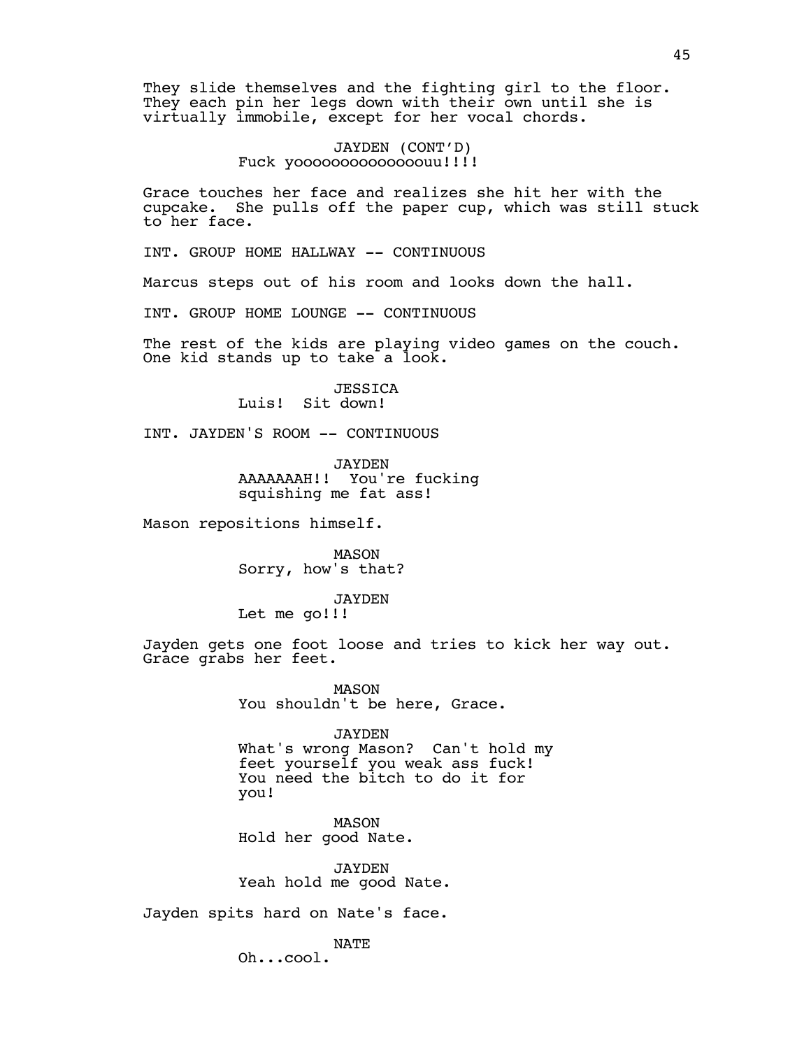They slide themselves and the fighting girl to the floor. They each pin her legs down with their own until she is virtually immobile, except for her vocal chords.

JAYDEN (CONT'D)
Fuck yoooooooooooooouu!!!!

Grace touches her face and realizes she hit her with the cupcake. She pulls off the paper cup, which was still stuck to her face.

INT. GROUP HOME HALLWAY -- CONTINUOUS

Marcus steps out of his room and looks down the hall.

INT. GROUP HOME LOUNGE -- CONTINUOUS

The rest of the kids are playing video games on the couch. One kid stands up to take a look.

JESSICA
Luis! Sit down!

INT. JAYDEN'S ROOM -- CONTINUOUS

JAYDEN
AAAAAAAH!! You're fucking squishing me fat ass!

Mason repositions himself.

MASON
Sorry, how's that?

JAYDEN
Let me go!!!

Jayden gets one foot loose and tries to kick her way out. Grace grabs her feet.

MASON
You shouldn't be here, Grace.

JAYDEN
What's wrong Mason? Can't hold my feet yourself you weak ass fuck! You need the bitch to do it for you!

MASON
Hold her good Nate.

JAYDEN
Yeah hold me good Nate.

Jayden spits hard on Nate's face.

NATE
Oh...cool.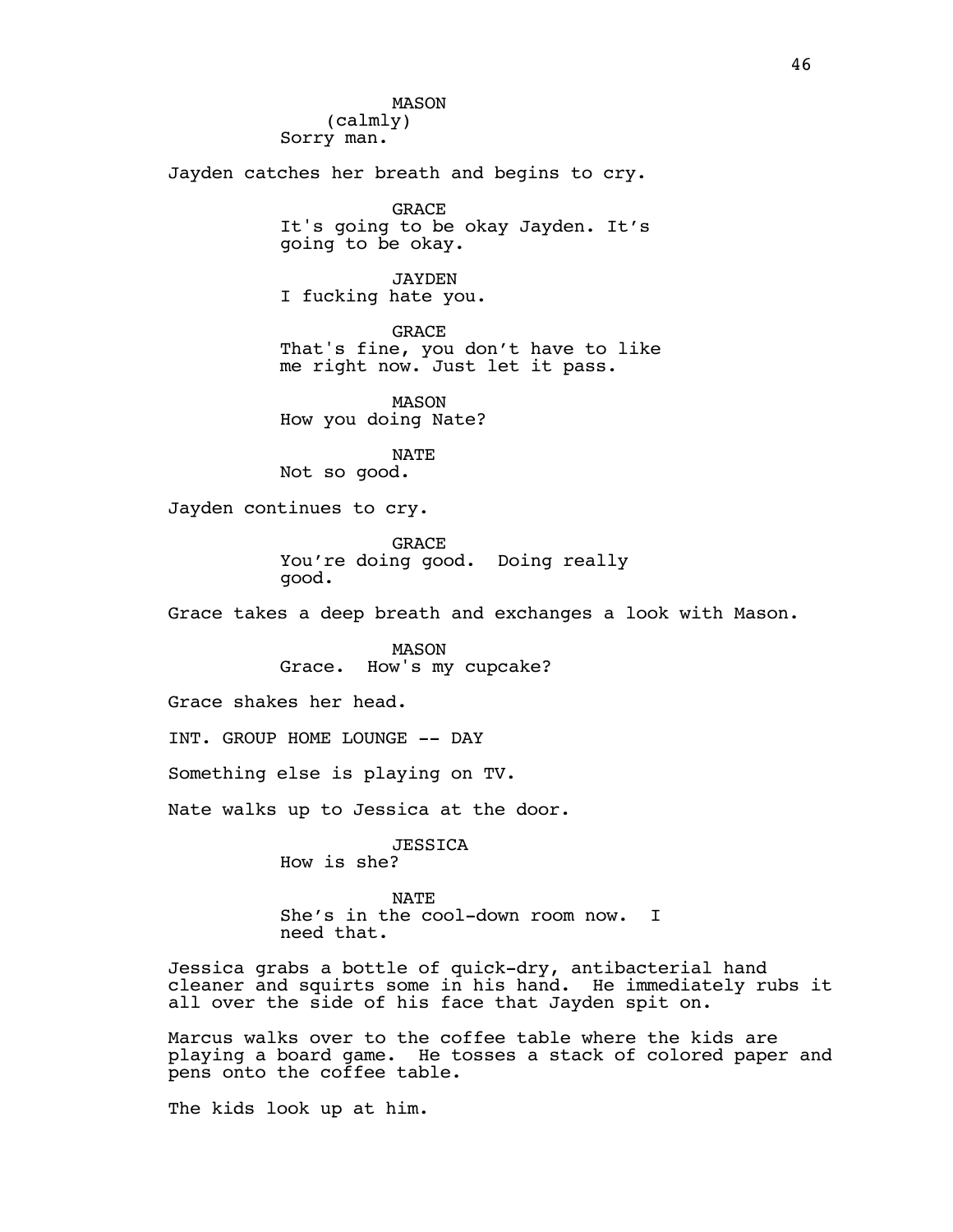MASON
(calmly)
Sorry man.

Jayden catches her breath and begins to cry.

GRACE
It's going to be okay Jayden. It's going to be okay.

JAYDEN
I fucking hate you.

GRACE
That's fine, you don't have to like me right now. Just let it pass.

MASON
How you doing Nate?

NATE
Not so good.

Jayden continues to cry.

GRACE
You're doing good.  Doing really good.

Grace takes a deep breath and exchanges a look with Mason.

MASON
Grace.  How's my cupcake?

Grace shakes her head.

INT. GROUP HOME LOUNGE -- DAY

Something else is playing on TV.

Nate walks up to Jessica at the door.

JESSICA
How is she?

NATE
She's in the cool-down room now.  I need that.

Jessica grabs a bottle of quick-dry, antibacterial hand cleaner and squirts some in his hand.  He immediately rubs it all over the side of his face that Jayden spit on.

Marcus walks over to the coffee table where the kids are playing a board game.  He tosses a stack of colored paper and pens onto the coffee table.

The kids look up at him.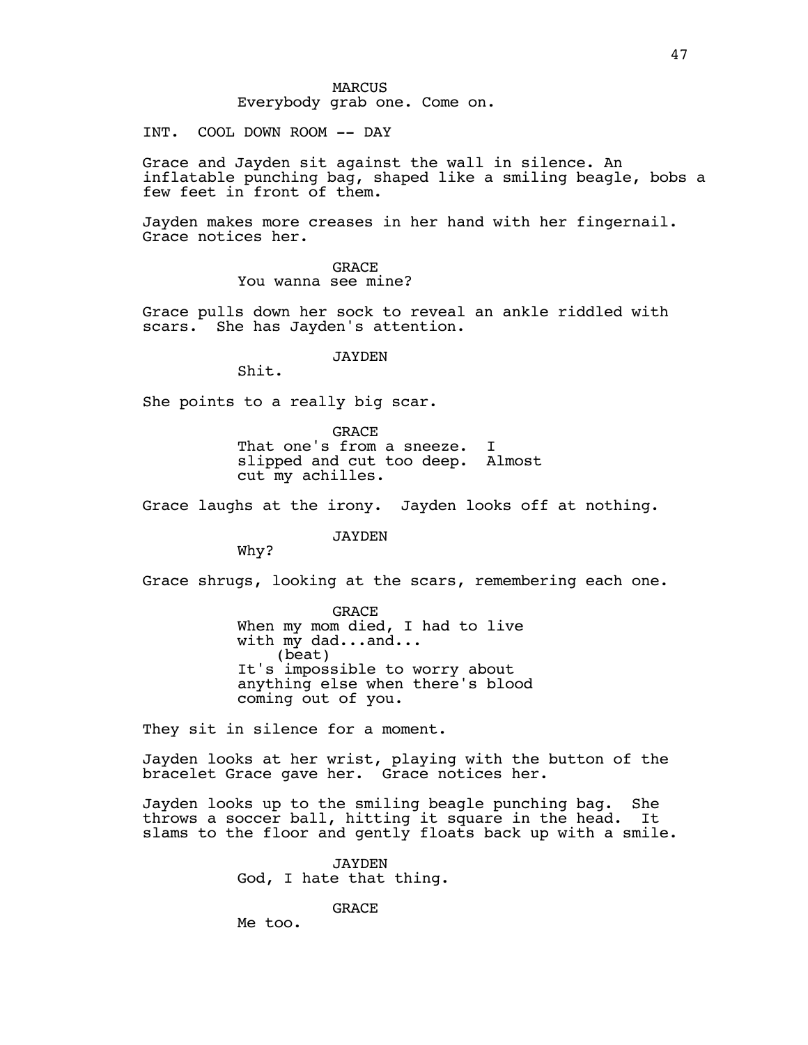MARCUS

Everybody grab one. Come on.

INT. COOL DOWN ROOM -- DAY

Grace and Jayden sit against the wall in silence. An inflatable punching bag, shaped like a smiling beagle, bobs a few feet in front of them.

Jayden makes more creases in her hand with her fingernail. Grace notices her.

GRACE

You wanna see mine?

Grace pulls down her sock to reveal an ankle riddled with scars. She has Jayden's attention.

JAYDEN

Shit.

She points to a really big scar.

GRACE

That one's from a sneeze. I slipped and cut too deep. Almost cut my achilles.

Grace laughs at the irony. Jayden looks off at nothing.

JAYDEN

Why?

Grace shrugs, looking at the scars, remembering each one.

GRACE

When my mom died, I had to live with my dad...and...

(beat)

It's impossible to worry about anything else when there's blood coming out of you.

They sit in silence for a moment.

Jayden looks at her wrist, playing with the button of the bracelet Grace gave her. Grace notices her.

Jayden looks up to the smiling beagle punching bag. She throws a soccer ball, hitting it square in the head. It slams to the floor and gently floats back up with a smile.

JAYDEN

God, I hate that thing.

GRACE

Me too.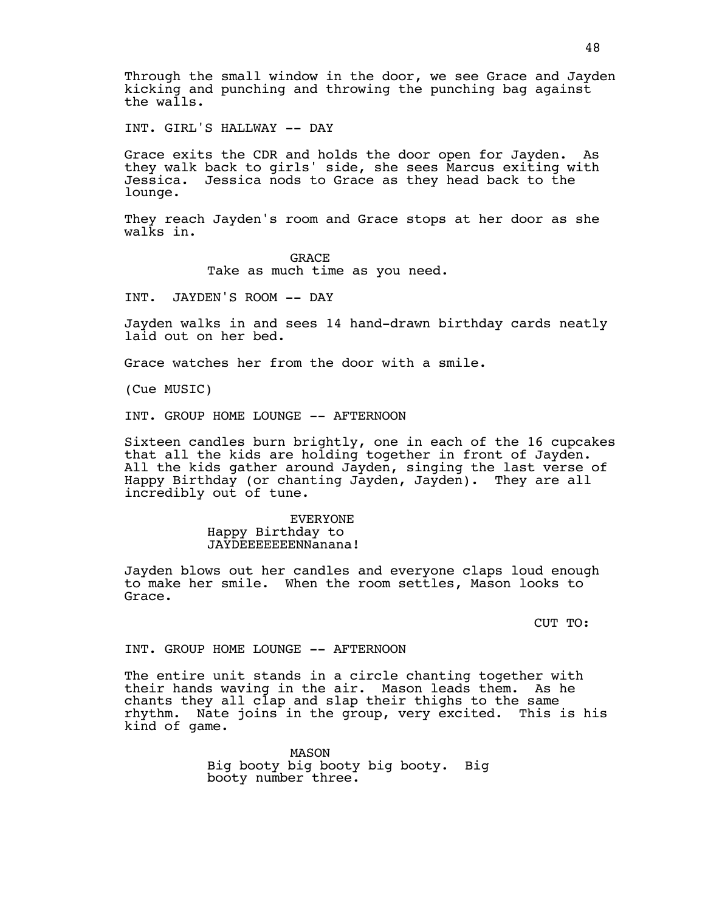Through the small window in the door, we see Grace and Jayden kicking and punching and throwing the punching bag against the walls.

INT. GIRL'S HALLWAY -- DAY

Grace exits the CDR and holds the door open for Jayden. As they walk back to girls' side, she sees Marcus exiting with Jessica. Jessica nods to Grace as they head back to the lounge.

They reach Jayden's room and Grace stops at her door as she walks in.

GRACE
Take as much time as you need.

INT. JAYDEN'S ROOM -- DAY

Jayden walks in and sees 14 hand-drawn birthday cards neatly laid out on her bed.

Grace watches her from the door with a smile.

(Cue MUSIC)

INT. GROUP HOME LOUNGE -- AFTERNOON

Sixteen candles burn brightly, one in each of the 16 cupcakes that all the kids are holding together in front of Jayden. All the kids gather around Jayden, singing the last verse of Happy Birthday (or chanting Jayden, Jayden). They are all incredibly out of tune.

EVERYONE
Happy Birthday to JAYDEEEEEEENNanana!

Jayden blows out her candles and everyone claps loud enough to make her smile. When the room settles, Mason looks to Grace.

CUT TO:

INT. GROUP HOME LOUNGE -- AFTERNOON

The entire unit stands in a circle chanting together with their hands waving in the air. Mason leads them. As he chants they all clap and slap their thighs to the same rhythm. Nate joins in the group, very excited. This is his kind of game.

MASON
Big booty big booty big booty. Big booty number three.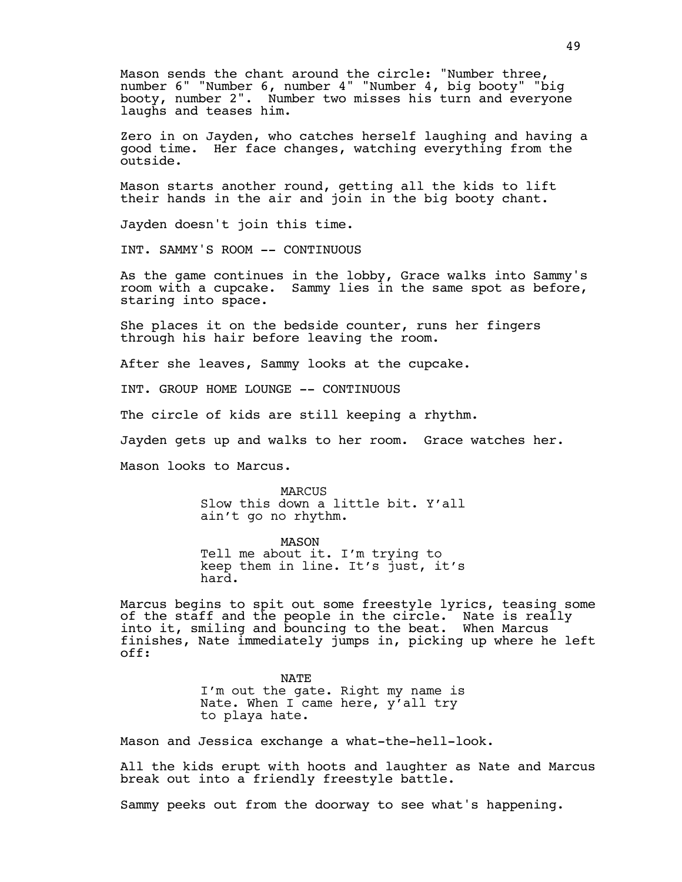Mason sends the chant around the circle: "Number three, number 6" "Number 6, number 4" "Number 4, big booty" "big booty, number 2". Number two misses his turn and everyone laughs and teases him.

Zero in on Jayden, who catches herself laughing and having a good time. Her face changes, watching everything from the outside.

Mason starts another round, getting all the kids to lift their hands in the air and join in the big booty chant.

Jayden doesn't join this time.

INT. SAMMY'S ROOM -- CONTINUOUS

As the game continues in the lobby, Grace walks into Sammy's room with a cupcake. Sammy lies in the same spot as before, staring into space.

She places it on the bedside counter, runs her fingers through his hair before leaving the room.

After she leaves, Sammy looks at the cupcake.

INT. GROUP HOME LOUNGE -- CONTINUOUS

The circle of kids are still keeping a rhythm.

Jayden gets up and walks to her room. Grace watches her.

Mason looks to Marcus.

MARCUS
Slow this down a little bit. Y'all ain't go no rhythm.

MASON
Tell me about it. I'm trying to keep them in line. It's just, it's hard.

Marcus begins to spit out some freestyle lyrics, teasing some of the staff and the people in the circle. Nate is really into it, smiling and bouncing to the beat. When Marcus finishes, Nate immediately jumps in, picking up where he left off:

NATE
I'm out the gate. Right my name is Nate. When I came here, y'all try to playa hate.

Mason and Jessica exchange a what-the-hell-look.

All the kids erupt with hoots and laughter as Nate and Marcus break out into a friendly freestyle battle.

Sammy peeks out from the doorway to see what's happening.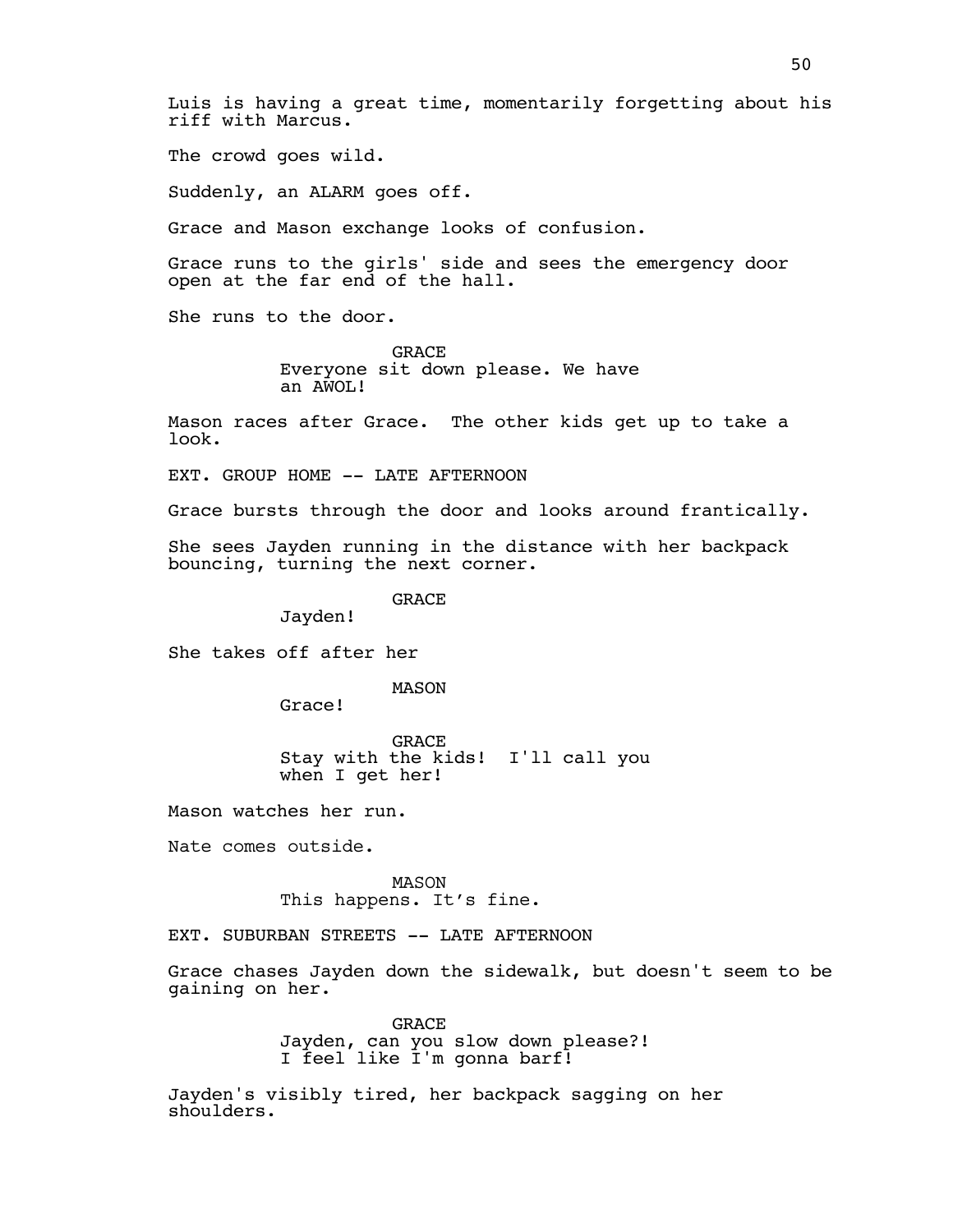Luis is having a great time, momentarily forgetting about his riff with Marcus.

The crowd goes wild.

Suddenly, an ALARM goes off.

Grace and Mason exchange looks of confusion.

Grace runs to the girls' side and sees the emergency door open at the far end of the hall.

She runs to the door.

GRACE
Everyone sit down please. We have an AWOL!

Mason races after Grace. The other kids get up to take a look.

EXT. GROUP HOME -- LATE AFTERNOON

Grace bursts through the door and looks around frantically.

She sees Jayden running in the distance with her backpack bouncing, turning the next corner.

GRACE
Jayden!

She takes off after her

MASON
Grace!

GRACE
Stay with the kids! I'll call you when I get her!

Mason watches her run.

Nate comes outside.

MASON
This happens. It’s fine.

EXT. SUBURBAN STREETS -- LATE AFTERNOON

Grace chases Jayden down the sidewalk, but doesn't seem to be gaining on her.

GRACE
Jayden, can you slow down please?! I feel like I'm gonna barf!

Jayden's visibly tired, her backpack sagging on her shoulders.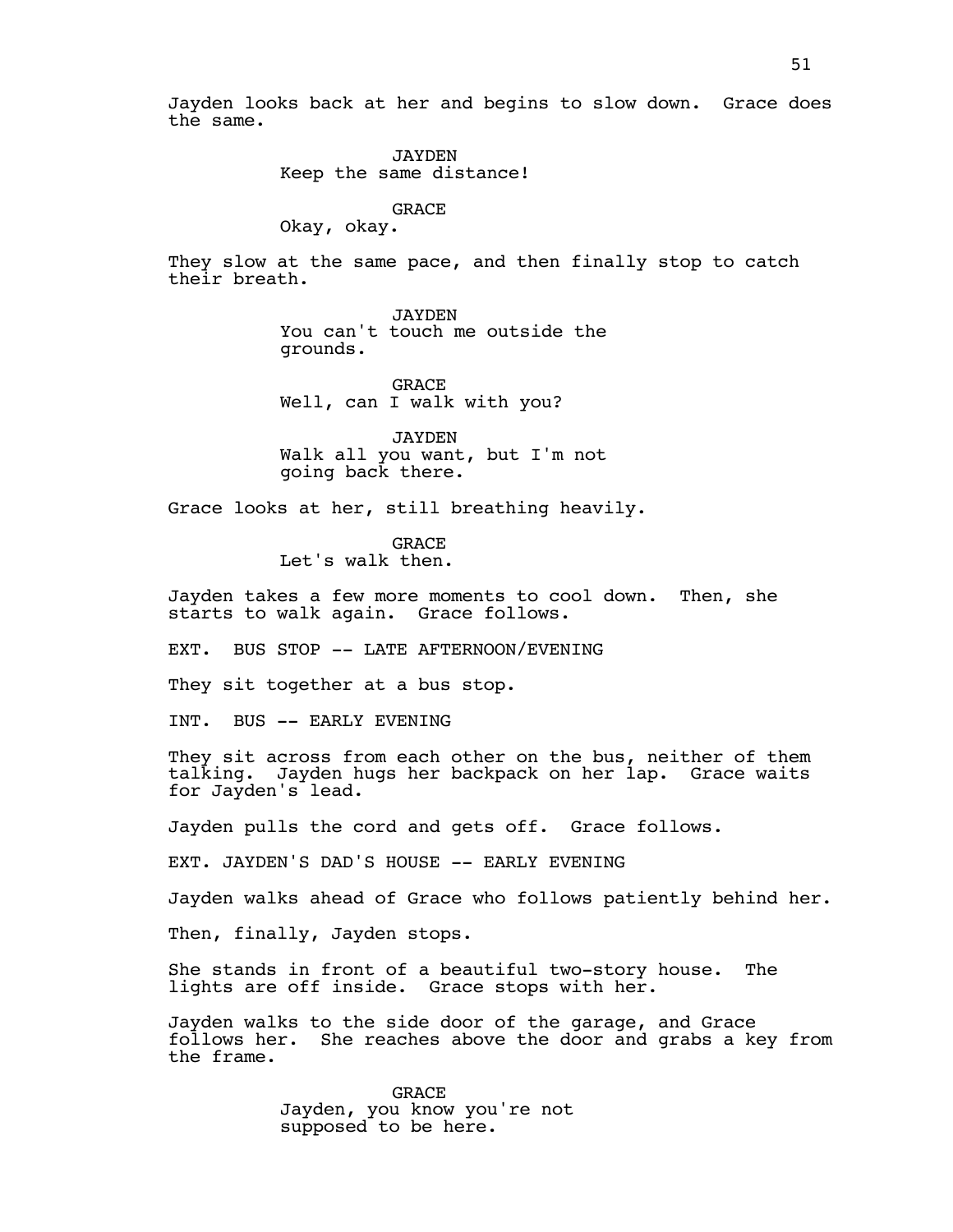Jayden looks back at her and begins to slow down. Grace does the same.

JAYDEN
Keep the same distance!

GRACE
Okay, okay.

They slow at the same pace, and then finally stop to catch their breath.

JAYDEN
You can't touch me outside the grounds.

GRACE
Well, can I walk with you?

JAYDEN
Walk all you want, but I'm not going back there.

Grace looks at her, still breathing heavily.

GRACE
Let's walk then.

Jayden takes a few more moments to cool down. Then, she starts to walk again. Grace follows.

EXT. BUS STOP -- LATE AFTERNOON/EVENING

They sit together at a bus stop.

INT. BUS -- EARLY EVENING

They sit across from each other on the bus, neither of them talking. Jayden hugs her backpack on her lap. Grace waits for Jayden's lead.

Jayden pulls the cord and gets off. Grace follows.

EXT. JAYDEN'S DAD'S HOUSE -- EARLY EVENING

Jayden walks ahead of Grace who follows patiently behind her.

Then, finally, Jayden stops.

She stands in front of a beautiful two-story house. The lights are off inside. Grace stops with her.

Jayden walks to the side door of the garage, and Grace follows her. She reaches above the door and grabs a key from the frame.

GRACE
Jayden, you know you're not supposed to be here.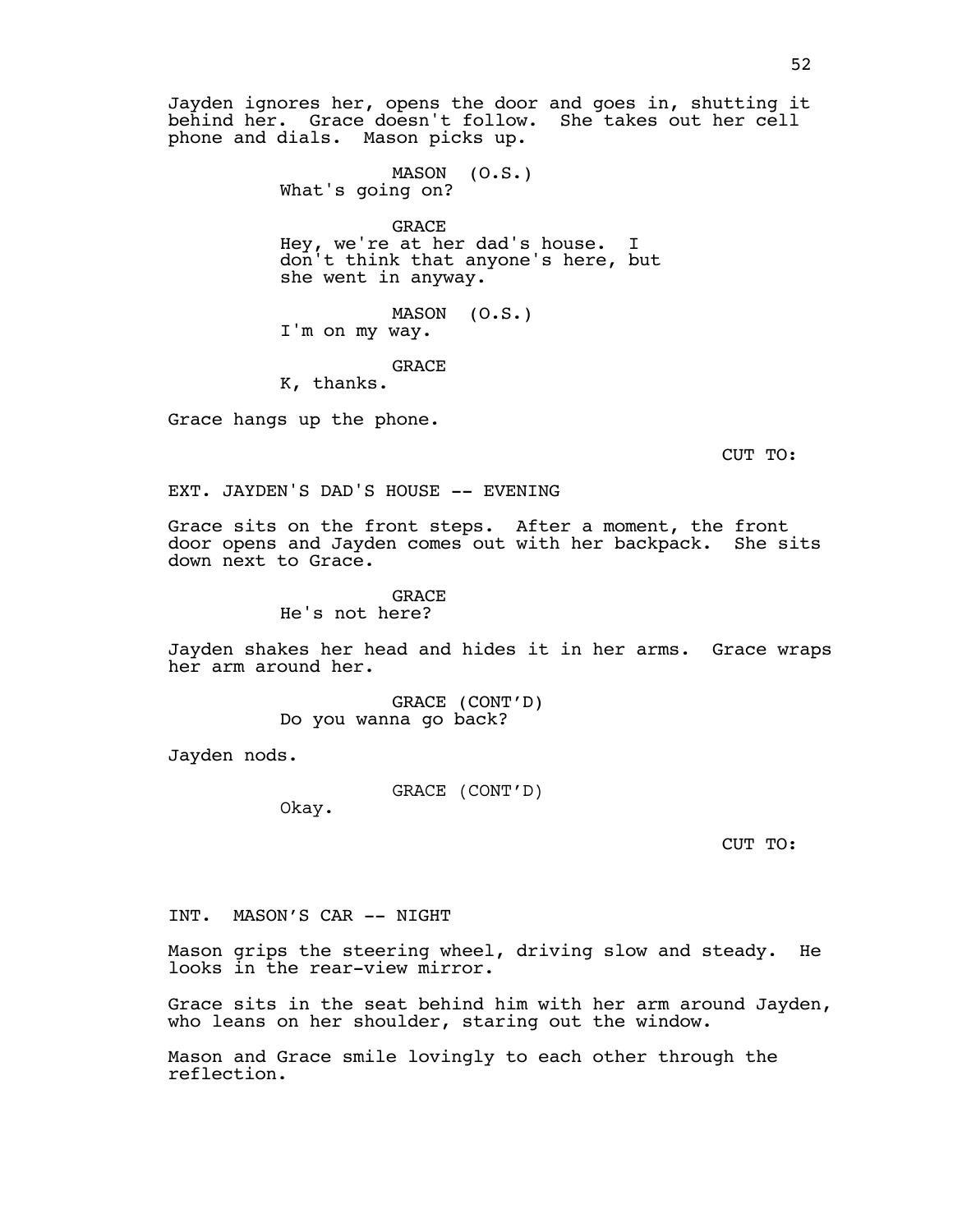Jayden ignores her, opens the door and goes in, shutting it behind her. Grace doesn't follow. She takes out her cell phone and dials. Mason picks up.

MASON (O.S.)
What's going on?

GRACE
Hey, we're at her dad's house. I don't think that anyone's here, but she went in anyway.

MASON (O.S.)
I'm on my way.

GRACE
K, thanks.

Grace hangs up the phone.

CUT TO:

EXT. JAYDEN'S DAD'S HOUSE -- EVENING

Grace sits on the front steps. After a moment, the front door opens and Jayden comes out with her backpack. She sits down next to Grace.

GRACE
He's not here?

Jayden shakes her head and hides it in her arms. Grace wraps her arm around her.

GRACE (CONT'D)
Do you wanna go back?

Jayden nods.

GRACE (CONT'D)
Okay.

CUT TO:

INT. MASON'S CAR -- NIGHT

Mason grips the steering wheel, driving slow and steady. He looks in the rear-view mirror.

Grace sits in the seat behind him with her arm around Jayden, who leans on her shoulder, staring out the window.

Mason and Grace smile lovingly to each other through the reflection.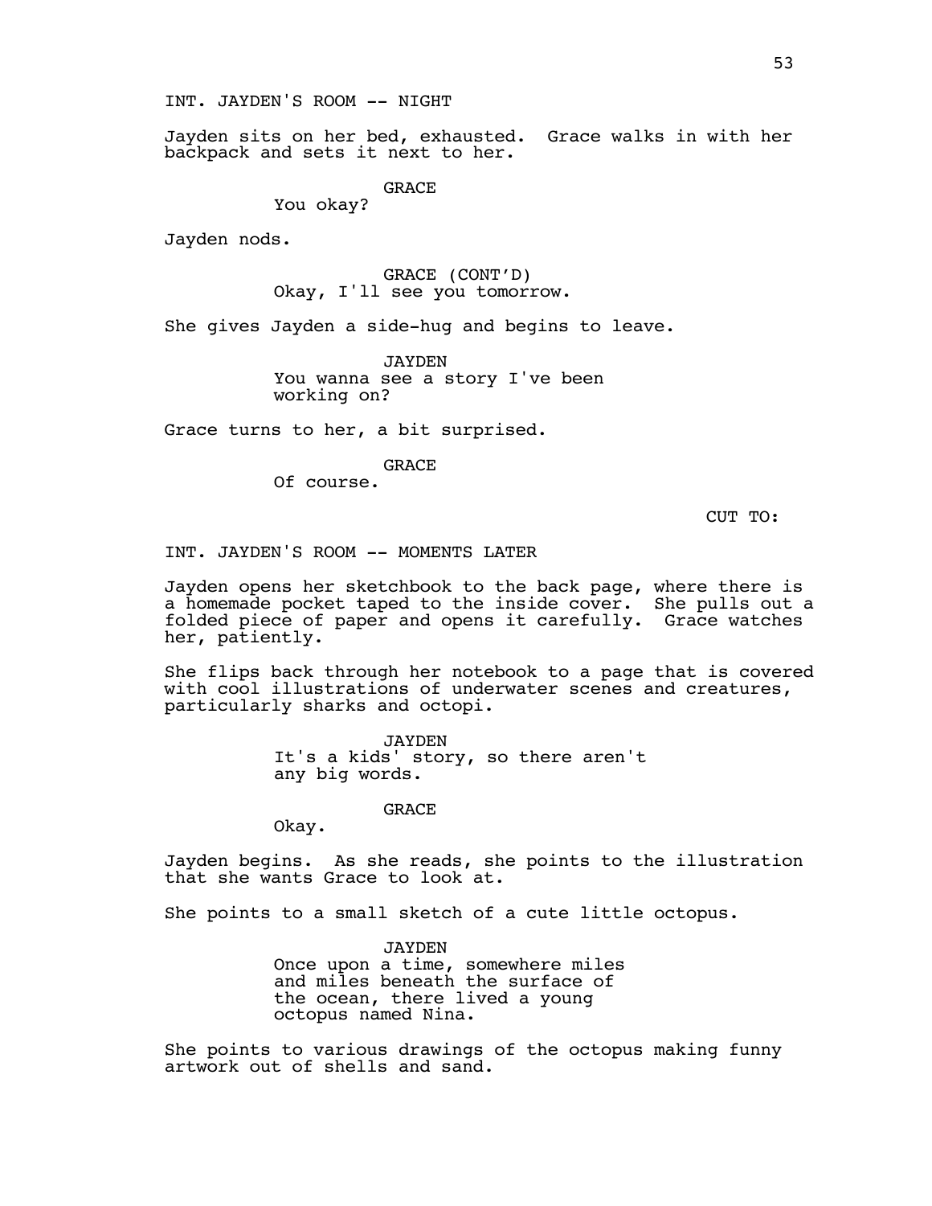INT. JAYDEN'S ROOM -- NIGHT

Jayden sits on her bed, exhausted. Grace walks in with her backpack and sets it next to her.

GRACE
You okay?

Jayden nods.

GRACE (CONT'D)
Okay, I'll see you tomorrow.

She gives Jayden a side-hug and begins to leave.

JAYDEN
You wanna see a story I've been working on?

Grace turns to her, a bit surprised.

GRACE
Of course.

CUT TO:

INT. JAYDEN'S ROOM -- MOMENTS LATER

Jayden opens her sketchbook to the back page, where there is a homemade pocket taped to the inside cover. She pulls out a folded piece of paper and opens it carefully. Grace watches her, patiently.

She flips back through her notebook to a page that is covered with cool illustrations of underwater scenes and creatures, particularly sharks and octopi.

JAYDEN
It's a kids' story, so there aren't any big words.

GRACE
Okay.

Jayden begins. As she reads, she points to the illustration that she wants Grace to look at.

She points to a small sketch of a cute little octopus.

JAYDEN
Once upon a time, somewhere miles and miles beneath the surface of the ocean, there lived a young octopus named Nina.

She points to various drawings of the octopus making funny artwork out of shells and sand.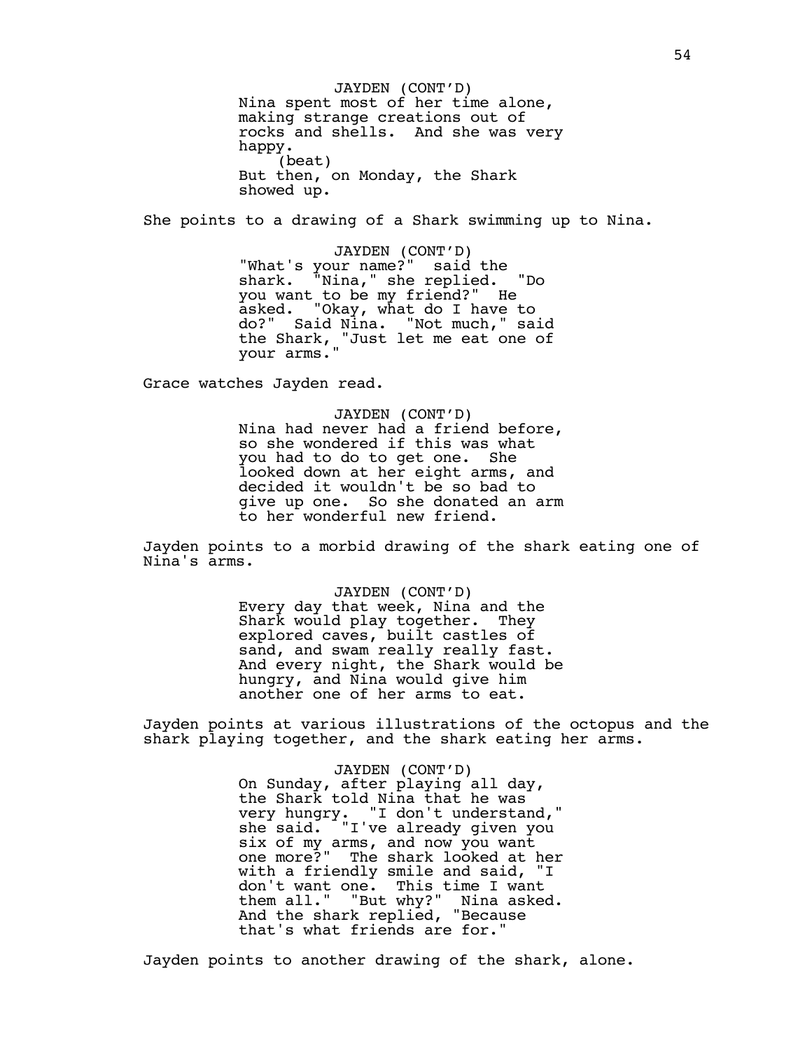JAYDEN (CONT'D)
Nina spent most of her time alone, making strange creations out of rocks and shells. And she was very happy.
(beat)
But then, on Monday, the Shark showed up.

She points to a drawing of a Shark swimming up to Nina.

JAYDEN (CONT'D)
"What's your name?" said the shark. "Nina," she replied. "Do you want to be my friend?" He asked. "Okay, what do I have to do?" Said Nina. "Not much," said the Shark, "Just let me eat one of your arms."

Grace watches Jayden read.

JAYDEN (CONT'D)
Nina had never had a friend before, so she wondered if this was what you had to do to get one. She looked down at her eight arms, and decided it wouldn't be so bad to give up one. So she donated an arm to her wonderful new friend.

Jayden points to a morbid drawing of the shark eating one of Nina's arms.

JAYDEN (CONT'D)
Every day that week, Nina and the Shark would play together. They explored caves, built castles of sand, and swam really really fast. And every night, the Shark would be hungry, and Nina would give him another one of her arms to eat.

Jayden points at various illustrations of the octopus and the shark playing together, and the shark eating her arms.

JAYDEN (CONT'D)
On Sunday, after playing all day, the Shark told Nina that he was very hungry. "I don't understand," she said. "I've already given you six of my arms, and now you want one more?" The shark looked at her with a friendly smile and said, "I don't want one. This time I want them all." "But why?" Nina asked. And the shark replied, "Because that's what friends are for."

Jayden points to another drawing of the shark, alone.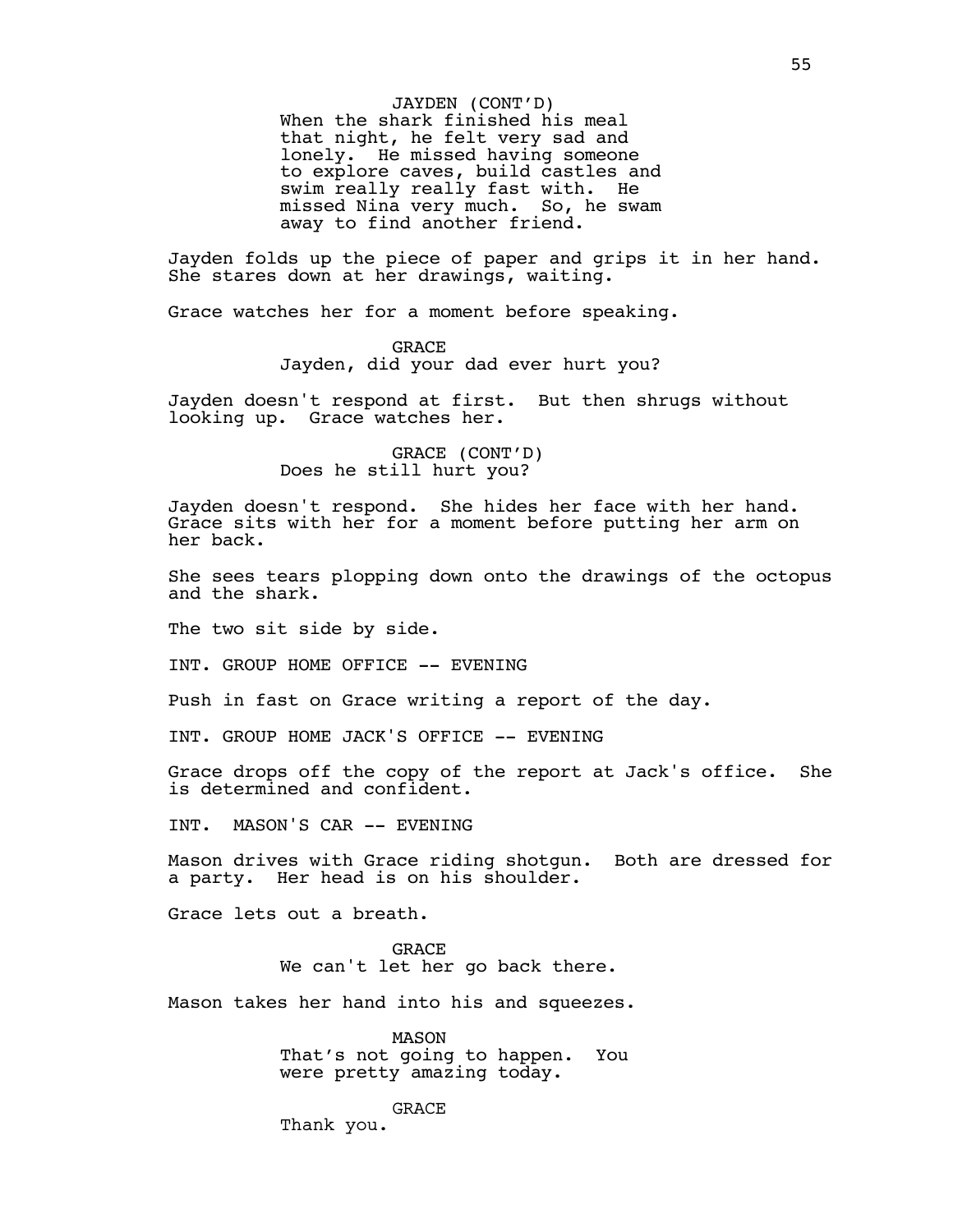JAYDEN (CONT'D)
When the shark finished his meal that night, he felt very sad and lonely. He missed having someone to explore caves, build castles and swim really really fast with. He missed Nina very much. So, he swam away to find another friend.

Jayden folds up the piece of paper and grips it in her hand. She stares down at her drawings, waiting.

Grace watches her for a moment before speaking.

GRACE
Jayden, did your dad ever hurt you?

Jayden doesn't respond at first. But then shrugs without looking up. Grace watches her.

GRACE (CONT'D)
Does he still hurt you?

Jayden doesn't respond. She hides her face with her hand. Grace sits with her for a moment before putting her arm on her back.

She sees tears plopping down onto the drawings of the octopus and the shark.

The two sit side by side.

INT. GROUP HOME OFFICE -- EVENING

Push in fast on Grace writing a report of the day.

INT. GROUP HOME JACK'S OFFICE -- EVENING

Grace drops off the copy of the report at Jack's office. She is determined and confident.

INT. MASON'S CAR -- EVENING

Mason drives with Grace riding shotgun. Both are dressed for a party. Her head is on his shoulder.

Grace lets out a breath.

GRACE
We can't let her go back there.

Mason takes her hand into his and squeezes.

MASON
That's not going to happen. You were pretty amazing today.

GRACE
Thank you.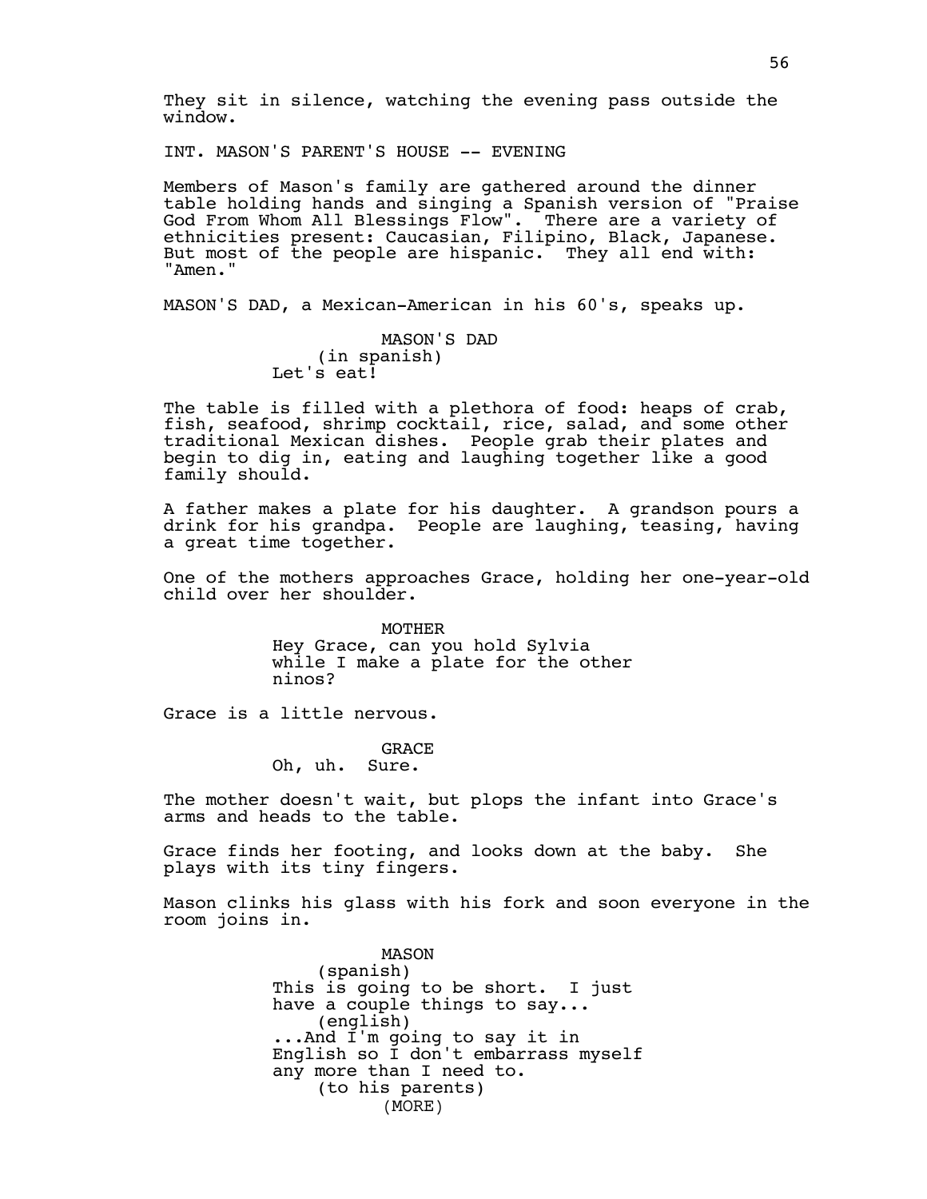They sit in silence, watching the evening pass outside the window.

INT. MASON'S PARENT'S HOUSE -- EVENING

Members of Mason's family are gathered around the dinner table holding hands and singing a Spanish version of "Praise God From Whom All Blessings Flow". There are a variety of ethnicities present: Caucasian, Filipino, Black, Japanese. But most of the people are hispanic. They all end with: "Amen."

MASON'S DAD, a Mexican-American in his 60's, speaks up.

MASON'S DAD
(in spanish)
Let's eat!

The table is filled with a plethora of food: heaps of crab, fish, seafood, shrimp cocktail, rice, salad, and some other traditional Mexican dishes. People grab their plates and begin to dig in, eating and laughing together like a good family should.

A father makes a plate for his daughter. A grandson pours a drink for his grandpa. People are laughing, teasing, having a great time together.

One of the mothers approaches Grace, holding her one-year-old child over her shoulder.

MOTHER
Hey Grace, can you hold Sylvia while I make a plate for the other ninos?

Grace is a little nervous.

GRACE
Oh, uh. Sure.

The mother doesn't wait, but plops the infant into Grace's arms and heads to the table.

Grace finds her footing, and looks down at the baby. She plays with its tiny fingers.

Mason clinks his glass with his fork and soon everyone in the room joins in.

MASON
(spanish)
This is going to be short. I just have a couple things to say...
(english)
...And I'm going to say it in English so I don't embarrass myself any more than I need to.
(to his parents)
(MORE)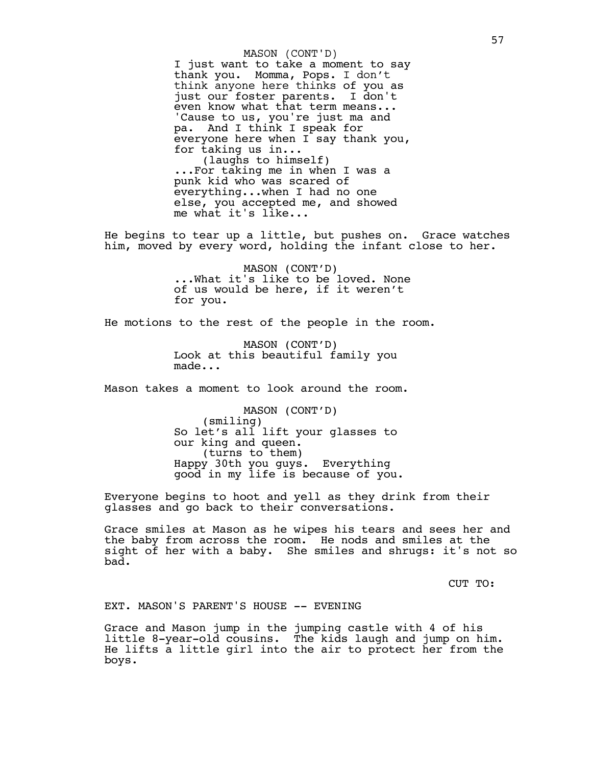MASON (CONT'D)
I just want to take a moment to say thank you. Momma, Pops. I don't think anyone here thinks of you as just our foster parents. I don't even know what that term means... 'Cause to us, you're just ma and pa. And I think I speak for everyone here when I say thank you, for taking us in...
(laughs to himself)
...For taking me in when I was a punk kid who was scared of everything...when I had no one else, you accepted me, and showed me what it's like...

He begins to tear up a little, but pushes on. Grace watches him, moved by every word, holding the infant close to her.

MASON (CONT'D)
...What it's like to be loved. None of us would be here, if it weren't for you.

He motions to the rest of the people in the room.

MASON (CONT'D)
Look at this beautiful family you made...

Mason takes a moment to look around the room.

MASON (CONT'D)
(smiling)
So let's all lift your glasses to our king and queen.
(turns to them)
Happy 30th you guys. Everything good in my life is because of you.

Everyone begins to hoot and yell as they drink from their glasses and go back to their conversations.

Grace smiles at Mason as he wipes his tears and sees her and the baby from across the room. He nods and smiles at the sight of her with a baby. She smiles and shrugs: it's not so bad.

CUT TO:

EXT. MASON'S PARENT'S HOUSE -- EVENING

Grace and Mason jump in the jumping castle with 4 of his little 8-year-old cousins. The kids laugh and jump on him. He lifts a little girl into the air to protect her from the boys.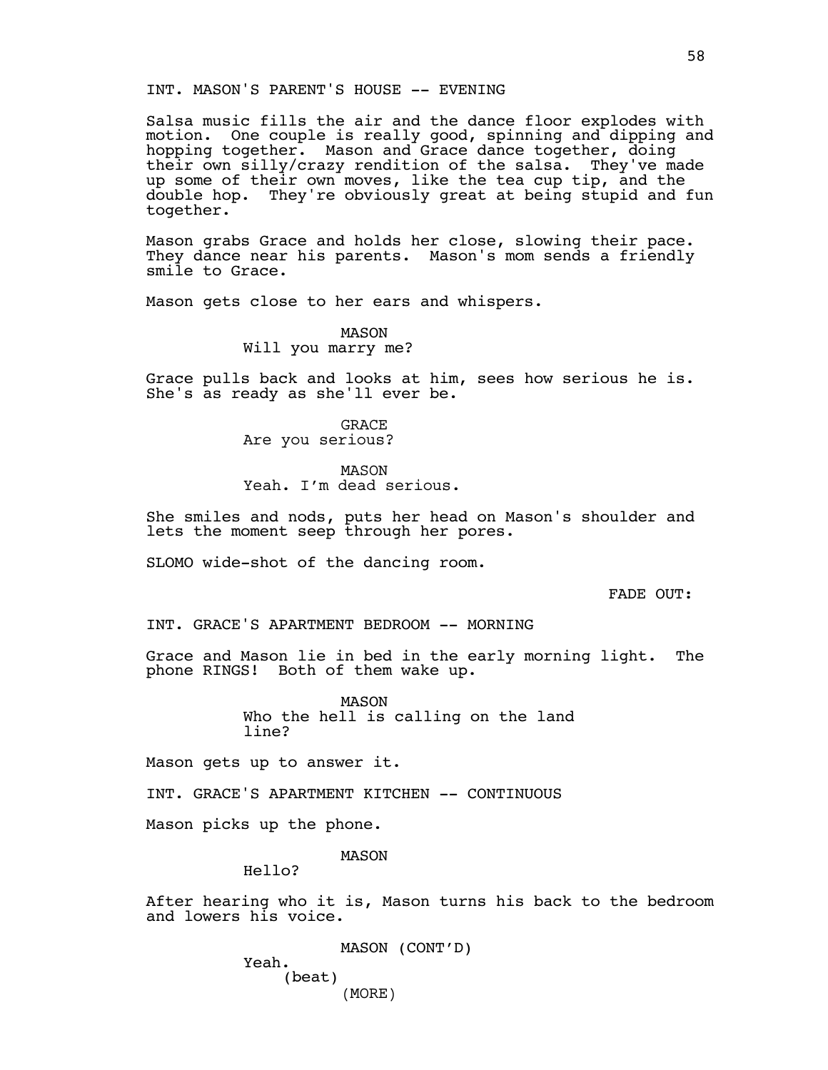INT. MASON'S PARENT'S HOUSE -- EVENING

Salsa music fills the air and the dance floor explodes with motion. One couple is really good, spinning and dipping and hopping together. Mason and Grace dance together, doing their own silly/crazy rendition of the salsa. They've made up some of their own moves, like the tea cup tip, and the double hop. They're obviously great at being stupid and fun together.

Mason grabs Grace and holds her close, slowing their pace. They dance near his parents. Mason's mom sends a friendly smile to Grace.

Mason gets close to her ears and whispers.

MASON
Will you marry me?

Grace pulls back and looks at him, sees how serious he is. She's as ready as she'll ever be.

GRACE
Are you serious?

MASON
Yeah. I'm dead serious.

She smiles and nods, puts her head on Mason's shoulder and lets the moment seep through her pores.

SLOMO wide-shot of the dancing room.

FADE OUT:

INT. GRACE'S APARTMENT BEDROOM -- MORNING

Grace and Mason lie in bed in the early morning light. The phone RINGS! Both of them wake up.

MASON
Who the hell is calling on the land line?

Mason gets up to answer it.

INT. GRACE'S APARTMENT KITCHEN -- CONTINUOUS

Mason picks up the phone.

MASON
Hello?

After hearing who it is, Mason turns his back to the bedroom and lowers his voice.

MASON (CONT'D)
Yeah.
(beat)
(MORE)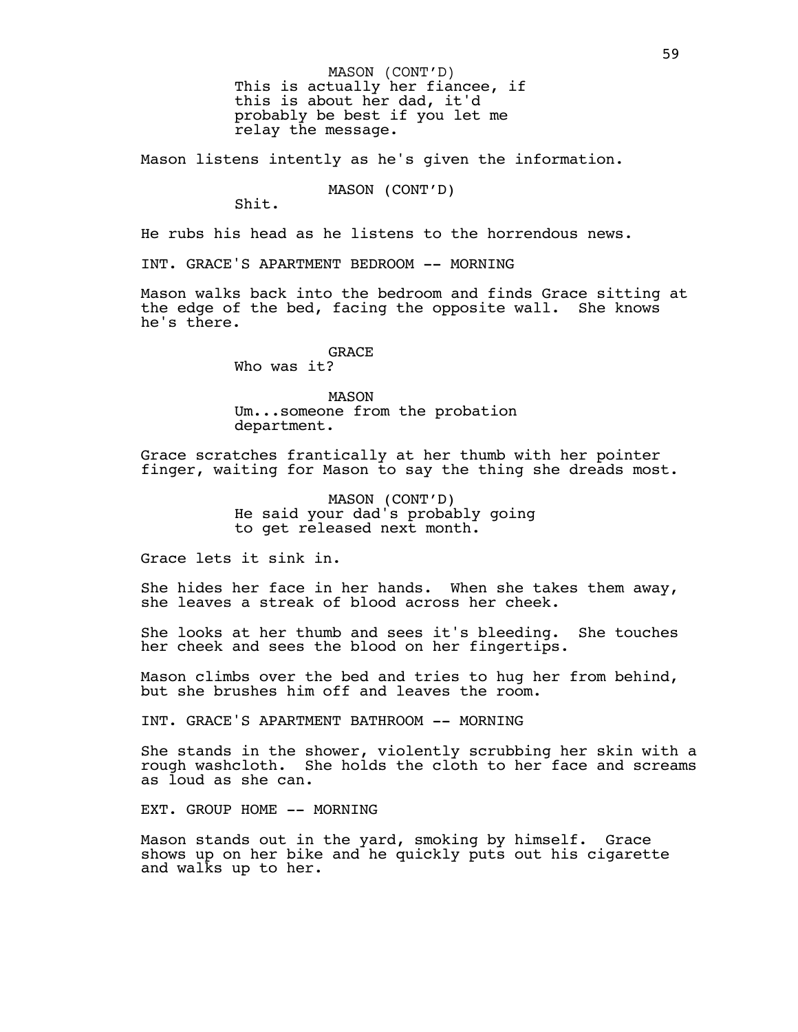MASON (CONT'D)
This is actually her fiancee, if this is about her dad, it'd probably be best if you let me relay the message.

Mason listens intently as he's given the information.

MASON (CONT'D)
Shit.

He rubs his head as he listens to the horrendous news.

INT. GRACE'S APARTMENT BEDROOM -- MORNING

Mason walks back into the bedroom and finds Grace sitting at the edge of the bed, facing the opposite wall. She knows he's there.

GRACE
Who was it?

MASON
Um...someone from the probation department.

Grace scratches frantically at her thumb with her pointer finger, waiting for Mason to say the thing she dreads most.

MASON (CONT'D)
He said your dad's probably going to get released next month.

Grace lets it sink in.

She hides her face in her hands. When she takes them away, she leaves a streak of blood across her cheek.

She looks at her thumb and sees it's bleeding. She touches her cheek and sees the blood on her fingertips.

Mason climbs over the bed and tries to hug her from behind, but she brushes him off and leaves the room.

INT. GRACE'S APARTMENT BATHROOM -- MORNING

She stands in the shower, violently scrubbing her skin with a rough washcloth. She holds the cloth to her face and screams as loud as she can.

EXT. GROUP HOME -- MORNING

Mason stands out in the yard, smoking by himself. Grace shows up on her bike and he quickly puts out his cigarette and walks up to her.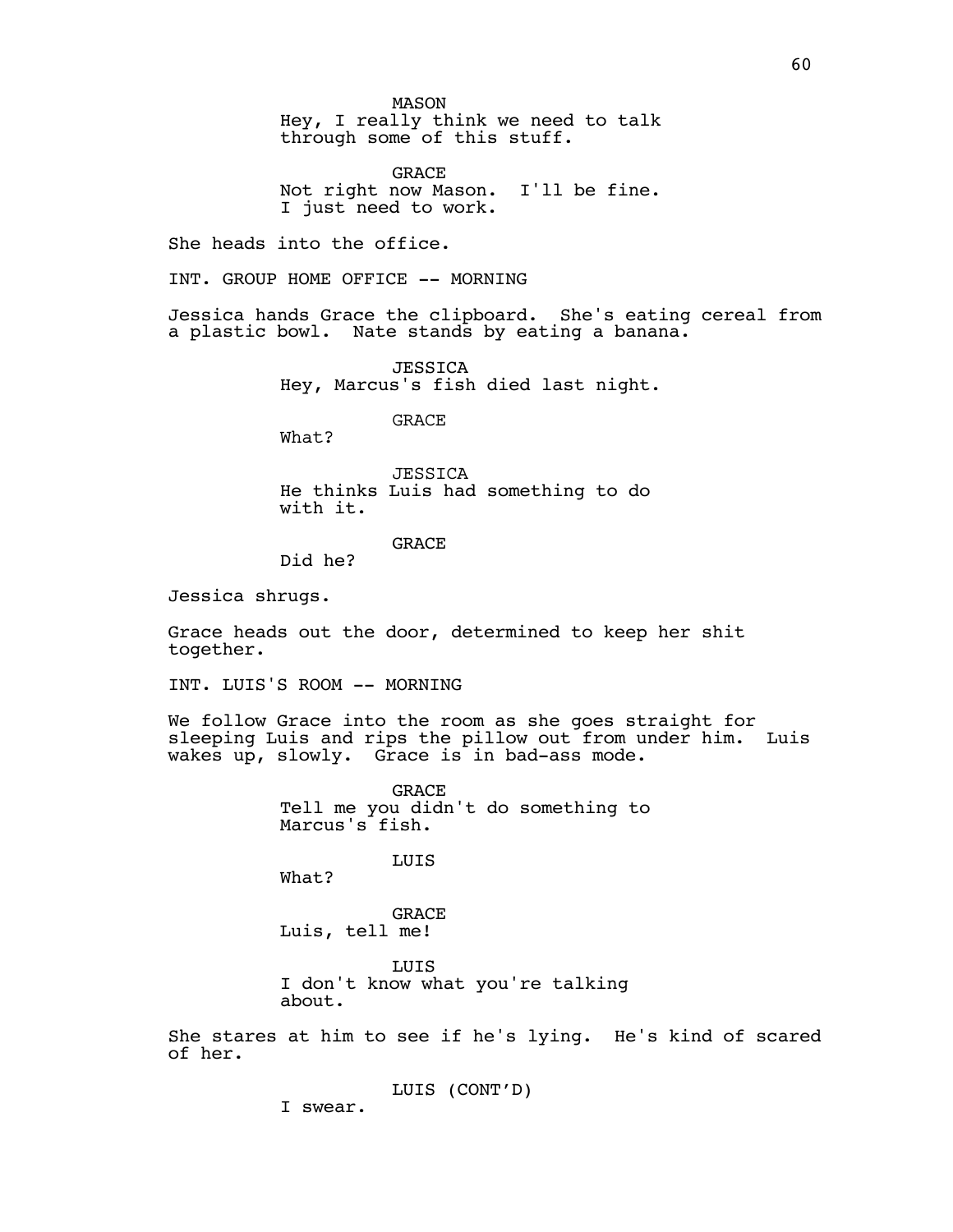MASON
Hey, I really think we need to talk through some of this stuff.

GRACE
Not right now Mason. I'll be fine. I just need to work.

She heads into the office.

INT. GROUP HOME OFFICE -- MORNING

Jessica hands Grace the clipboard. She's eating cereal from a plastic bowl. Nate stands by eating a banana.

JESSICA
Hey, Marcus's fish died last night.

GRACE
What?

JESSICA
He thinks Luis had something to do with it.

GRACE
Did he?

Jessica shrugs.

Grace heads out the door, determined to keep her shit together.

INT. LUIS'S ROOM -- MORNING

We follow Grace into the room as she goes straight for sleeping Luis and rips the pillow out from under him. Luis wakes up, slowly. Grace is in bad-ass mode.

GRACE
Tell me you didn't do something to Marcus's fish.

LUIS
What?

GRACE
Luis, tell me!

LUIS
I don't know what you're talking about.

She stares at him to see if he's lying. He's kind of scared of her.

LUIS (CONT'D)
I swear.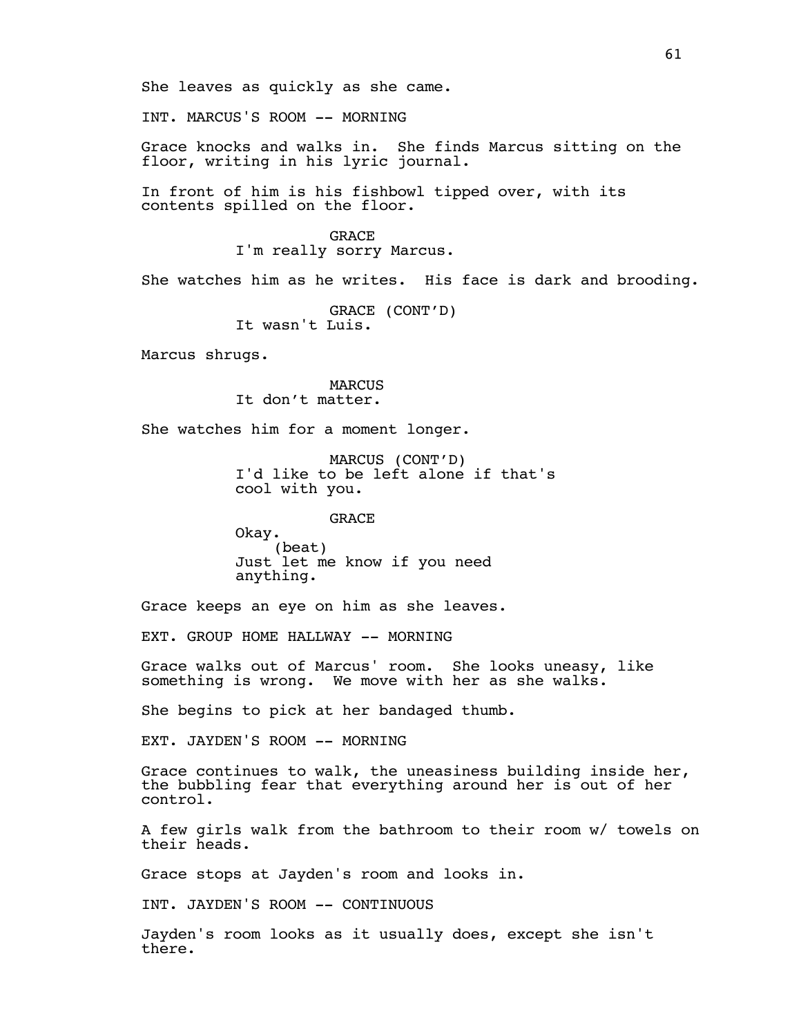She leaves as quickly as she came.

INT. MARCUS'S ROOM -- MORNING

Grace knocks and walks in. She finds Marcus sitting on the floor, writing in his lyric journal.

In front of him is his fishbowl tipped over, with its contents spilled on the floor.

GRACE
I'm really sorry Marcus.

She watches him as he writes. His face is dark and brooding.

GRACE (CONT'D)
It wasn't Luis.

Marcus shrugs.

MARCUS
It don't matter.

She watches him for a moment longer.

MARCUS (CONT'D)
I'd like to be left alone if that's cool with you.

GRACE
Okay.
(beat)
Just let me know if you need anything.

Grace keeps an eye on him as she leaves.

EXT. GROUP HOME HALLWAY -- MORNING

Grace walks out of Marcus' room. She looks uneasy, like something is wrong. We move with her as she walks.

She begins to pick at her bandaged thumb.

EXT. JAYDEN'S ROOM -- MORNING

Grace continues to walk, the uneasiness building inside her, the bubbling fear that everything around her is out of her control.

A few girls walk from the bathroom to their room w/ towels on their heads.

Grace stops at Jayden's room and looks in.

INT. JAYDEN'S ROOM -- CONTINUOUS

Jayden's room looks as it usually does, except she isn't there.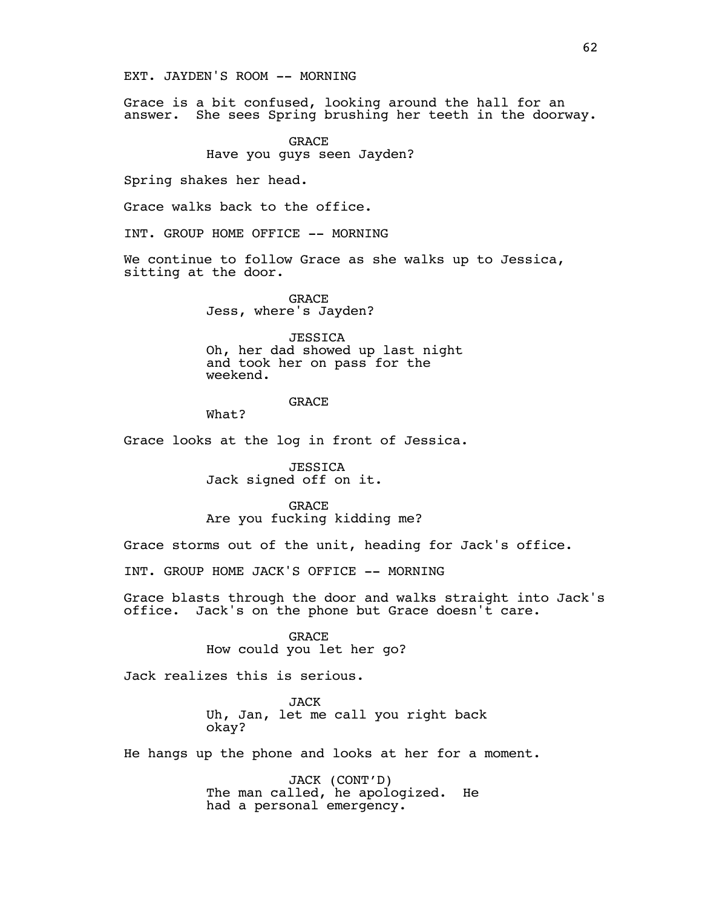EXT. JAYDEN'S ROOM -- MORNING

Grace is a bit confused, looking around the hall for an answer. She sees Spring brushing her teeth in the doorway.

GRACE
Have you guys seen Jayden?

Spring shakes her head.

Grace walks back to the office.

INT. GROUP HOME OFFICE -- MORNING

We continue to follow Grace as she walks up to Jessica, sitting at the door.

GRACE
Jess, where's Jayden?

JESSICA
Oh, her dad showed up last night and took her on pass for the weekend.

GRACE
What?

Grace looks at the log in front of Jessica.

JESSICA
Jack signed off on it.

GRACE
Are you fucking kidding me?

Grace storms out of the unit, heading for Jack's office.

INT. GROUP HOME JACK'S OFFICE -- MORNING

Grace blasts through the door and walks straight into Jack's office. Jack's on the phone but Grace doesn't care.

GRACE
How could you let her go?

Jack realizes this is serious.

JACK
Uh, Jan, let me call you right back okay?

He hangs up the phone and looks at her for a moment.

JACK (CONT'D)
The man called, he apologized. He had a personal emergency.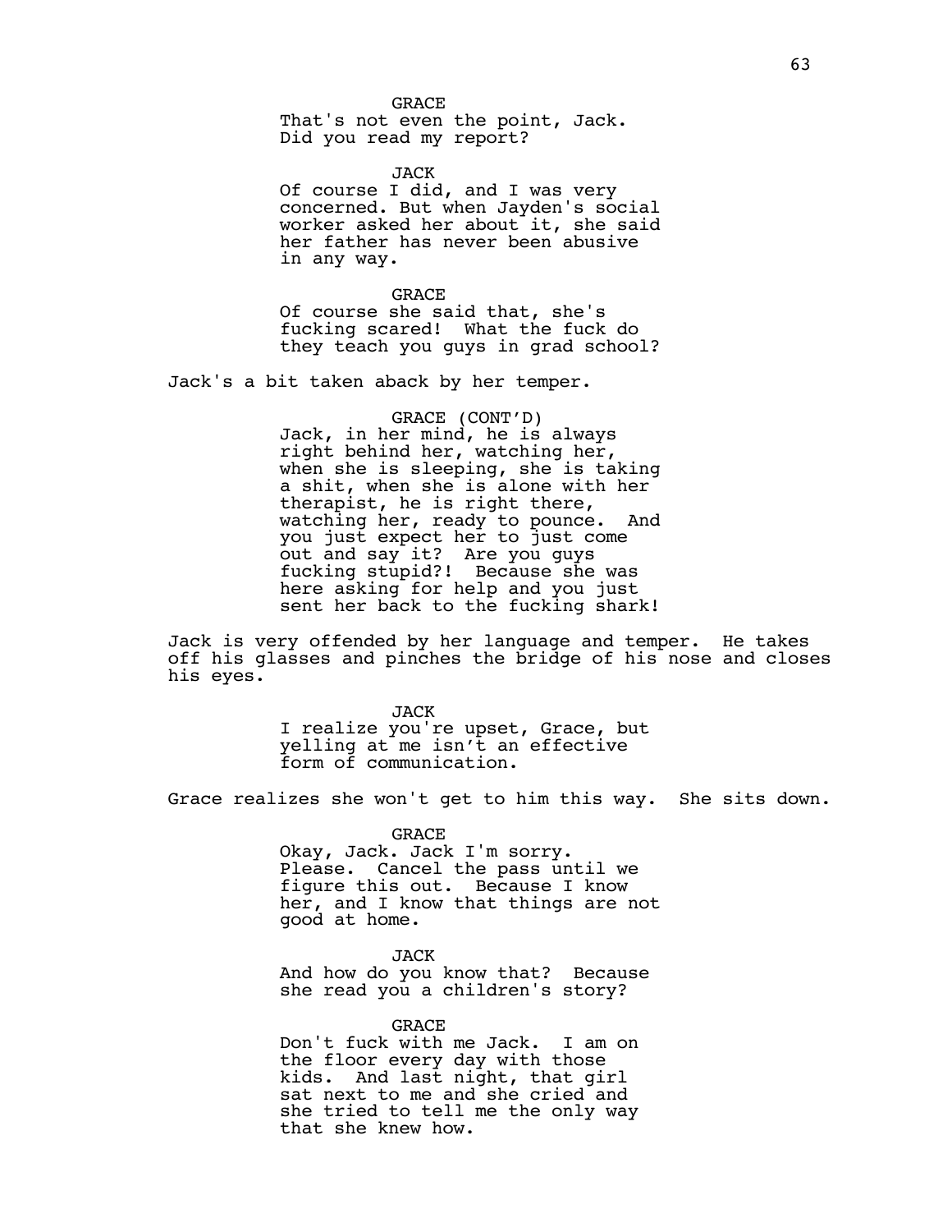GRACE
That's not even the point, Jack.
Did you read my report?

JACK
Of course I did, and I was very
concerned. But when Jayden's social
worker asked her about it, she said
her father has never been abusive
in any way.

GRACE
Of course she said that, she's
fucking scared! What the fuck do
they teach you guys in grad school?

Jack's a bit taken aback by her temper.

GRACE (CONT'D)
Jack, in her mind, he is always
right behind her, watching her,
when she is sleeping, she is taking
a shit, when she is alone with her
therapist, he is right there,
watching her, ready to pounce. And
you just expect her to just come
out and say it? Are you guys
fucking stupid?! Because she was
here asking for help and you just
sent her back to the fucking shark!

Jack is very offended by her language and temper. He takes
off his glasses and pinches the bridge of his nose and closes
his eyes.

JACK
I realize you're upset, Grace, but
yelling at me isn't an effective
form of communication.

Grace realizes she won't get to him this way. She sits down.

GRACE
Okay, Jack. Jack I'm sorry.
Please. Cancel the pass until we
figure this out. Because I know
her, and I know that things are not
good at home.

JACK
And how do you know that? Because
she read you a children's story?

GRACE
Don't fuck with me Jack. I am on
the floor every day with those
kids. And last night, that girl
sat next to me and she cried and
she tried to tell me the only way
that she knew how.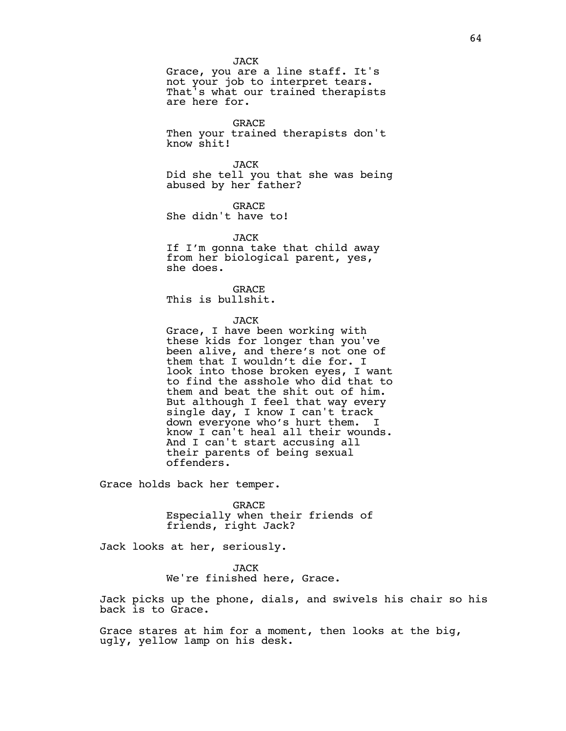JACK
Grace, you are a line staff. It's not your job to interpret tears. That's what our trained therapists are here for.

GRACE
Then your trained therapists don't know shit!

JACK
Did she tell you that she was being abused by her father?

GRACE
She didn't have to!

JACK
If I'm gonna take that child away from her biological parent, yes, she does.

GRACE
This is bullshit.

JACK
Grace, I have been working with these kids for longer than you've been alive, and there's not one of them that I wouldn't die for. I look into those broken eyes, I want to find the asshole who did that to them and beat the shit out of him. But although I feel that way every single day, I know I can't track down everyone who's hurt them. I know I can't heal all their wounds. And I can't start accusing all their parents of being sexual offenders.

Grace holds back her temper.

GRACE
Especially when their friends of friends, right Jack?

Jack looks at her, seriously.

JACK
We're finished here, Grace.

Jack picks up the phone, dials, and swivels his chair so his back is to Grace.

Grace stares at him for a moment, then looks at the big, ugly, yellow lamp on his desk.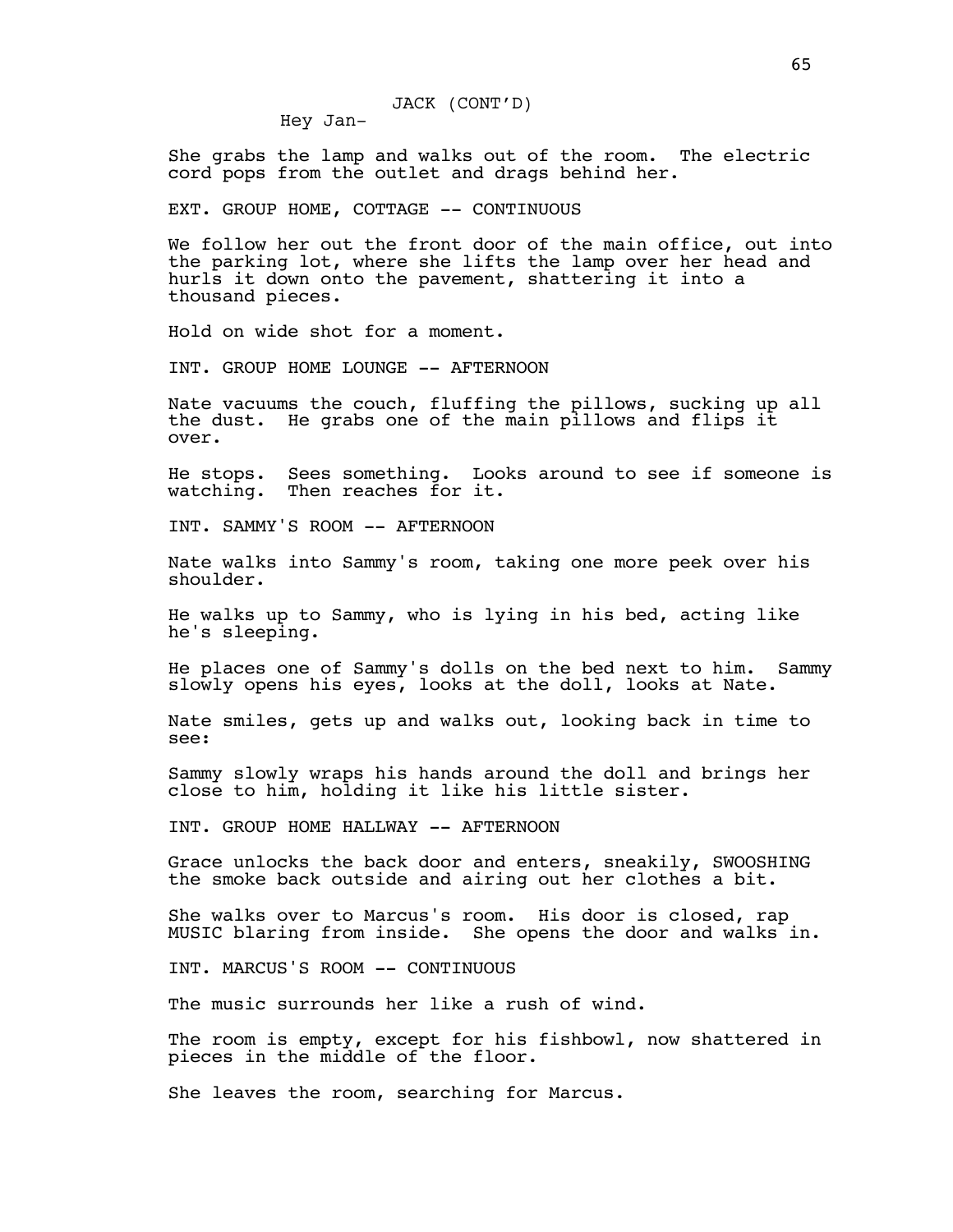JACK (CONT'D)

Hey Jan-

She grabs the lamp and walks out of the room. The electric cord pops from the outlet and drags behind her.

EXT. GROUP HOME, COTTAGE -- CONTINUOUS

We follow her out the front door of the main office, out into the parking lot, where she lifts the lamp over her head and hurls it down onto the pavement, shattering it into a thousand pieces.

Hold on wide shot for a moment.

INT. GROUP HOME LOUNGE -- AFTERNOON

Nate vacuums the couch, fluffing the pillows, sucking up all the dust. He grabs one of the main pillows and flips it over.

He stops. Sees something. Looks around to see if someone is watching. Then reaches for it.

INT. SAMMY'S ROOM -- AFTERNOON

Nate walks into Sammy's room, taking one more peek over his shoulder.

He walks up to Sammy, who is lying in his bed, acting like he's sleeping.

He places one of Sammy's dolls on the bed next to him. Sammy slowly opens his eyes, looks at the doll, looks at Nate.

Nate smiles, gets up and walks out, looking back in time to see:

Sammy slowly wraps his hands around the doll and brings her close to him, holding it like his little sister.

INT. GROUP HOME HALLWAY -- AFTERNOON

Grace unlocks the back door and enters, sneakily, SWOOSHING the smoke back outside and airing out her clothes a bit.

She walks over to Marcus's room. His door is closed, rap MUSIC blaring from inside. She opens the door and walks in.

INT. MARCUS'S ROOM -- CONTINUOUS

The music surrounds her like a rush of wind.

The room is empty, except for his fishbowl, now shattered in pieces in the middle of the floor.

She leaves the room, searching for Marcus.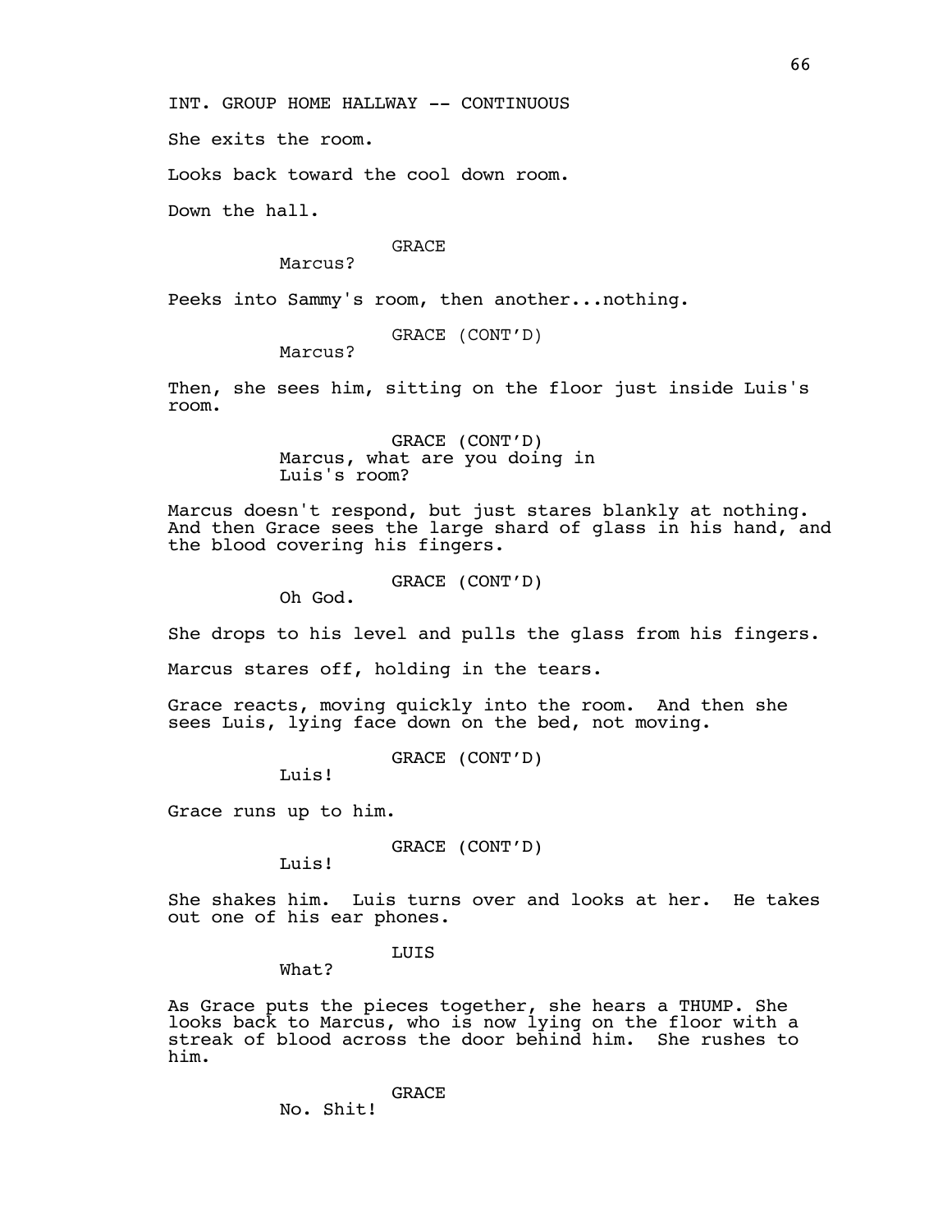INT. GROUP HOME HALLWAY -- CONTINUOUS

She exits the room.

Looks back toward the cool down room.

Down the hall.

GRACE
Marcus?

Peeks into Sammy's room, then another...nothing.

GRACE (CONT'D)
Marcus?

Then, she sees him, sitting on the floor just inside Luis's room.

GRACE (CONT'D)
Marcus, what are you doing in Luis's room?

Marcus doesn't respond, but just stares blankly at nothing. And then Grace sees the large shard of glass in his hand, and the blood covering his fingers.

GRACE (CONT'D)
Oh God.

She drops to his level and pulls the glass from his fingers.

Marcus stares off, holding in the tears.

Grace reacts, moving quickly into the room. And then she sees Luis, lying face down on the bed, not moving.

GRACE (CONT'D)
Luis!

Grace runs up to him.

GRACE (CONT'D)
Luis!

She shakes him. Luis turns over and looks at her. He takes out one of his ear phones.

LUIS
What?

As Grace puts the pieces together, she hears a THUMP. She looks back to Marcus, who is now lying on the floor with a streak of blood across the door behind him. She rushes to him.

GRACE
No. Shit!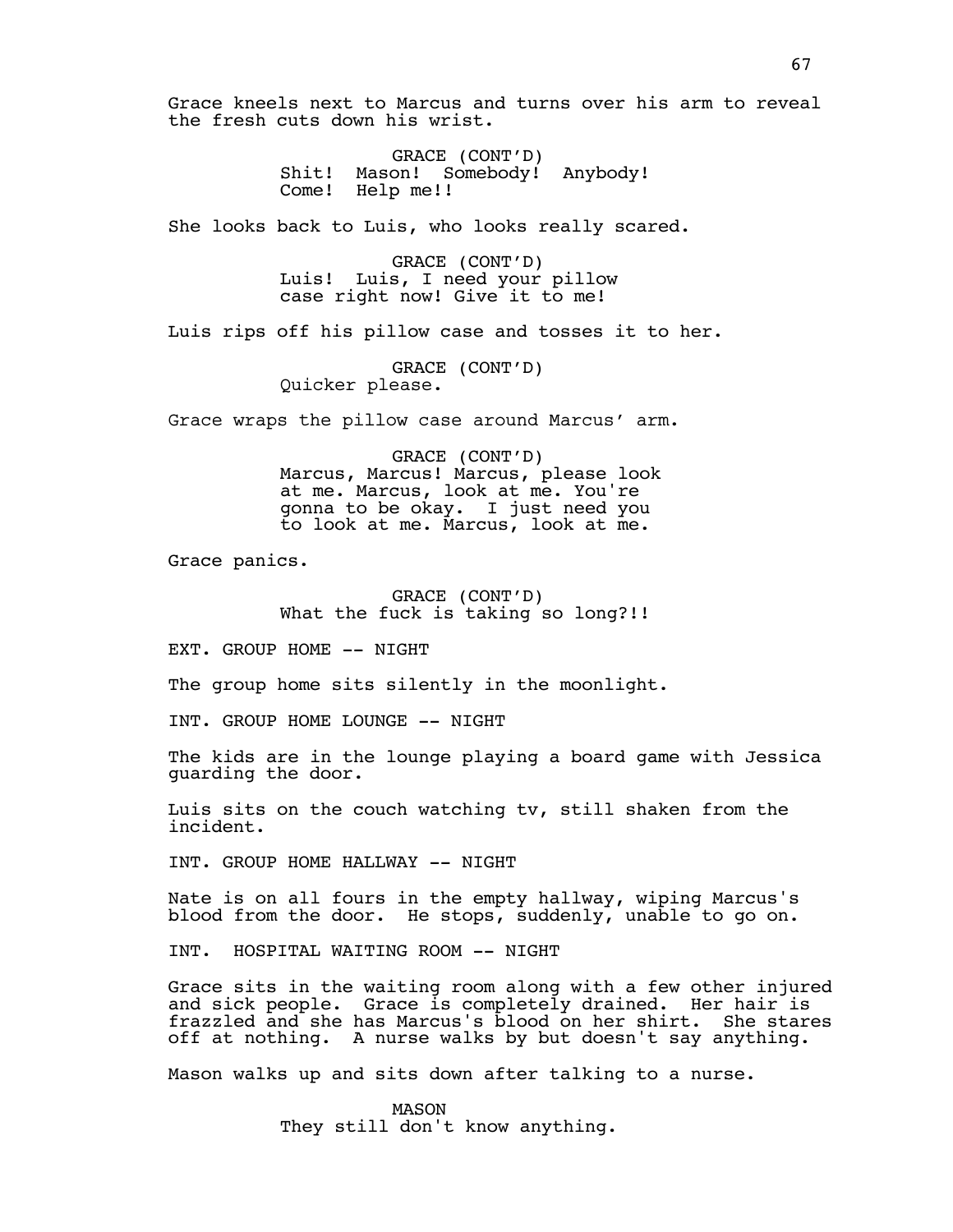Grace kneels next to Marcus and turns over his arm to reveal the fresh cuts down his wrist.

GRACE (CONT'D)
Shit! Mason! Somebody! Anybody! Come! Help me!!

She looks back to Luis, who looks really scared.

GRACE (CONT'D)
Luis! Luis, I need your pillow case right now! Give it to me!

Luis rips off his pillow case and tosses it to her.

GRACE (CONT'D)
Quicker please.

Grace wraps the pillow case around Marcus' arm.

GRACE (CONT'D)
Marcus, Marcus! Marcus, please look at me. Marcus, look at me. You're gonna to be okay. I just need you to look at me. Marcus, look at me.

Grace panics.

GRACE (CONT'D)
What the fuck is taking so long?!!

EXT. GROUP HOME -- NIGHT

The group home sits silently in the moonlight.

INT. GROUP HOME LOUNGE -- NIGHT

The kids are in the lounge playing a board game with Jessica guarding the door.

Luis sits on the couch watching tv, still shaken from the incident.

INT. GROUP HOME HALLWAY -- NIGHT

Nate is on all fours in the empty hallway, wiping Marcus's blood from the door. He stops, suddenly, unable to go on.

INT. HOSPITAL WAITING ROOM -- NIGHT

Grace sits in the waiting room along with a few other injured and sick people. Grace is completely drained. Her hair is frazzled and she has Marcus's blood on her shirt. She stares off at nothing. A nurse walks by but doesn't say anything.

Mason walks up and sits down after talking to a nurse.

MASON
They still don't know anything.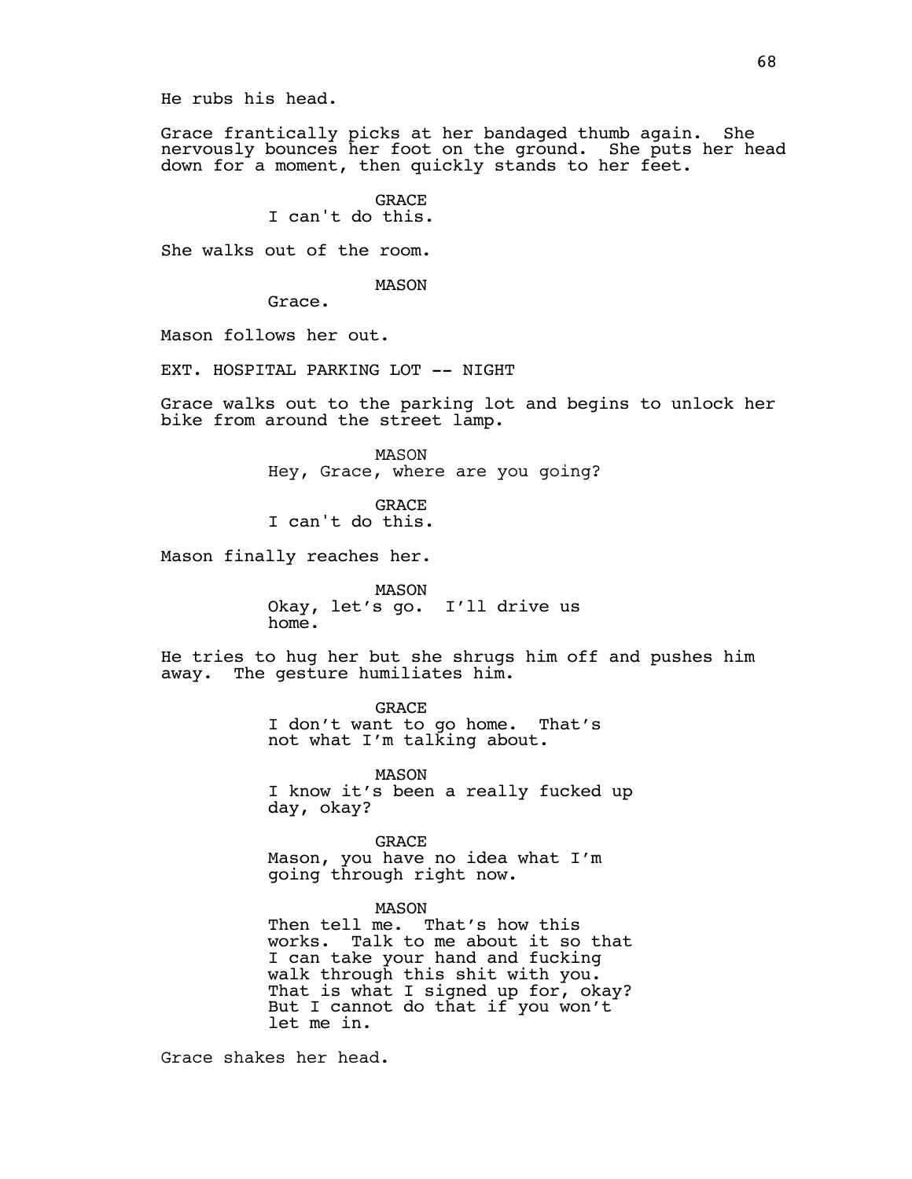He rubs his head.

Grace frantically picks at her bandaged thumb again. She nervously bounces her foot on the ground. She puts her head down for a moment, then quickly stands to her feet.

GRACE
I can't do this.

She walks out of the room.

MASON
Grace.

Mason follows her out.

EXT. HOSPITAL PARKING LOT -- NIGHT

Grace walks out to the parking lot and begins to unlock her bike from around the street lamp.

MASON
Hey, Grace, where are you going?

GRACE
I can't do this.

Mason finally reaches her.

MASON
Okay, let's go. I'll drive us home.

He tries to hug her but she shrugs him off and pushes him away. The gesture humiliates him.

GRACE
I don't want to go home. That's not what I'm talking about.

MASON
I know it's been a really fucked up day, okay?

GRACE
Mason, you have no idea what I'm going through right now.

MASON
Then tell me. That's how this works. Talk to me about it so that I can take your hand and fucking walk through this shit with you. That is what I signed up for, okay? But I cannot do that if you won't let me in.

Grace shakes her head.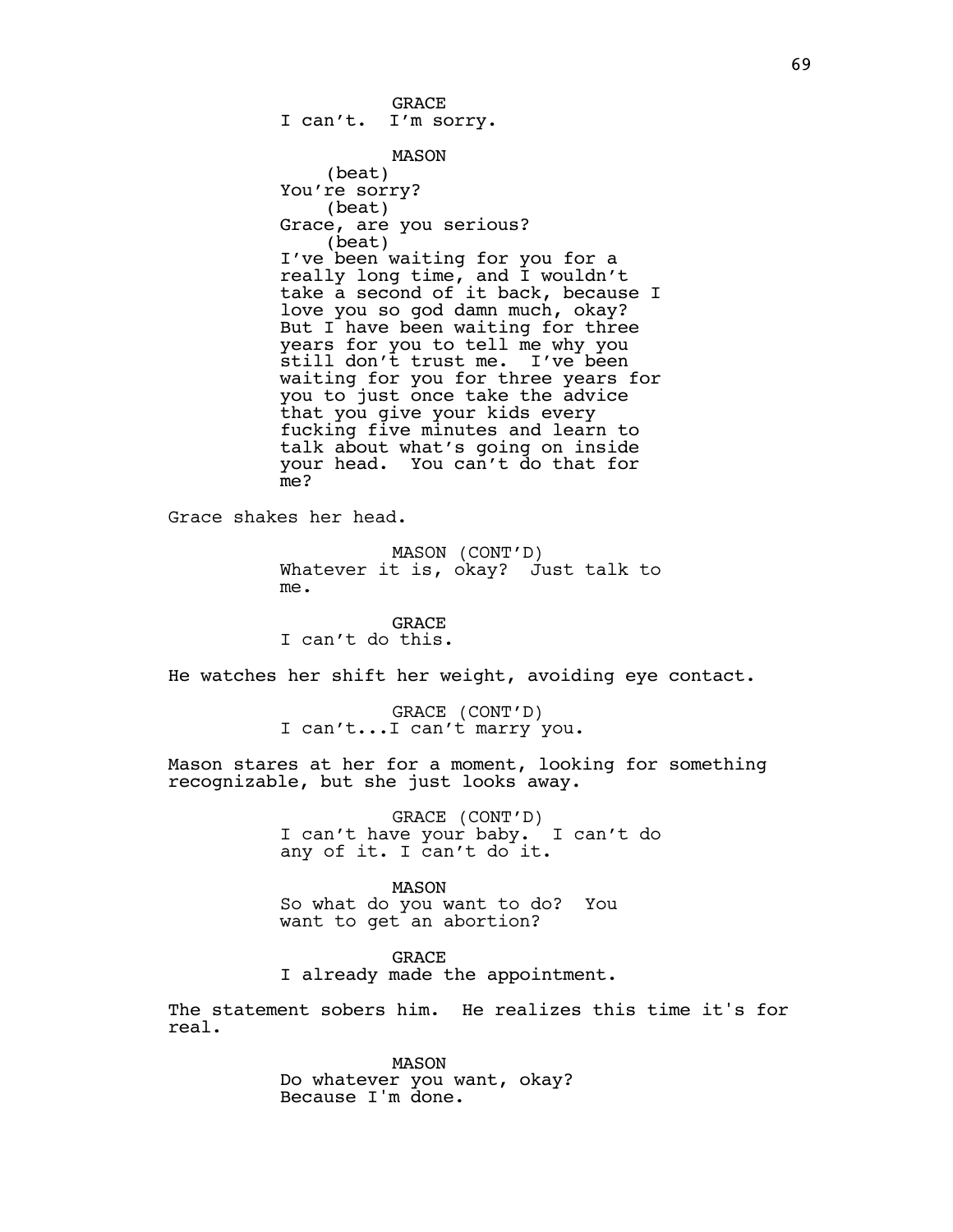GRACE
I can't. I'm sorry.

MASON
(beat)
You're sorry?
(beat)
Grace, are you serious?
(beat)
I've been waiting for you for a really long time, and I wouldn't take a second of it back, because I love you so god damn much, okay? But I have been waiting for three years for you to tell me why you still don't trust me. I've been waiting for you for three years for you to just once take the advice that you give your kids every fucking five minutes and learn to talk about what's going on inside your head. You can't do that for me?

Grace shakes her head.

MASON (CONT'D)
Whatever it is, okay? Just talk to me.

GRACE
I can't do this.

He watches her shift her weight, avoiding eye contact.

GRACE (CONT'D)
I can't...I can't marry you.

Mason stares at her for a moment, looking for something recognizable, but she just looks away.

GRACE (CONT'D)
I can't have your baby. I can't do any of it. I can't do it.

MASON
So what do you want to do? You want to get an abortion?

GRACE
I already made the appointment.

The statement sobers him. He realizes this time it's for real.

MASON
Do whatever you want, okay? Because I'm done.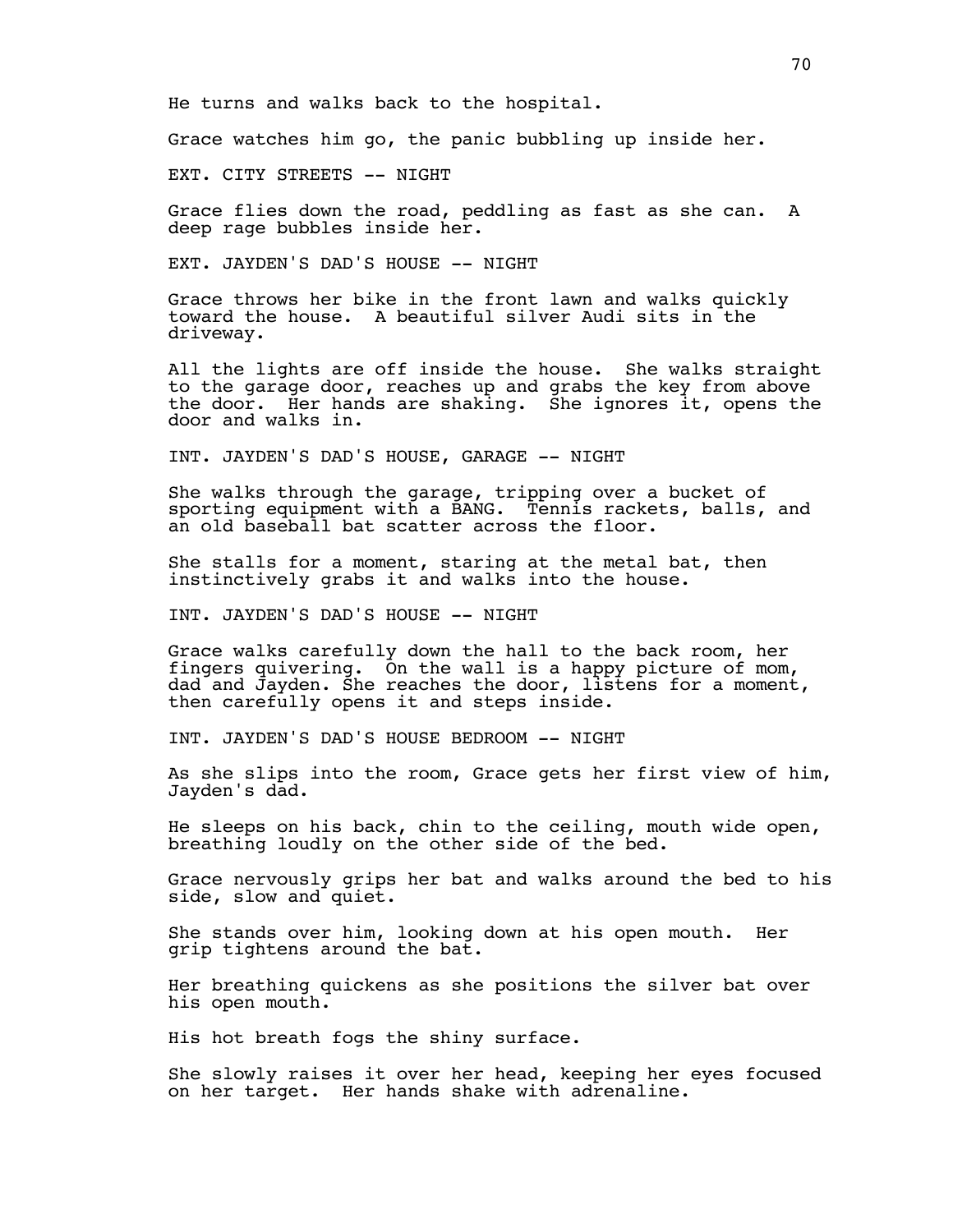He turns and walks back to the hospital.

Grace watches him go, the panic bubbling up inside her.

EXT. CITY STREETS -- NIGHT

Grace flies down the road, peddling as fast as she can. A deep rage bubbles inside her.

EXT. JAYDEN'S DAD'S HOUSE -- NIGHT

Grace throws her bike in the front lawn and walks quickly toward the house. A beautiful silver Audi sits in the driveway.

All the lights are off inside the house. She walks straight to the garage door, reaches up and grabs the key from above the door. Her hands are shaking. She ignores it, opens the door and walks in.

INT. JAYDEN'S DAD'S HOUSE, GARAGE -- NIGHT

She walks through the garage, tripping over a bucket of sporting equipment with a BANG. Tennis rackets, balls, and an old baseball bat scatter across the floor.

She stalls for a moment, staring at the metal bat, then instinctively grabs it and walks into the house.

INT. JAYDEN'S DAD'S HOUSE -- NIGHT

Grace walks carefully down the hall to the back room, her fingers quivering. On the wall is a happy picture of mom, dad and Jayden. She reaches the door, listens for a moment, then carefully opens it and steps inside.

INT. JAYDEN'S DAD'S HOUSE BEDROOM -- NIGHT

As she slips into the room, Grace gets her first view of him, Jayden's dad.

He sleeps on his back, chin to the ceiling, mouth wide open, breathing loudly on the other side of the bed.

Grace nervously grips her bat and walks around the bed to his side, slow and quiet.

She stands over him, looking down at his open mouth. Her grip tightens around the bat.

Her breathing quickens as she positions the silver bat over his open mouth.

His hot breath fogs the shiny surface.

She slowly raises it over her head, keeping her eyes focused on her target. Her hands shake with adrenaline.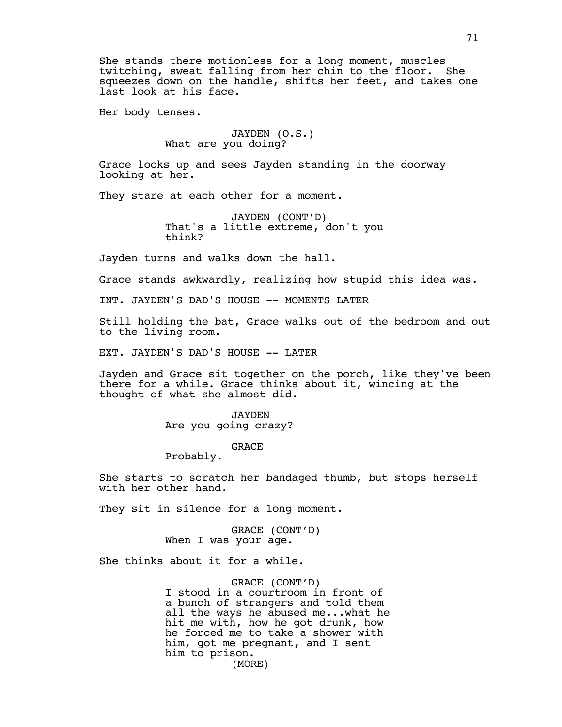She stands there motionless for a long moment, muscles twitching, sweat falling from her chin to the floor. She squeezes down on the handle, shifts her feet, and takes one last look at his face.

Her body tenses.

JAYDEN (O.S.)
What are you doing?

Grace looks up and sees Jayden standing in the doorway looking at her.

They stare at each other for a moment.

JAYDEN (CONT'D)
That's a little extreme, don't you think?

Jayden turns and walks down the hall.

Grace stands awkwardly, realizing how stupid this idea was.

INT. JAYDEN'S DAD'S HOUSE -- MOMENTS LATER

Still holding the bat, Grace walks out of the bedroom and out to the living room.

EXT. JAYDEN'S DAD'S HOUSE -- LATER

Jayden and Grace sit together on the porch, like they've been there for a while. Grace thinks about it, wincing at the thought of what she almost did.

JAYDEN
Are you going crazy?

GRACE
Probably.

She starts to scratch her bandaged thumb, but stops herself with her other hand.

They sit in silence for a long moment.

GRACE (CONT'D)
When I was your age.

She thinks about it for a while.

GRACE (CONT'D)
I stood in a courtroom in front of a bunch of strangers and told them all the ways he abused me...what he hit me with, how he got drunk, how he forced me to take a shower with him, got me pregnant, and I sent him to prison.
(MORE)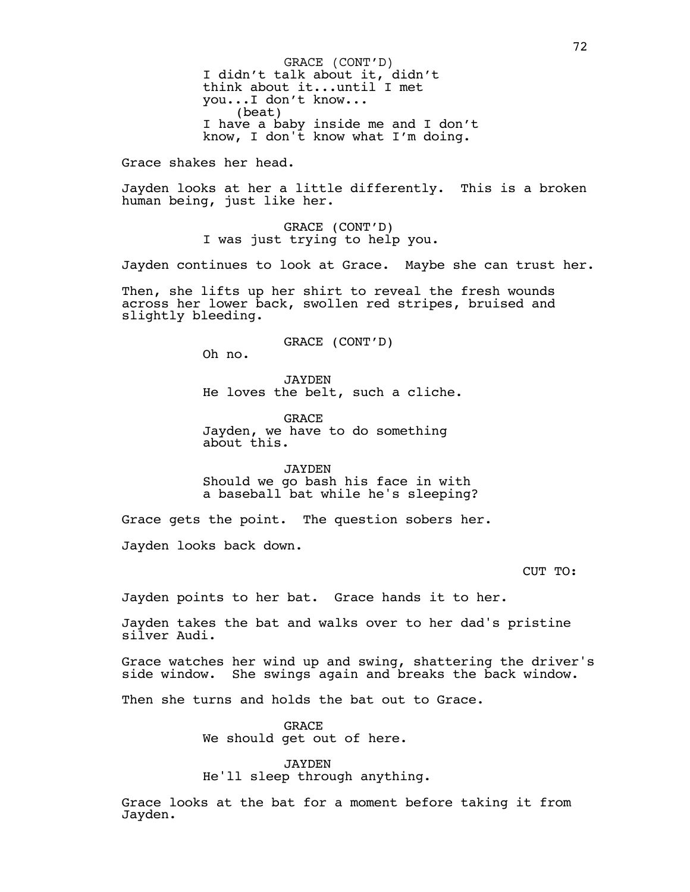GRACE (CONT'D)
I didn't talk about it, didn't think about it...until I met you...I don't know...
(beat)
I have a baby inside me and I don't know, I don't know what I'm doing.

Grace shakes her head.

Jayden looks at her a little differently. This is a broken human being, just like her.

GRACE (CONT'D)
I was just trying to help you.

Jayden continues to look at Grace. Maybe she can trust her.

Then, she lifts up her shirt to reveal the fresh wounds across her lower back, swollen red stripes, bruised and slightly bleeding.

GRACE (CONT'D)
Oh no.

JAYDEN
He loves the belt, such a cliche.

GRACE
Jayden, we have to do something about this.

JAYDEN
Should we go bash his face in with a baseball bat while he's sleeping?

Grace gets the point. The question sobers her.

Jayden looks back down.

CUT TO:

Jayden points to her bat. Grace hands it to her.

Jayden takes the bat and walks over to her dad's pristine silver Audi.

Grace watches her wind up and swing, shattering the driver's side window. She swings again and breaks the back window.

Then she turns and holds the bat out to Grace.

GRACE
We should get out of here.

JAYDEN
He'll sleep through anything.

Grace looks at the bat for a moment before taking it from Jayden.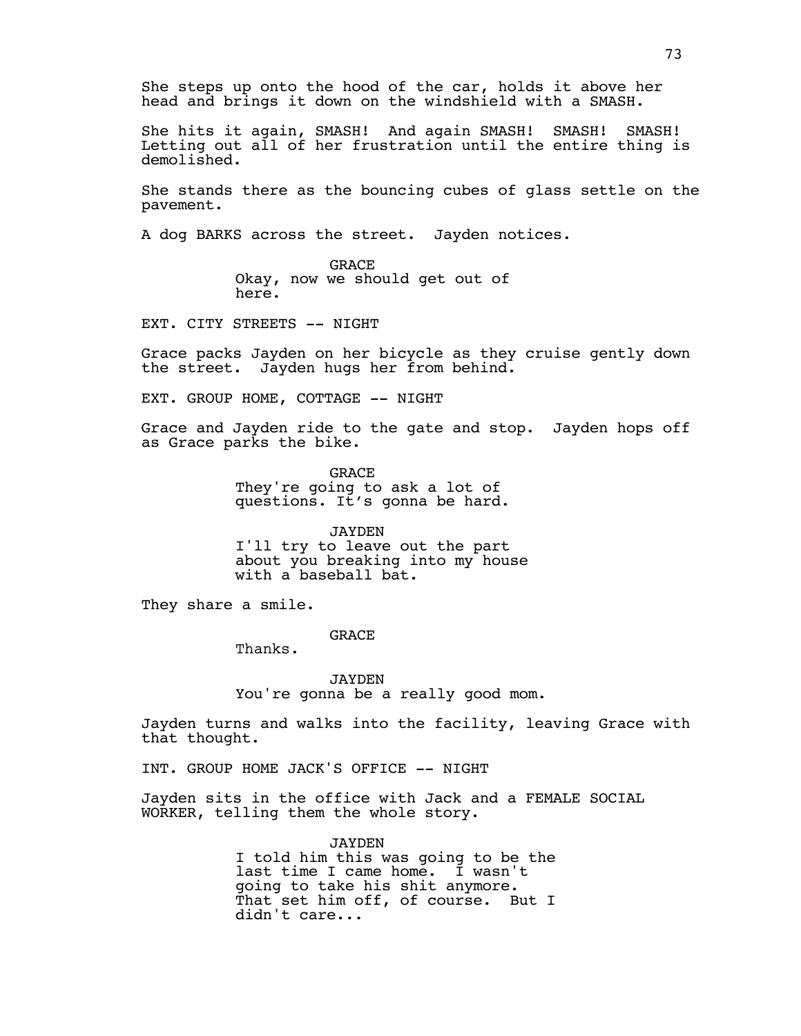She steps up onto the hood of the car, holds it above her head and brings it down on the windshield with a SMASH.

She hits it again, SMASH! And again SMASH! SMASH! SMASH! Letting out all of her frustration until the entire thing is demolished.

She stands there as the bouncing cubes of glass settle on the pavement.

A dog BARKS across the street. Jayden notices.

GRACE
Okay, now we should get out of here.

EXT. CITY STREETS -- NIGHT

Grace packs Jayden on her bicycle as they cruise gently down the street. Jayden hugs her from behind.

EXT. GROUP HOME, COTTAGE -- NIGHT

Grace and Jayden ride to the gate and stop. Jayden hops off as Grace parks the bike.

GRACE
They're going to ask a lot of questions. It's gonna be hard.

JAYDEN
I'll try to leave out the part about you breaking into my house with a baseball bat.

They share a smile.

GRACE
Thanks.

JAYDEN
You're gonna be a really good mom.

Jayden turns and walks into the facility, leaving Grace with that thought.

INT. GROUP HOME JACK'S OFFICE -- NIGHT

Jayden sits in the office with Jack and a FEMALE SOCIAL WORKER, telling them the whole story.

JAYDEN
I told him this was going to be the last time I came home. I wasn't going to take his shit anymore. That set him off, of course. But I didn't care...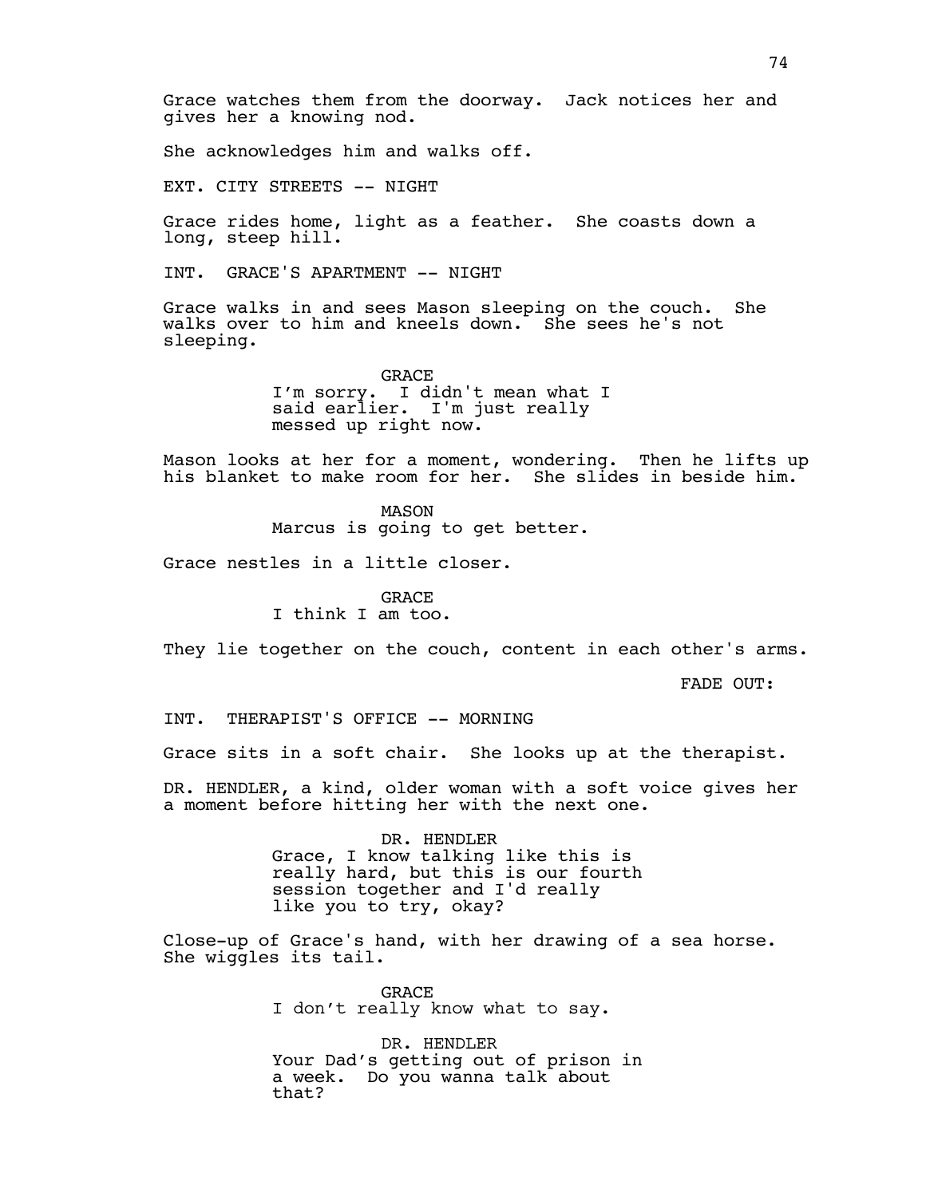Grace watches them from the doorway. Jack notices her and gives her a knowing nod.

She acknowledges him and walks off.

EXT. CITY STREETS -- NIGHT

Grace rides home, light as a feather. She coasts down a long, steep hill.

INT. GRACE'S APARTMENT -- NIGHT

Grace walks in and sees Mason sleeping on the couch. She walks over to him and kneels down. She sees he's not sleeping.

GRACE
I'm sorry. I didn't mean what I said earlier. I'm just really messed up right now.

Mason looks at her for a moment, wondering. Then he lifts up his blanket to make room for her. She slides in beside him.

MASON
Marcus is going to get better.

Grace nestles in a little closer.

GRACE
I think I am too.

They lie together on the couch, content in each other's arms.

FADE OUT:

INT. THERAPIST'S OFFICE -- MORNING

Grace sits in a soft chair. She looks up at the therapist.

DR. HENDLER, a kind, older woman with a soft voice gives her a moment before hitting her with the next one.

DR. HENDLER
Grace, I know talking like this is really hard, but this is our fourth session together and I'd really like you to try, okay?

Close-up of Grace's hand, with her drawing of a sea horse. She wiggles its tail.

GRACE
I don't really know what to say.

DR. HENDLER
Your Dad's getting out of prison in a week. Do you wanna talk about that?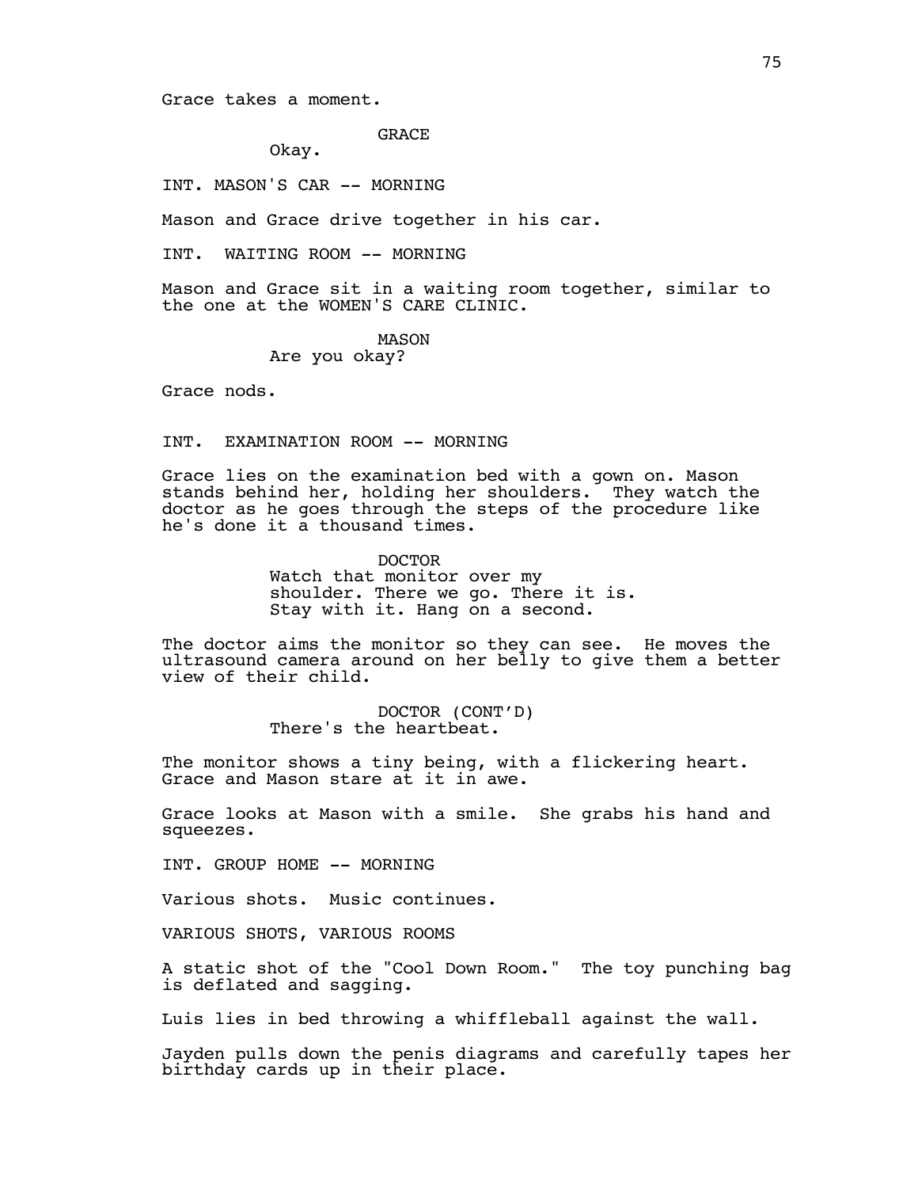Grace takes a moment.

GRACE

Okay.

INT. MASON'S CAR -- MORNING

Mason and Grace drive together in his car.

INT. WAITING ROOM -- MORNING

Mason and Grace sit in a waiting room together, similar to the one at the WOMEN'S CARE CLINIC.

MASON

Are you okay?

Grace nods.

INT. EXAMINATION ROOM -- MORNING

Grace lies on the examination bed with a gown on. Mason stands behind her, holding her shoulders. They watch the doctor as he goes through the steps of the procedure like he's done it a thousand times.

DOCTOR

Watch that monitor over my shoulder. There we go. There it is. Stay with it. Hang on a second.

The doctor aims the monitor so they can see. He moves the ultrasound camera around on her belly to give them a better view of their child.

DOCTOR (CONT'D)

There's the heartbeat.

The monitor shows a tiny being, with a flickering heart. Grace and Mason stare at it in awe.

Grace looks at Mason with a smile. She grabs his hand and squeezes.

INT. GROUP HOME -- MORNING

Various shots. Music continues.

VARIOUS SHOTS, VARIOUS ROOMS

A static shot of the "Cool Down Room." The toy punching bag is deflated and sagging.

Luis lies in bed throwing a whiffleball against the wall.

Jayden pulls down the penis diagrams and carefully tapes her birthday cards up in their place.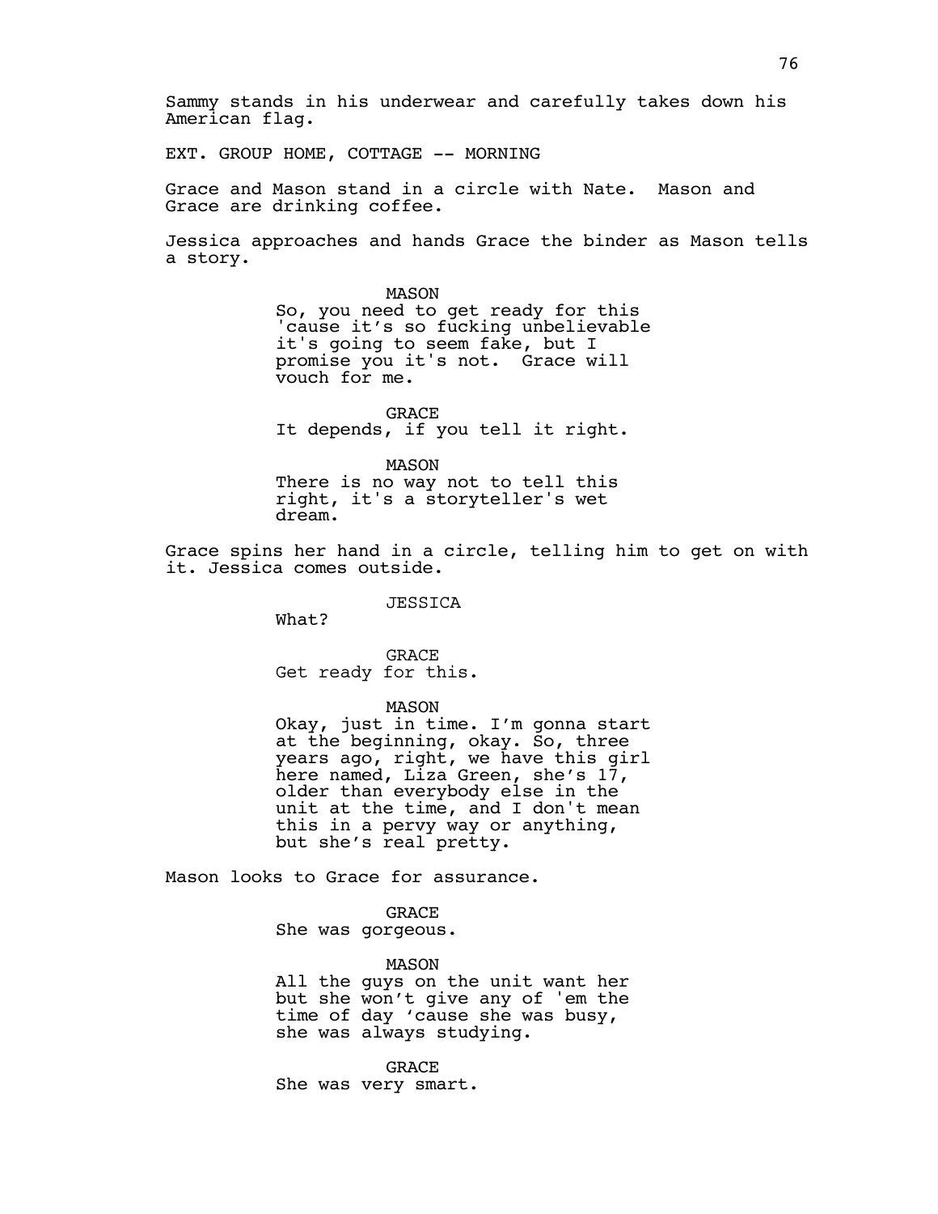Sammy stands in his underwear and carefully takes down his American flag.

EXT. GROUP HOME, COTTAGE -- MORNING

Grace and Mason stand in a circle with Nate. Mason and Grace are drinking coffee.

Jessica approaches and hands Grace the binder as Mason tells a story.

MASON
So, you need to get ready for this 'cause it's so fucking unbelievable it's going to seem fake, but I promise you it's not. Grace will vouch for me.

GRACE
It depends, if you tell it right.

MASON
There is no way not to tell this right, it's a storyteller's wet dream.

Grace spins her hand in a circle, telling him to get on with it. Jessica comes outside.

JESSICA
What?

GRACE
Get ready for this.

MASON
Okay, just in time. I'm gonna start at the beginning, okay. So, three years ago, right, we have this girl here named, Liza Green, she's 17, older than everybody else in the unit at the time, and I don't mean this in a pervy way or anything, but she's real pretty.

Mason looks to Grace for assurance.

GRACE
She was gorgeous.

MASON
All the guys on the unit want her but she won't give any of 'em the time of day 'cause she was busy, she was always studying.

GRACE
She was very smart.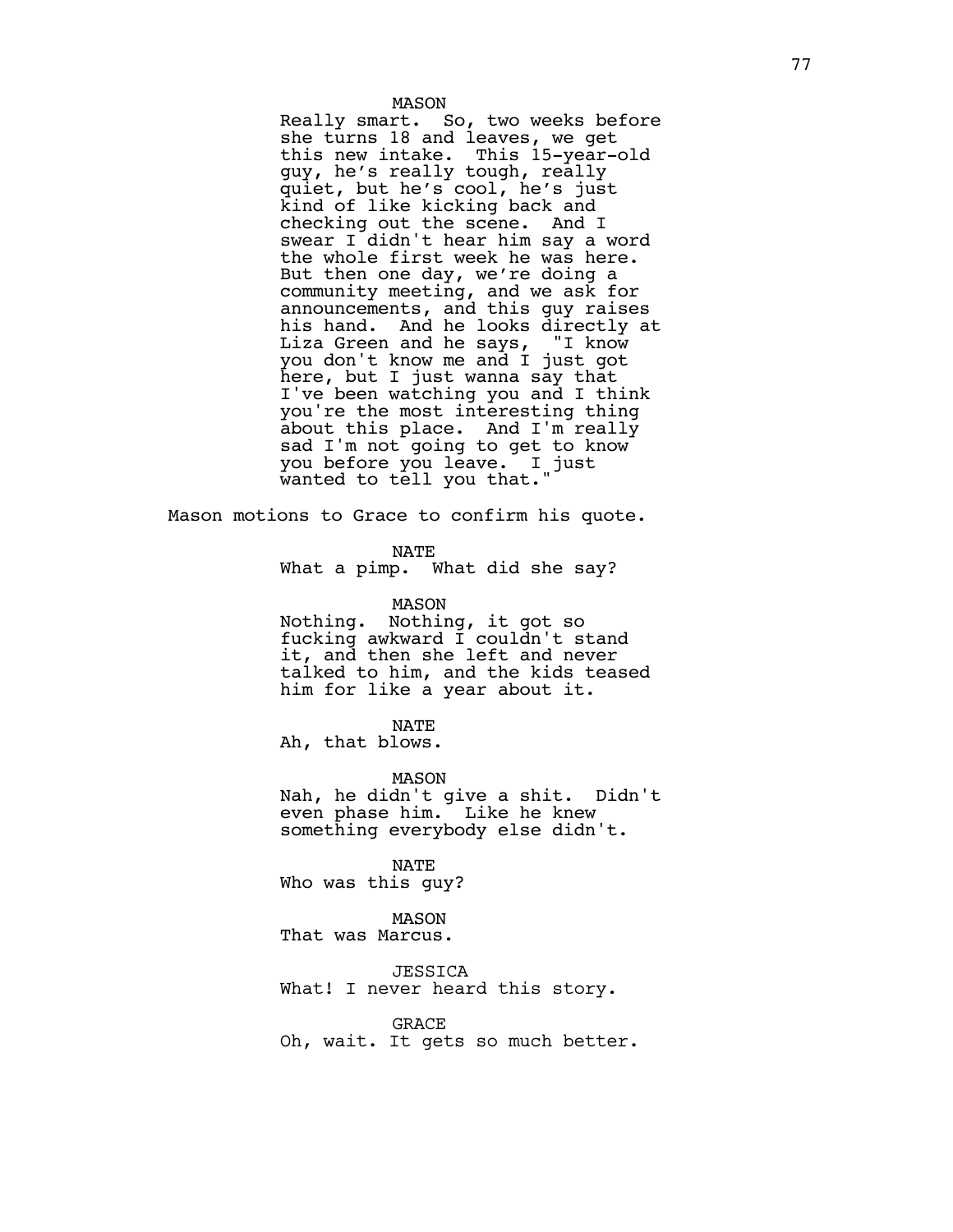MASON
Really smart. So, two weeks before she turns 18 and leaves, we get this new intake. This 15-year-old guy, he's really tough, really quiet, but he's cool, he's just kind of like kicking back and checking out the scene. And I swear I didn't hear him say a word the whole first week he was here. But then one day, we're doing a community meeting, and we ask for announcements, and this guy raises his hand. And he looks directly at Liza Green and he says, "I know you don't know me and I just got here, but I just wanna say that I've been watching you and I think you're the most interesting thing about this place. And I'm really sad I'm not going to get to know you before you leave. I just wanted to tell you that."

Mason motions to Grace to confirm his quote.

NATE
What a pimp. What did she say?

MASON
Nothing. Nothing, it got so fucking awkward I couldn't stand it, and then she left and never talked to him, and the kids teased him for like a year about it.

NATE
Ah, that blows.

MASON
Nah, he didn't give a shit. Didn't even phase him. Like he knew something everybody else didn't.

NATE
Who was this guy?

MASON
That was Marcus.

JESSICA
What! I never heard this story.

GRACE
Oh, wait. It gets so much better.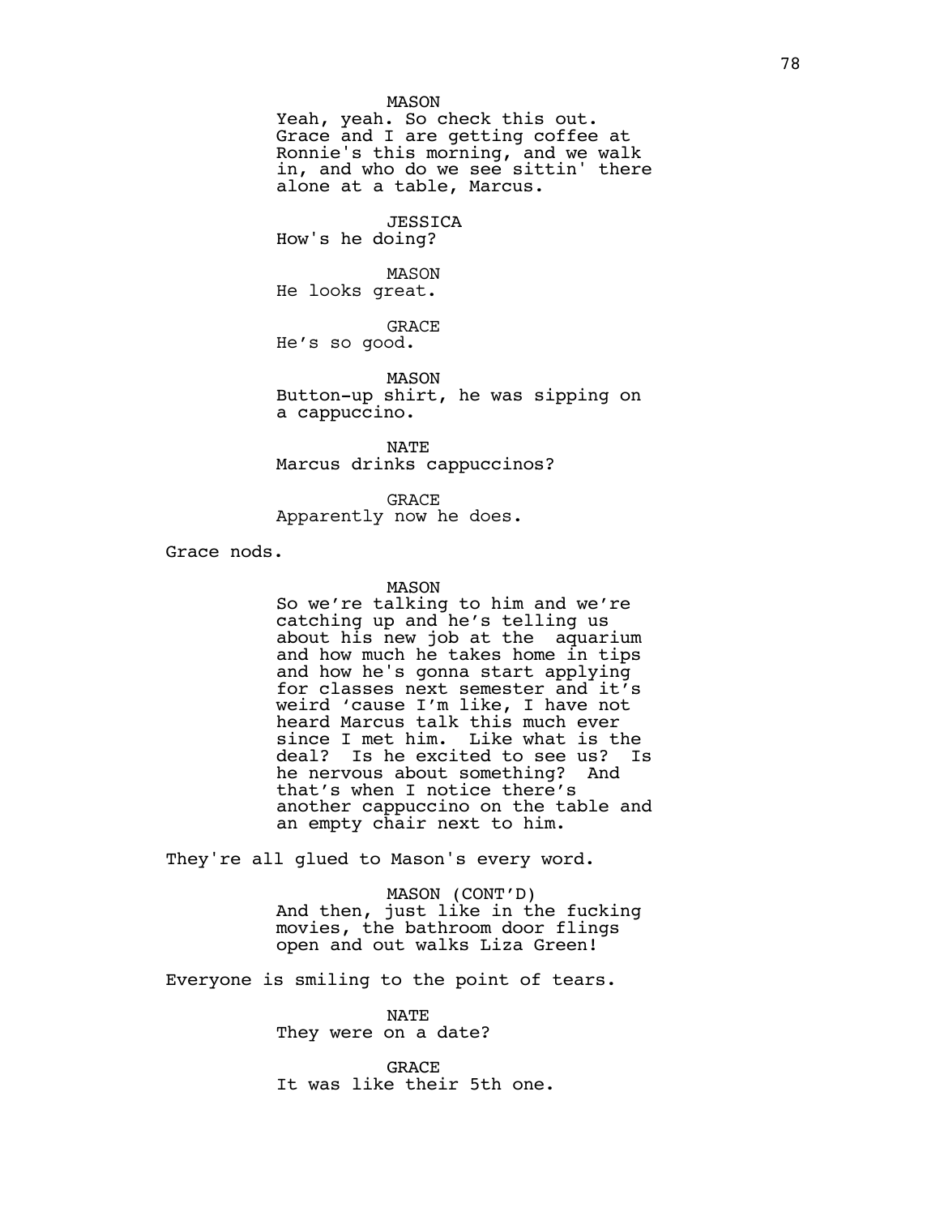MASON
Yeah, yeah. So check this out. Grace and I are getting coffee at Ronnie's this morning, and we walk in, and who do we see sittin' there alone at a table, Marcus.

JESSICA
How's he doing?

MASON
He looks great.

GRACE
He's so good.

MASON
Button-up shirt, he was sipping on a cappuccino.

NATE
Marcus drinks cappuccinos?

GRACE
Apparently now he does.

Grace nods.

MASON
So we're talking to him and we're catching up and he's telling us about his new job at the aquarium and how much he takes home in tips and how he's gonna start applying for classes next semester and it's weird 'cause I'm like, I have not heard Marcus talk this much ever since I met him. Like what is the deal? Is he excited to see us? Is he nervous about something? And that's when I notice there's another cappuccino on the table and an empty chair next to him.

They're all glued to Mason's every word.

MASON (CONT'D)
And then, just like in the fucking movies, the bathroom door flings open and out walks Liza Green!

Everyone is smiling to the point of tears.

NATE
They were on a date?

GRACE
It was like their 5th one.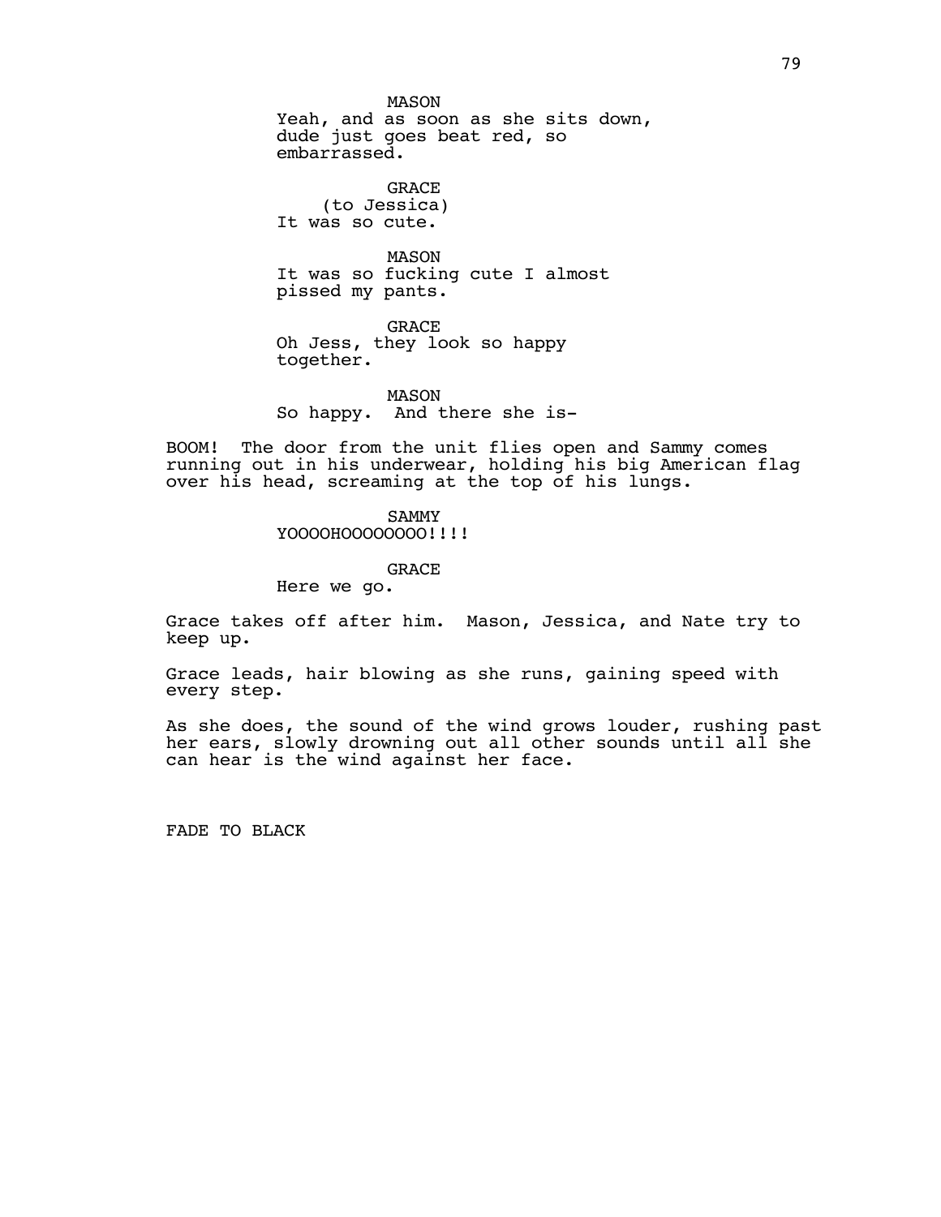MASON
Yeah, and as soon as she sits down, dude just goes beat red, so embarrassed.

GRACE
(to Jessica)
It was so cute.

MASON
It was so fucking cute I almost pissed my pants.

GRACE
Oh Jess, they look so happy together.

MASON
So happy.  And there she is-

BOOM!  The door from the unit flies open and Sammy comes running out in his underwear, holding his big American flag over his head, screaming at the top of his lungs.

SAMMY
YOOOOHOOOOOOOO!!!!

GRACE
Here we go.

Grace takes off after him.  Mason, Jessica, and Nate try to keep up.

Grace leads, hair blowing as she runs, gaining speed with every step.

As she does, the sound of the wind grows louder, rushing past her ears, slowly drowning out all other sounds until all she can hear is the wind against her face.

FADE TO BLACK